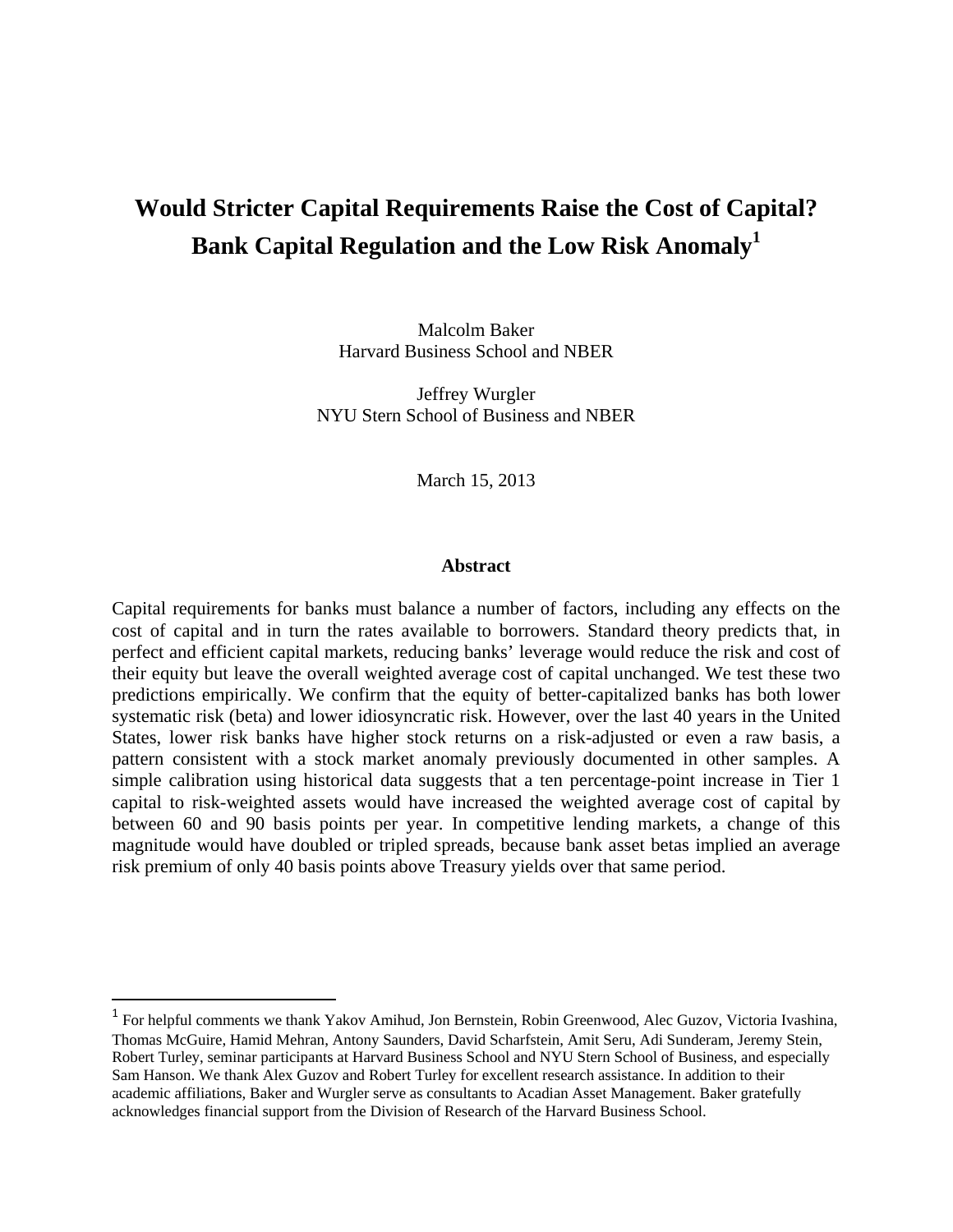# Would Stricter Capital Requirements Raise the Cost of Capital? Bank Capital Regulation and the Low Risk Anomaly[1]

Malcolm Baker
Harvard Business School and NBER

Jeffrey Wurgler
NYU Stern School of Business and NBER

March 15, 2013

## Abstract

Capital requirements for banks must balance a number of factors, including any effects on the cost of capital and in turn the rates available to borrowers. Standard theory predicts that, in perfect and efficient capital markets, reducing banks' leverage would reduce the risk and cost of their equity but leave the overall weighted average cost of capital unchanged. We test these two predictions empirically. We confirm that the equity of better-capitalized banks has both lower systematic risk (beta) and lower idiosyncratic risk. However, over the last 40 years in the United States, lower risk banks have higher stock returns on a risk-adjusted or even a raw basis, a pattern consistent with a stock market anomaly previously documented in other samples. A simple calibration using historical data suggests that a ten percentage-point increase in Tier 1 capital to risk-weighted assets would have increased the weighted average cost of capital by between 60 and 90 basis points per year. In competitive lending markets, a change of this magnitude would have doubled or tripled spreads, because bank asset betas implied an average risk premium of only 40 basis points above Treasury yields over that same period.

[1] For helpful comments we thank Yakov Amihud, Jon Bernstein, Robin Greenwood, Alec Guzov, Victoria Ivashina, Thomas McGuire, Hamid Mehran, Antony Saunders, David Scharfstein, Amit Seru, Adi Sunderam, Jeremy Stein, Robert Turley, seminar participants at Harvard Business School and NYU Stern School of Business, and especially Sam Hanson. We thank Alex Guzov and Robert Turley for excellent research assistance. In addition to their academic affiliations, Baker and Wurgler serve as consultants to Acadian Asset Management. Baker gratefully acknowledges financial support from the Division of Research of the Harvard Business School.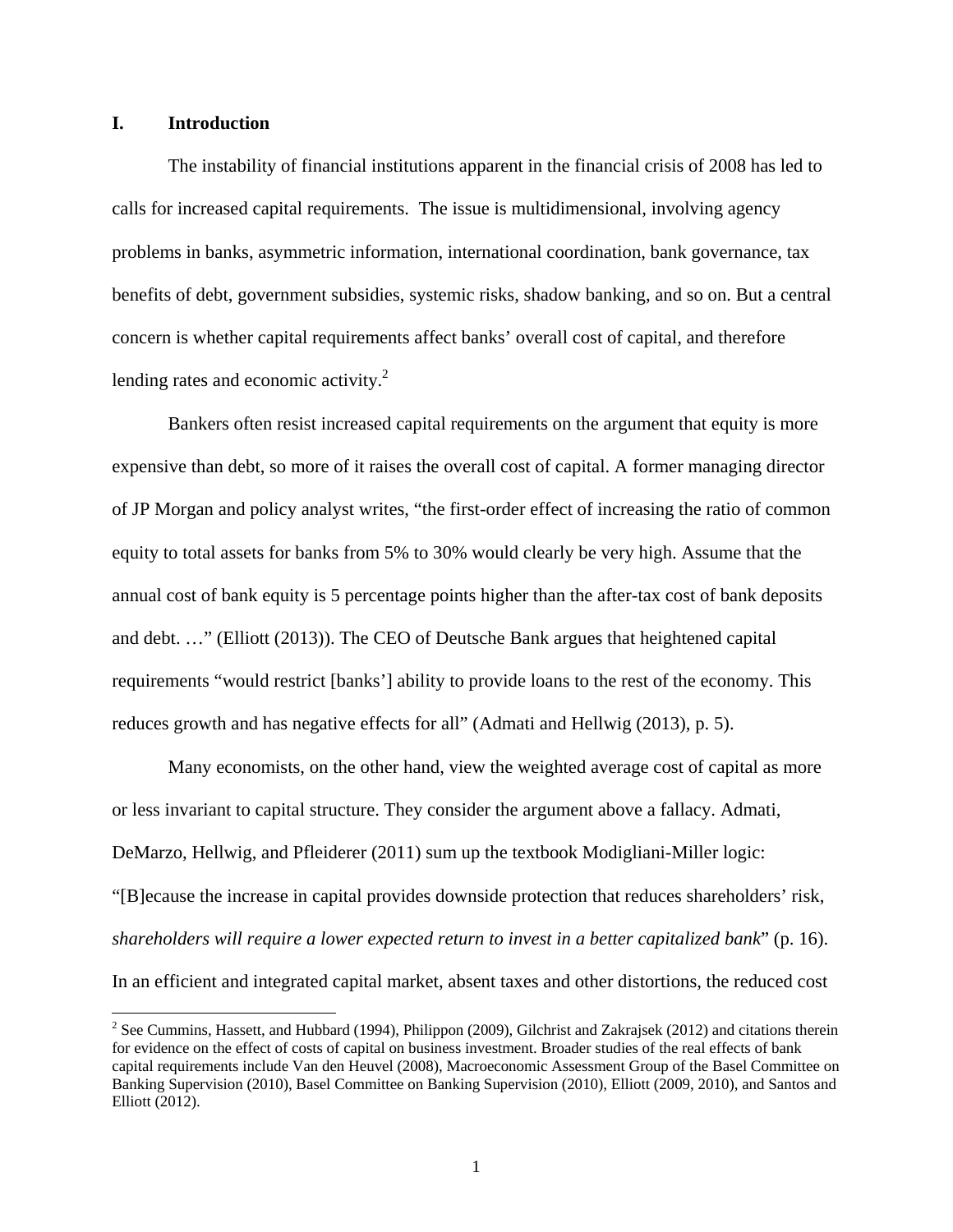# I. Introduction

The instability of financial institutions apparent in the financial crisis of 2008 has led to calls for increased capital requirements. The issue is multidimensional, involving agency problems in banks, asymmetric information, international coordination, bank governance, tax benefits of debt, government subsidies, systemic risks, shadow banking, and so on. But a central concern is whether capital requirements affect banks' overall cost of capital, and therefore lending rates and economic activity.[2]

Bankers often resist increased capital requirements on the argument that equity is more expensive than debt, so more of it raises the overall cost of capital. A former managing director of JP Morgan and policy analyst writes, "the first-order effect of increasing the ratio of common equity to total assets for banks from 5% to 30% would clearly be very high. Assume that the annual cost of bank equity is 5 percentage points higher than the after-tax cost of bank deposits and debt. …" (Elliott (2013)). The CEO of Deutsche Bank argues that heightened capital requirements "would restrict [banks'] ability to provide loans to the rest of the economy. This reduces growth and has negative effects for all" (Admati and Hellwig (2013), p. 5).

Many economists, on the other hand, view the weighted average cost of capital as more or less invariant to capital structure. They consider the argument above a fallacy. Admati, DeMarzo, Hellwig, and Pfleiderer (2011) sum up the textbook Modigliani-Miller logic: "[B]ecause the increase in capital provides downside protection that reduces shareholders' risk, *shareholders will require a lower expected return to invest in a better capitalized bank*" (p. 16). In an efficient and integrated capital market, absent taxes and other distortions, the reduced cost

[2] See Cummins, Hassett, and Hubbard (1994), Philippon (2009), Gilchrist and Zakrajsek (2012) and citations therein for evidence on the effect of costs of capital on business investment. Broader studies of the real effects of bank capital requirements include Van den Heuvel (2008), Macroeconomic Assessment Group of the Basel Committee on Banking Supervision (2010), Basel Committee on Banking Supervision (2010), Elliott (2009, 2010), and Santos and Elliott (2012).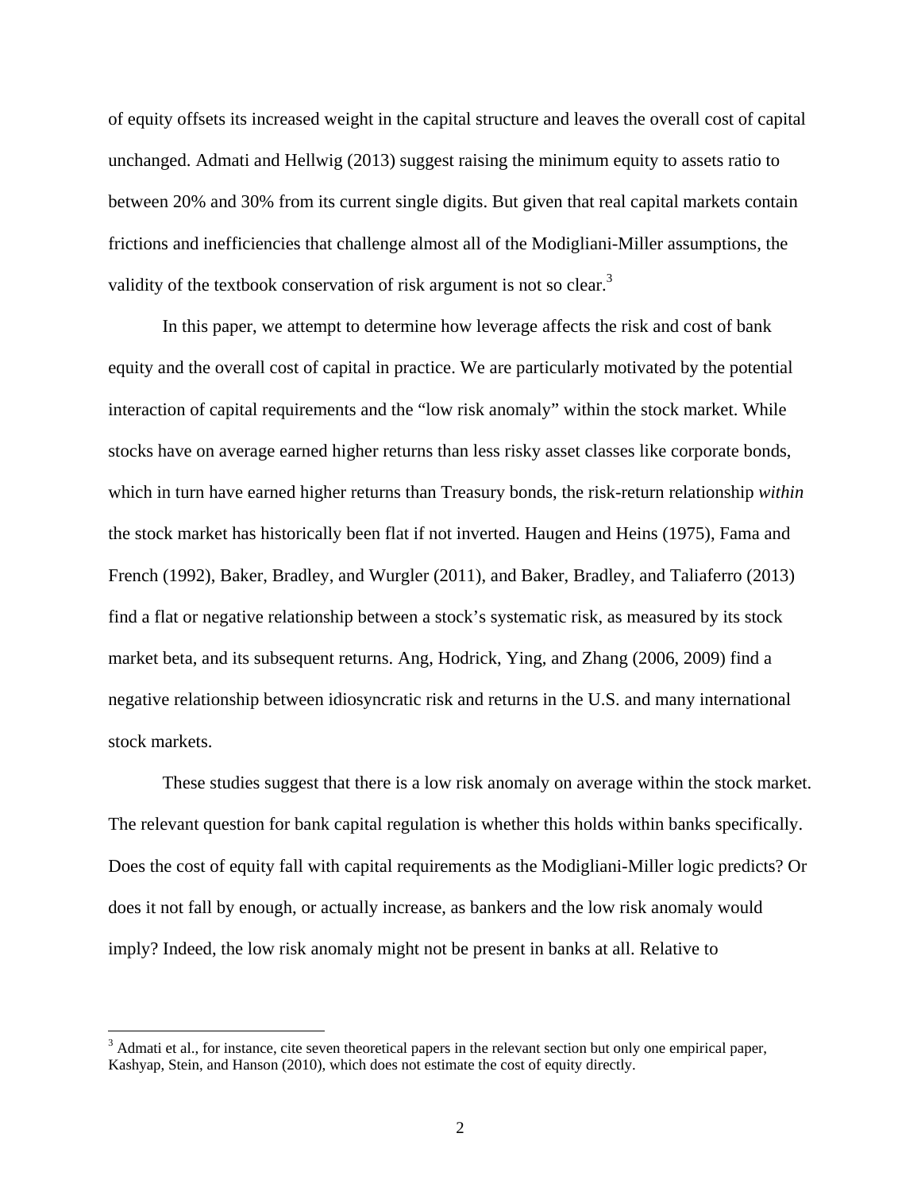of equity offsets its increased weight in the capital structure and leaves the overall cost of capital unchanged. Admati and Hellwig (2013) suggest raising the minimum equity to assets ratio to between 20% and 30% from its current single digits. But given that real capital markets contain frictions and inefficiencies that challenge almost all of the Modigliani-Miller assumptions, the validity of the textbook conservation of risk argument is not so clear.[3]

In this paper, we attempt to determine how leverage affects the risk and cost of bank equity and the overall cost of capital in practice. We are particularly motivated by the potential interaction of capital requirements and the "low risk anomaly" within the stock market. While stocks have on average earned higher returns than less risky asset classes like corporate bonds, which in turn have earned higher returns than Treasury bonds, the risk-return relationship *within* the stock market has historically been flat if not inverted. Haugen and Heins (1975), Fama and French (1992), Baker, Bradley, and Wurgler (2011), and Baker, Bradley, and Taliaferro (2013) find a flat or negative relationship between a stock's systematic risk, as measured by its stock market beta, and its subsequent returns. Ang, Hodrick, Ying, and Zhang (2006, 2009) find a negative relationship between idiosyncratic risk and returns in the U.S. and many international stock markets.

These studies suggest that there is a low risk anomaly on average within the stock market. The relevant question for bank capital regulation is whether this holds within banks specifically. Does the cost of equity fall with capital requirements as the Modigliani-Miller logic predicts? Or does it not fall by enough, or actually increase, as bankers and the low risk anomaly would imply? Indeed, the low risk anomaly might not be present in banks at all. Relative to

[3] Admati et al., for instance, cite seven theoretical papers in the relevant section but only one empirical paper, Kashyap, Stein, and Hanson (2010), which does not estimate the cost of equity directly.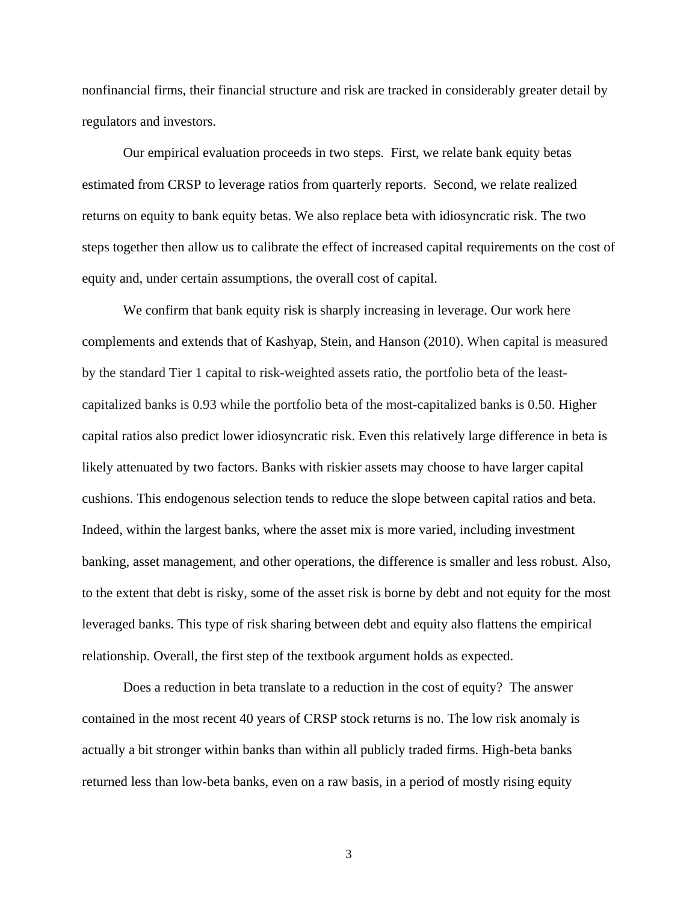nonfinancial firms, their financial structure and risk are tracked in considerably greater detail by regulators and investors.

Our empirical evaluation proceeds in two steps. First, we relate bank equity betas estimated from CRSP to leverage ratios from quarterly reports. Second, we relate realized returns on equity to bank equity betas. We also replace beta with idiosyncratic risk. The two steps together then allow us to calibrate the effect of increased capital requirements on the cost of equity and, under certain assumptions, the overall cost of capital.

We confirm that bank equity risk is sharply increasing in leverage. Our work here complements and extends that of Kashyap, Stein, and Hanson (2010). When capital is measured by the standard Tier 1 capital to risk-weighted assets ratio, the portfolio beta of the least-capitalized banks is 0.93 while the portfolio beta of the most-capitalized banks is 0.50. Higher capital ratios also predict lower idiosyncratic risk. Even this relatively large difference in beta is likely attenuated by two factors. Banks with riskier assets may choose to have larger capital cushions. This endogenous selection tends to reduce the slope between capital ratios and beta. Indeed, within the largest banks, where the asset mix is more varied, including investment banking, asset management, and other operations, the difference is smaller and less robust. Also, to the extent that debt is risky, some of the asset risk is borne by debt and not equity for the most leveraged banks. This type of risk sharing between debt and equity also flattens the empirical relationship. Overall, the first step of the textbook argument holds as expected.

Does a reduction in beta translate to a reduction in the cost of equity? The answer contained in the most recent 40 years of CRSP stock returns is no. The low risk anomaly is actually a bit stronger within banks than within all publicly traded firms. High-beta banks returned less than low-beta banks, even on a raw basis, in a period of mostly rising equity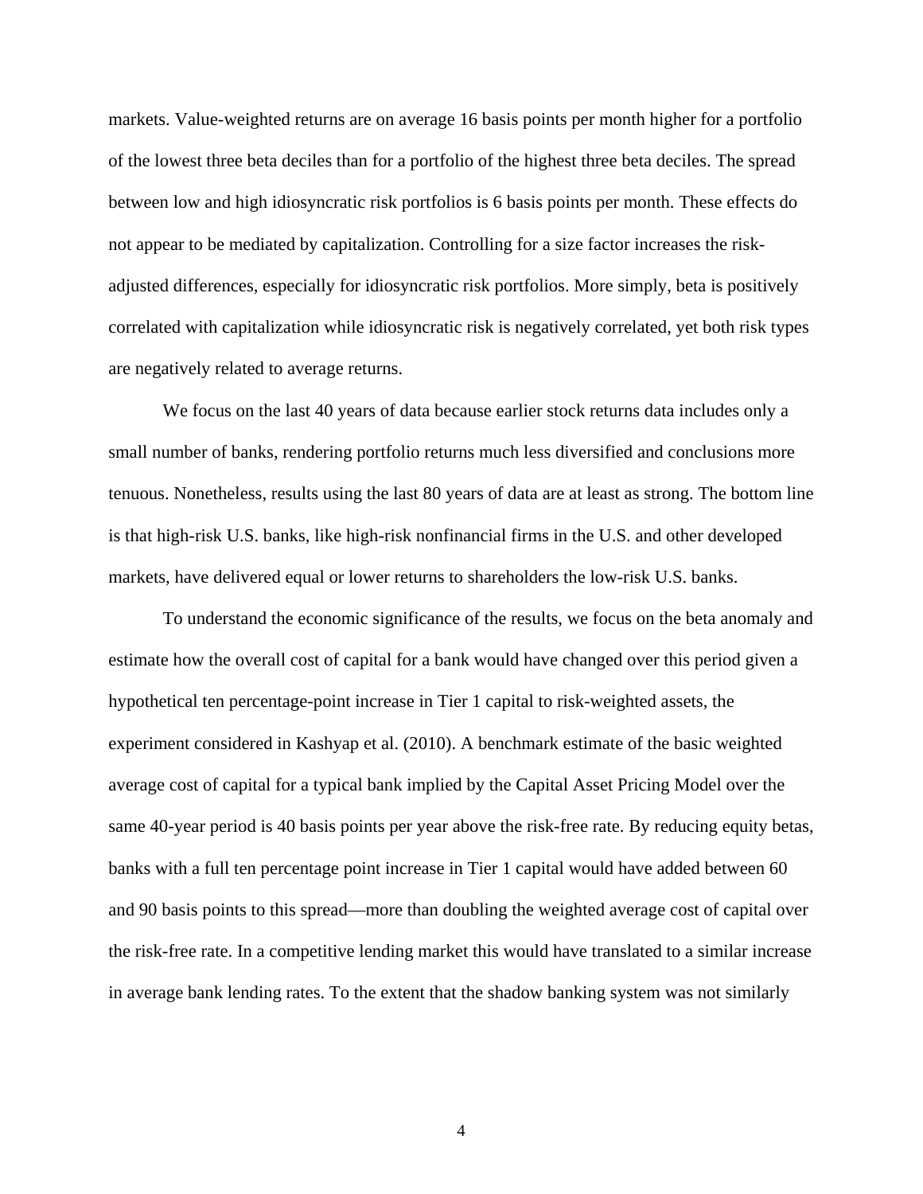markets. Value-weighted returns are on average 16 basis points per month higher for a portfolio of the lowest three beta deciles than for a portfolio of the highest three beta deciles. The spread between low and high idiosyncratic risk portfolios is 6 basis points per month. These effects do not appear to be mediated by capitalization. Controlling for a size factor increases the risk-adjusted differences, especially for idiosyncratic risk portfolios. More simply, beta is positively correlated with capitalization while idiosyncratic risk is negatively correlated, yet both risk types are negatively related to average returns.

We focus on the last 40 years of data because earlier stock returns data includes only a small number of banks, rendering portfolio returns much less diversified and conclusions more tenuous. Nonetheless, results using the last 80 years of data are at least as strong. The bottom line is that high-risk U.S. banks, like high-risk nonfinancial firms in the U.S. and other developed markets, have delivered equal or lower returns to shareholders the low-risk U.S. banks.

To understand the economic significance of the results, we focus on the beta anomaly and estimate how the overall cost of capital for a bank would have changed over this period given a hypothetical ten percentage-point increase in Tier 1 capital to risk-weighted assets, the experiment considered in Kashyap et al. (2010). A benchmark estimate of the basic weighted average cost of capital for a typical bank implied by the Capital Asset Pricing Model over the same 40-year period is 40 basis points per year above the risk-free rate. By reducing equity betas, banks with a full ten percentage point increase in Tier 1 capital would have added between 60 and 90 basis points to this spread—more than doubling the weighted average cost of capital over the risk-free rate. In a competitive lending market this would have translated to a similar increase in average bank lending rates. To the extent that the shadow banking system was not similarly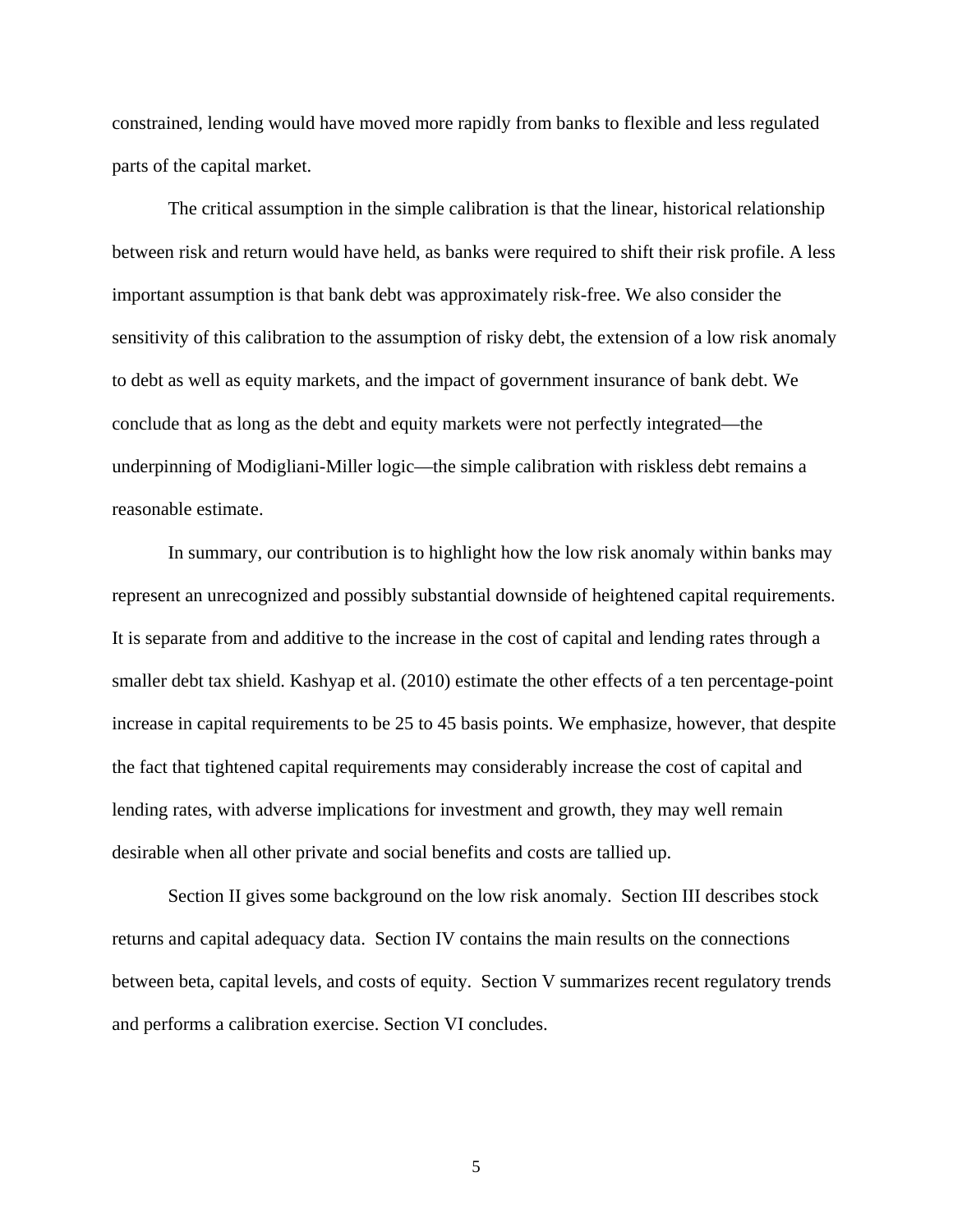constrained, lending would have moved more rapidly from banks to flexible and less regulated parts of the capital market.

The critical assumption in the simple calibration is that the linear, historical relationship between risk and return would have held, as banks were required to shift their risk profile. A less important assumption is that bank debt was approximately risk-free. We also consider the sensitivity of this calibration to the assumption of risky debt, the extension of a low risk anomaly to debt as well as equity markets, and the impact of government insurance of bank debt. We conclude that as long as the debt and equity markets were not perfectly integrated—the underpinning of Modigliani-Miller logic—the simple calibration with riskless debt remains a reasonable estimate.

In summary, our contribution is to highlight how the low risk anomaly within banks may represent an unrecognized and possibly substantial downside of heightened capital requirements. It is separate from and additive to the increase in the cost of capital and lending rates through a smaller debt tax shield. Kashyap et al. (2010) estimate the other effects of a ten percentage-point increase in capital requirements to be 25 to 45 basis points. We emphasize, however, that despite the fact that tightened capital requirements may considerably increase the cost of capital and lending rates, with adverse implications for investment and growth, they may well remain desirable when all other private and social benefits and costs are tallied up.

Section II gives some background on the low risk anomaly. Section III describes stock returns and capital adequacy data. Section IV contains the main results on the connections between beta, capital levels, and costs of equity. Section V summarizes recent regulatory trends and performs a calibration exercise. Section VI concludes.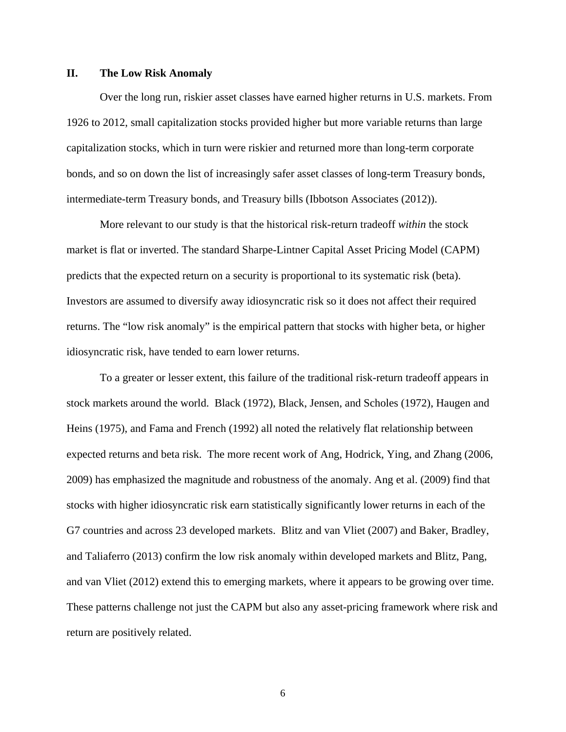## II. The Low Risk Anomaly

Over the long run, riskier asset classes have earned higher returns in U.S. markets. From 1926 to 2012, small capitalization stocks provided higher but more variable returns than large capitalization stocks, which in turn were riskier and returned more than long-term corporate bonds, and so on down the list of increasingly safer asset classes of long-term Treasury bonds, intermediate-term Treasury bonds, and Treasury bills (Ibbotson Associates (2012)).

More relevant to our study is that the historical risk-return tradeoff *within* the stock market is flat or inverted. The standard Sharpe-Lintner Capital Asset Pricing Model (CAPM) predicts that the expected return on a security is proportional to its systematic risk (beta). Investors are assumed to diversify away idiosyncratic risk so it does not affect their required returns. The "low risk anomaly" is the empirical pattern that stocks with higher beta, or higher idiosyncratic risk, have tended to earn lower returns.

To a greater or lesser extent, this failure of the traditional risk-return tradeoff appears in stock markets around the world. Black (1972), Black, Jensen, and Scholes (1972), Haugen and Heins (1975), and Fama and French (1992) all noted the relatively flat relationship between expected returns and beta risk. The more recent work of Ang, Hodrick, Ying, and Zhang (2006, 2009) has emphasized the magnitude and robustness of the anomaly. Ang et al. (2009) find that stocks with higher idiosyncratic risk earn statistically significantly lower returns in each of the G7 countries and across 23 developed markets. Blitz and van Vliet (2007) and Baker, Bradley, and Taliaferro (2013) confirm the low risk anomaly within developed markets and Blitz, Pang, and van Vliet (2012) extend this to emerging markets, where it appears to be growing over time. These patterns challenge not just the CAPM but also any asset-pricing framework where risk and return are positively related.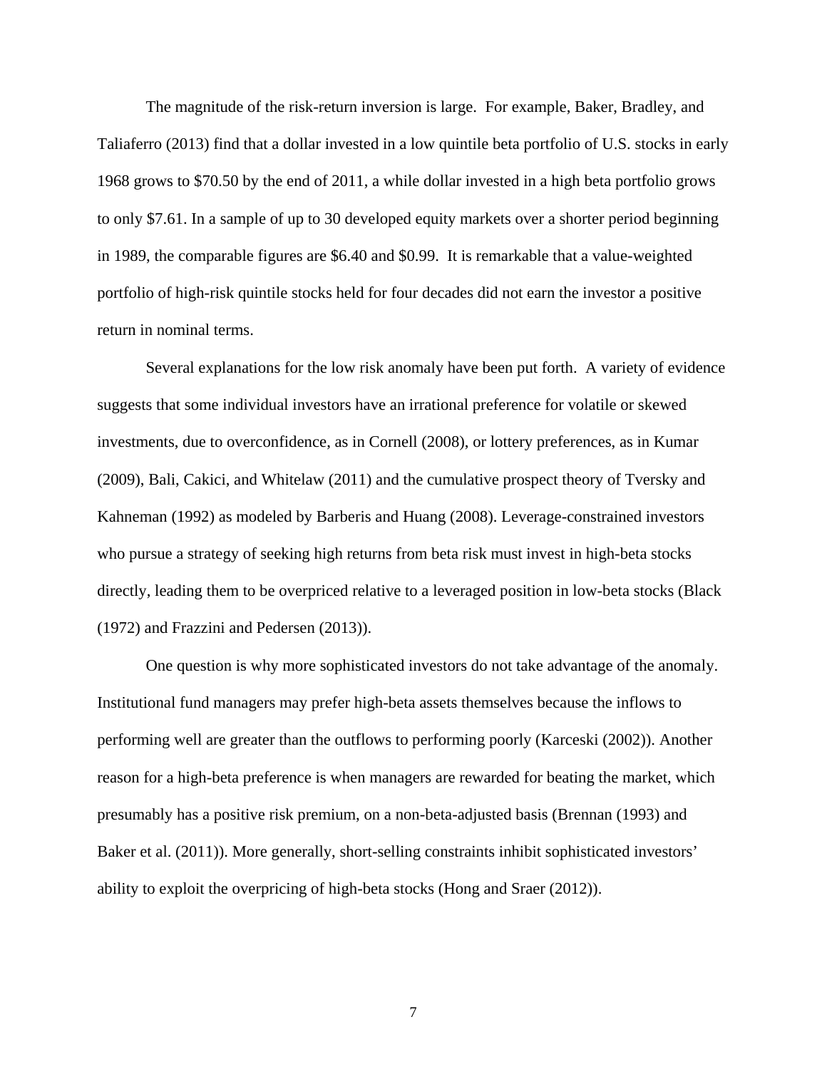The magnitude of the risk-return inversion is large. For example, Baker, Bradley, and Taliaferro (2013) find that a dollar invested in a low quintile beta portfolio of U.S. stocks in early 1968 grows to $70.50 by the end of 2011, a while dollar invested in a high beta portfolio grows to only $7.61. In a sample of up to 30 developed equity markets over a shorter period beginning in 1989, the comparable figures are $6.40 and $0.99. It is remarkable that a value-weighted portfolio of high-risk quintile stocks held for four decades did not earn the investor a positive return in nominal terms.

Several explanations for the low risk anomaly have been put forth. A variety of evidence suggests that some individual investors have an irrational preference for volatile or skewed investments, due to overconfidence, as in Cornell (2008), or lottery preferences, as in Kumar (2009), Bali, Cakici, and Whitelaw (2011) and the cumulative prospect theory of Tversky and Kahneman (1992) as modeled by Barberis and Huang (2008). Leverage-constrained investors who pursue a strategy of seeking high returns from beta risk must invest in high-beta stocks directly, leading them to be overpriced relative to a leveraged position in low-beta stocks (Black (1972) and Frazzini and Pedersen (2013)).

One question is why more sophisticated investors do not take advantage of the anomaly. Institutional fund managers may prefer high-beta assets themselves because the inflows to performing well are greater than the outflows to performing poorly (Karceski (2002)). Another reason for a high-beta preference is when managers are rewarded for beating the market, which presumably has a positive risk premium, on a non-beta-adjusted basis (Brennan (1993) and Baker et al. (2011)). More generally, short-selling constraints inhibit sophisticated investors' ability to exploit the overpricing of high-beta stocks (Hong and Sraer (2012)).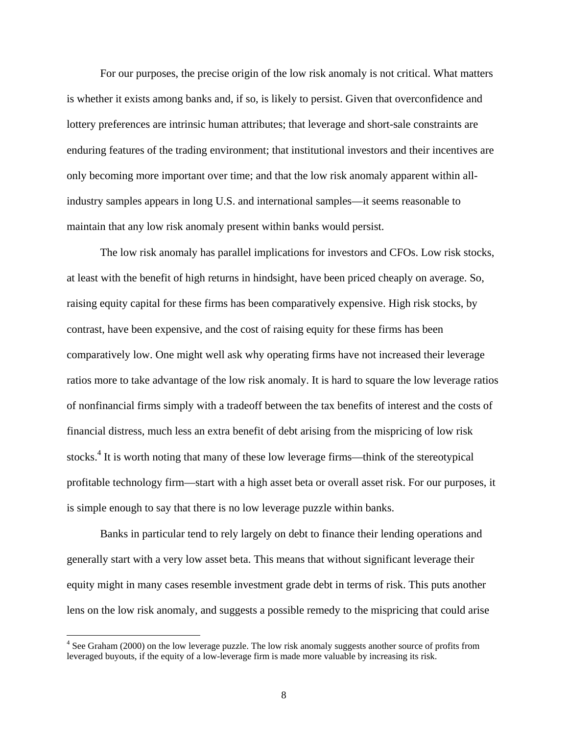For our purposes, the precise origin of the low risk anomaly is not critical. What matters is whether it exists among banks and, if so, is likely to persist. Given that overconfidence and lottery preferences are intrinsic human attributes; that leverage and short-sale constraints are enduring features of the trading environment; that institutional investors and their incentives are only becoming more important over time; and that the low risk anomaly apparent within all-industry samples appears in long U.S. and international samples—it seems reasonable to maintain that any low risk anomaly present within banks would persist.

The low risk anomaly has parallel implications for investors and CFOs. Low risk stocks, at least with the benefit of high returns in hindsight, have been priced cheaply on average. So, raising equity capital for these firms has been comparatively expensive. High risk stocks, by contrast, have been expensive, and the cost of raising equity for these firms has been comparatively low. One might well ask why operating firms have not increased their leverage ratios more to take advantage of the low risk anomaly. It is hard to square the low leverage ratios of nonfinancial firms simply with a tradeoff between the tax benefits of interest and the costs of financial distress, much less an extra benefit of debt arising from the mispricing of low risk stocks.[4] It is worth noting that many of these low leverage firms—think of the stereotypical profitable technology firm—start with a high asset beta or overall asset risk. For our purposes, it is simple enough to say that there is no low leverage puzzle within banks.

Banks in particular tend to rely largely on debt to finance their lending operations and generally start with a very low asset beta. This means that without significant leverage their equity might in many cases resemble investment grade debt in terms of risk. This puts another lens on the low risk anomaly, and suggests a possible remedy to the mispricing that could arise

[4] See Graham (2000) on the low leverage puzzle. The low risk anomaly suggests another source of profits from leveraged buyouts, if the equity of a low-leverage firm is made more valuable by increasing its risk.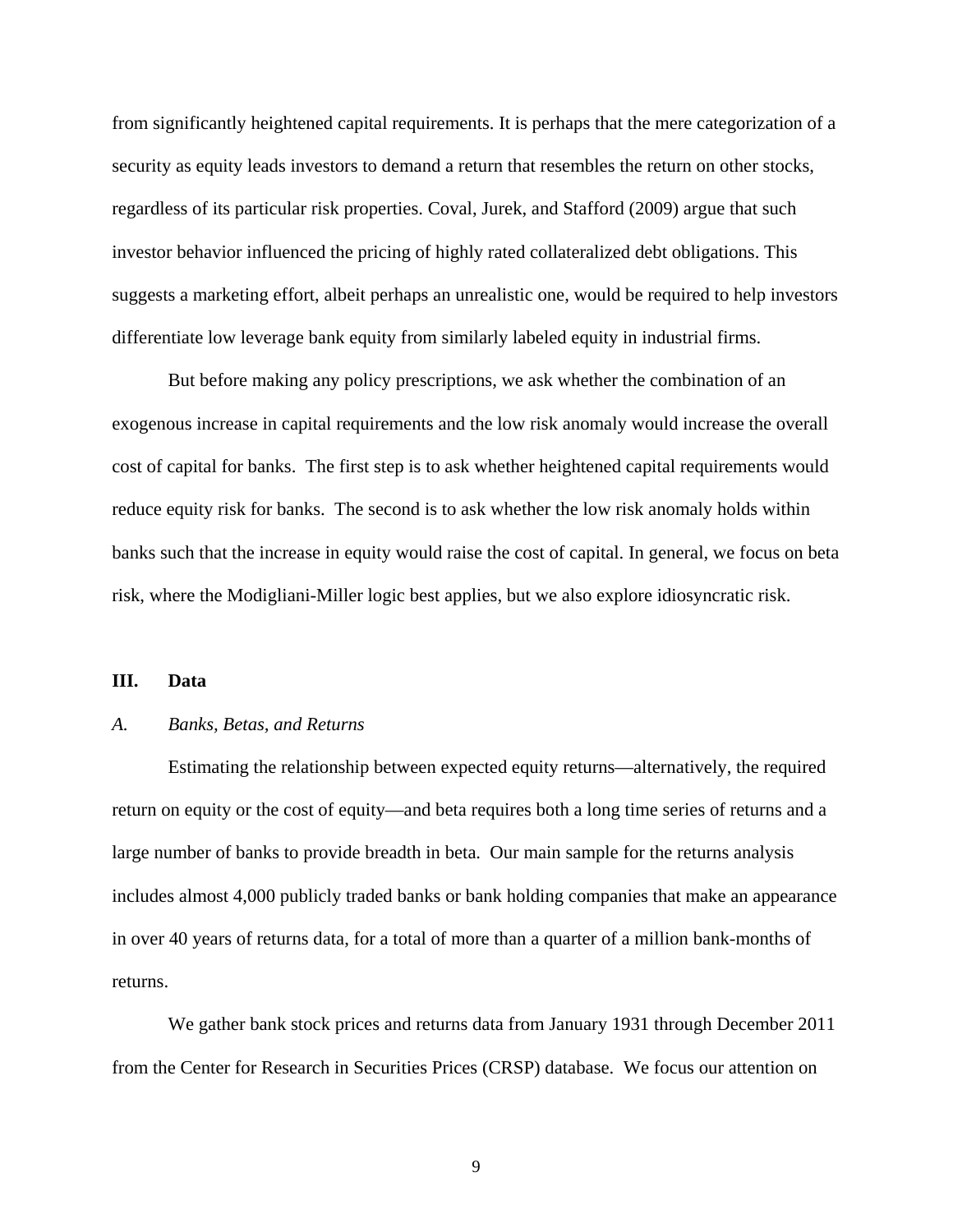from significantly heightened capital requirements. It is perhaps that the mere categorization of a security as equity leads investors to demand a return that resembles the return on other stocks, regardless of its particular risk properties. Coval, Jurek, and Stafford (2009) argue that such investor behavior influenced the pricing of highly rated collateralized debt obligations. This suggests a marketing effort, albeit perhaps an unrealistic one, would be required to help investors differentiate low leverage bank equity from similarly labeled equity in industrial firms.

But before making any policy prescriptions, we ask whether the combination of an exogenous increase in capital requirements and the low risk anomaly would increase the overall cost of capital for banks. The first step is to ask whether heightened capital requirements would reduce equity risk for banks. The second is to ask whether the low risk anomaly holds within banks such that the increase in equity would raise the cost of capital. In general, we focus on beta risk, where the Modigliani-Miller logic best applies, but we also explore idiosyncratic risk.

## III. Data

### *A. Banks, Betas, and Returns*

Estimating the relationship between expected equity returns—alternatively, the required return on equity or the cost of equity—and beta requires both a long time series of returns and a large number of banks to provide breadth in beta. Our main sample for the returns analysis includes almost 4,000 publicly traded banks or bank holding companies that make an appearance in over 40 years of returns data, for a total of more than a quarter of a million bank-months of returns.

We gather bank stock prices and returns data from January 1931 through December 2011 from the Center for Research in Securities Prices (CRSP) database. We focus our attention on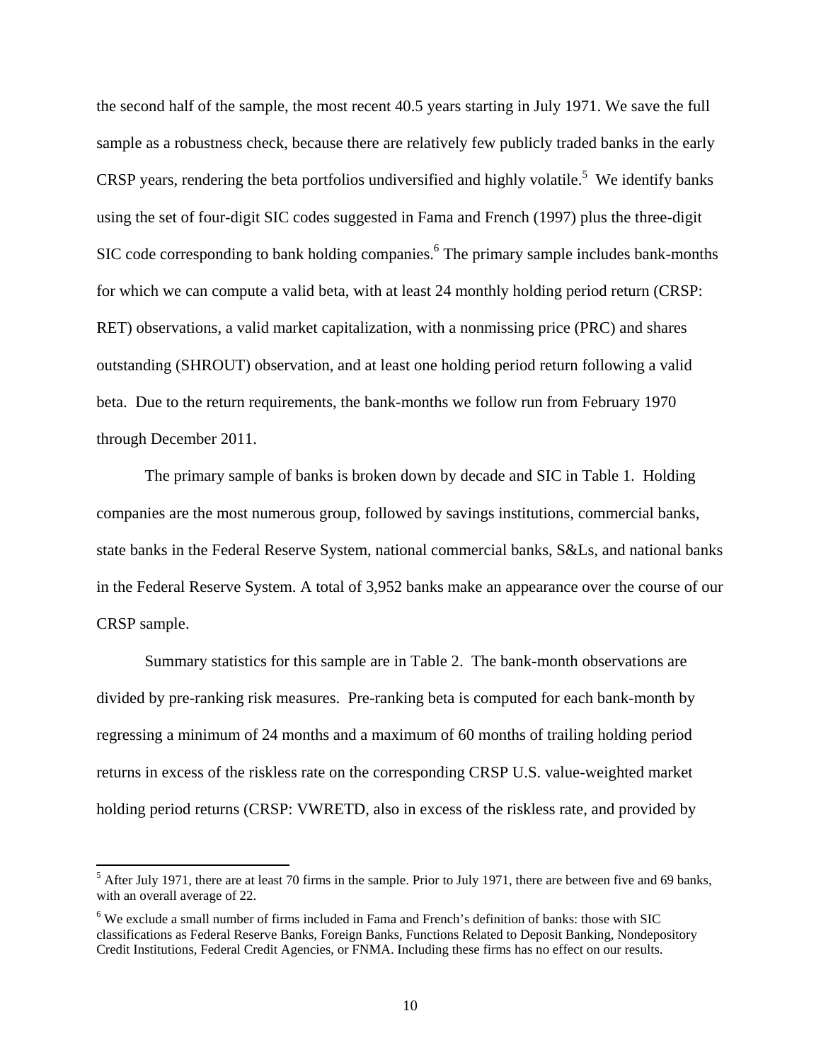the second half of the sample, the most recent 40.5 years starting in July 1971. We save the full sample as a robustness check, because there are relatively few publicly traded banks in the early CRSP years, rendering the beta portfolios undiversified and highly volatile.[5] We identify banks using the set of four-digit SIC codes suggested in Fama and French (1997) plus the three-digit SIC code corresponding to bank holding companies.[6] The primary sample includes bank-months for which we can compute a valid beta, with at least 24 monthly holding period return (CRSP: RET) observations, a valid market capitalization, with a nonmissing price (PRC) and shares outstanding (SHROUT) observation, and at least one holding period return following a valid beta. Due to the return requirements, the bank-months we follow run from February 1970 through December 2011.

The primary sample of banks is broken down by decade and SIC in Table 1. Holding companies are the most numerous group, followed by savings institutions, commercial banks, state banks in the Federal Reserve System, national commercial banks, S&Ls, and national banks in the Federal Reserve System. A total of 3,952 banks make an appearance over the course of our CRSP sample.

Summary statistics for this sample are in Table 2. The bank-month observations are divided by pre-ranking risk measures. Pre-ranking beta is computed for each bank-month by regressing a minimum of 24 months and a maximum of 60 months of trailing holding period returns in excess of the riskless rate on the corresponding CRSP U.S. value-weighted market holding period returns (CRSP: VWRETD, also in excess of the riskless rate, and provided by

---

[5] After July 1971, there are at least 70 firms in the sample. Prior to July 1971, there are between five and 69 banks, with an overall average of 22.

[6] We exclude a small number of firms included in Fama and French's definition of banks: those with SIC classifications as Federal Reserve Banks, Foreign Banks, Functions Related to Deposit Banking, Nondepository Credit Institutions, Federal Credit Agencies, or FNMA. Including these firms has no effect on our results.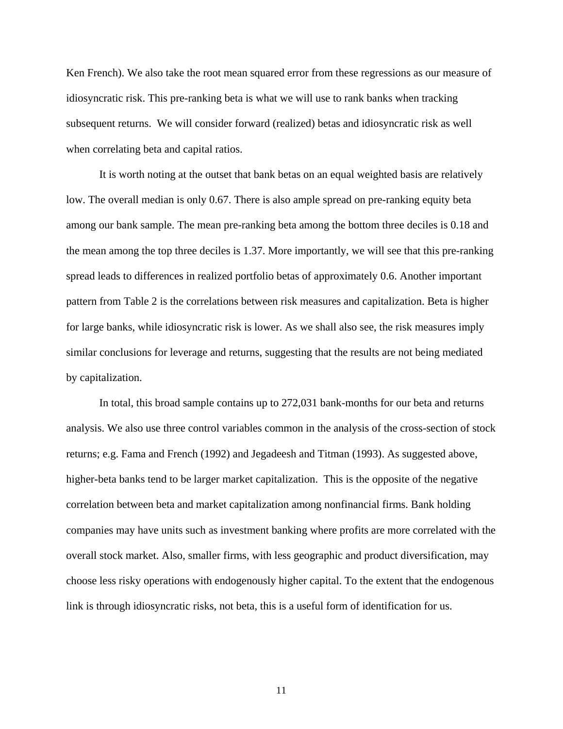Ken French). We also take the root mean squared error from these regressions as our measure of idiosyncratic risk. This pre-ranking beta is what we will use to rank banks when tracking subsequent returns. We will consider forward (realized) betas and idiosyncratic risk as well when correlating beta and capital ratios.

It is worth noting at the outset that bank betas on an equal weighted basis are relatively low. The overall median is only 0.67. There is also ample spread on pre-ranking equity beta among our bank sample. The mean pre-ranking beta among the bottom three deciles is 0.18 and the mean among the top three deciles is 1.37. More importantly, we will see that this pre-ranking spread leads to differences in realized portfolio betas of approximately 0.6. Another important pattern from Table 2 is the correlations between risk measures and capitalization. Beta is higher for large banks, while idiosyncratic risk is lower. As we shall also see, the risk measures imply similar conclusions for leverage and returns, suggesting that the results are not being mediated by capitalization.

In total, this broad sample contains up to 272,031 bank-months for our beta and returns analysis. We also use three control variables common in the analysis of the cross-section of stock returns; e.g. Fama and French (1992) and Jegadeesh and Titman (1993). As suggested above, higher-beta banks tend to be larger market capitalization. This is the opposite of the negative correlation between beta and market capitalization among nonfinancial firms. Bank holding companies may have units such as investment banking where profits are more correlated with the overall stock market. Also, smaller firms, with less geographic and product diversification, may choose less risky operations with endogenously higher capital. To the extent that the endogenous link is through idiosyncratic risks, not beta, this is a useful form of identification for us.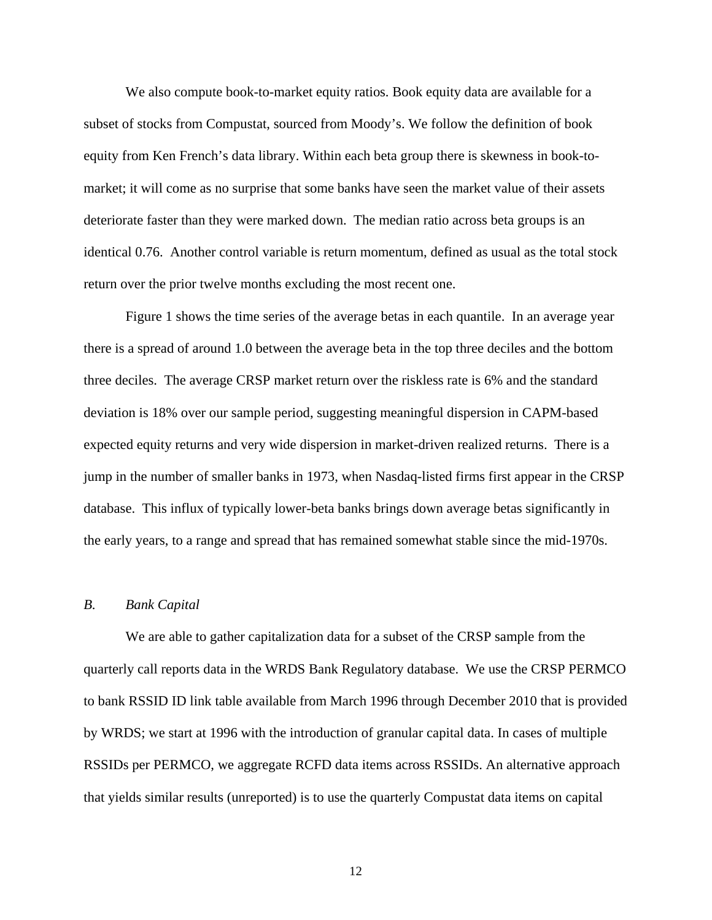We also compute book-to-market equity ratios. Book equity data are available for a subset of stocks from Compustat, sourced from Moody's. We follow the definition of book equity from Ken French's data library. Within each beta group there is skewness in book-to-market; it will come as no surprise that some banks have seen the market value of their assets deteriorate faster than they were marked down. The median ratio across beta groups is an identical 0.76. Another control variable is return momentum, defined as usual as the total stock return over the prior twelve months excluding the most recent one.

Figure 1 shows the time series of the average betas in each quantile. In an average year there is a spread of around 1.0 between the average beta in the top three deciles and the bottom three deciles. The average CRSP market return over the riskless rate is 6% and the standard deviation is 18% over our sample period, suggesting meaningful dispersion in CAPM-based expected equity returns and very wide dispersion in market-driven realized returns. There is a jump in the number of smaller banks in 1973, when Nasdaq-listed firms first appear in the CRSP database. This influx of typically lower-beta banks brings down average betas significantly in the early years, to a range and spread that has remained somewhat stable since the mid-1970s.

### *B. Bank Capital*

We are able to gather capitalization data for a subset of the CRSP sample from the quarterly call reports data in the WRDS Bank Regulatory database. We use the CRSP PERMCO to bank RSSID ID link table available from March 1996 through December 2010 that is provided by WRDS; we start at 1996 with the introduction of granular capital data. In cases of multiple RSSIDs per PERMCO, we aggregate RCFD data items across RSSIDs. An alternative approach that yields similar results (unreported) is to use the quarterly Compustat data items on capital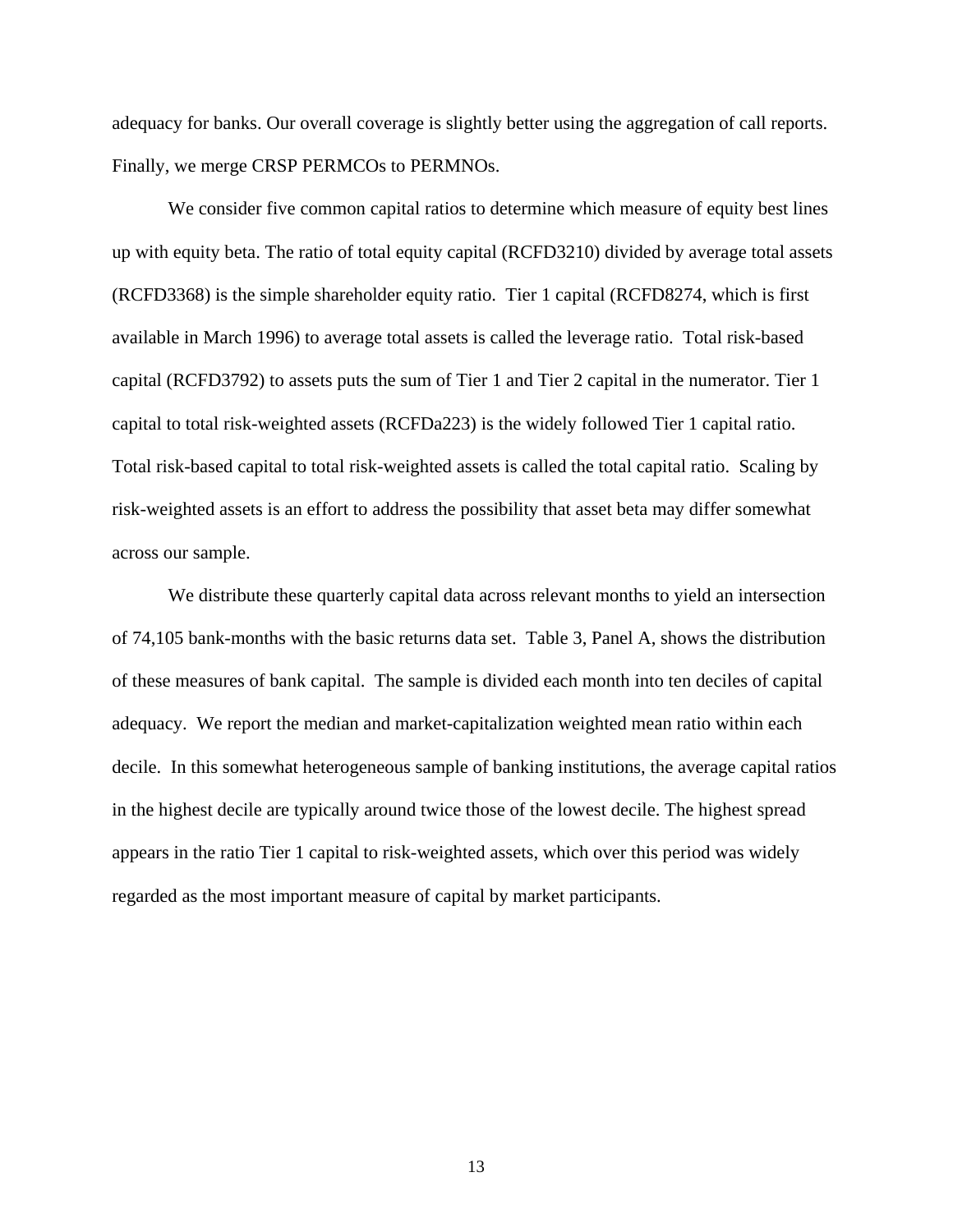adequacy for banks. Our overall coverage is slightly better using the aggregation of call reports. Finally, we merge CRSP PERMCOs to PERMNOs.

We consider five common capital ratios to determine which measure of equity best lines up with equity beta. The ratio of total equity capital (RCFD3210) divided by average total assets (RCFD3368) is the simple shareholder equity ratio. Tier 1 capital (RCFD8274, which is first available in March 1996) to average total assets is called the leverage ratio. Total risk-based capital (RCFD3792) to assets puts the sum of Tier 1 and Tier 2 capital in the numerator. Tier 1 capital to total risk-weighted assets (RCFDa223) is the widely followed Tier 1 capital ratio. Total risk-based capital to total risk-weighted assets is called the total capital ratio. Scaling by risk-weighted assets is an effort to address the possibility that asset beta may differ somewhat across our sample.

We distribute these quarterly capital data across relevant months to yield an intersection of 74,105 bank-months with the basic returns data set. Table 3, Panel A, shows the distribution of these measures of bank capital. The sample is divided each month into ten deciles of capital adequacy. We report the median and market-capitalization weighted mean ratio within each decile. In this somewhat heterogeneous sample of banking institutions, the average capital ratios in the highest decile are typically around twice those of the lowest decile. The highest spread appears in the ratio Tier 1 capital to risk-weighted assets, which over this period was widely regarded as the most important measure of capital by market participants.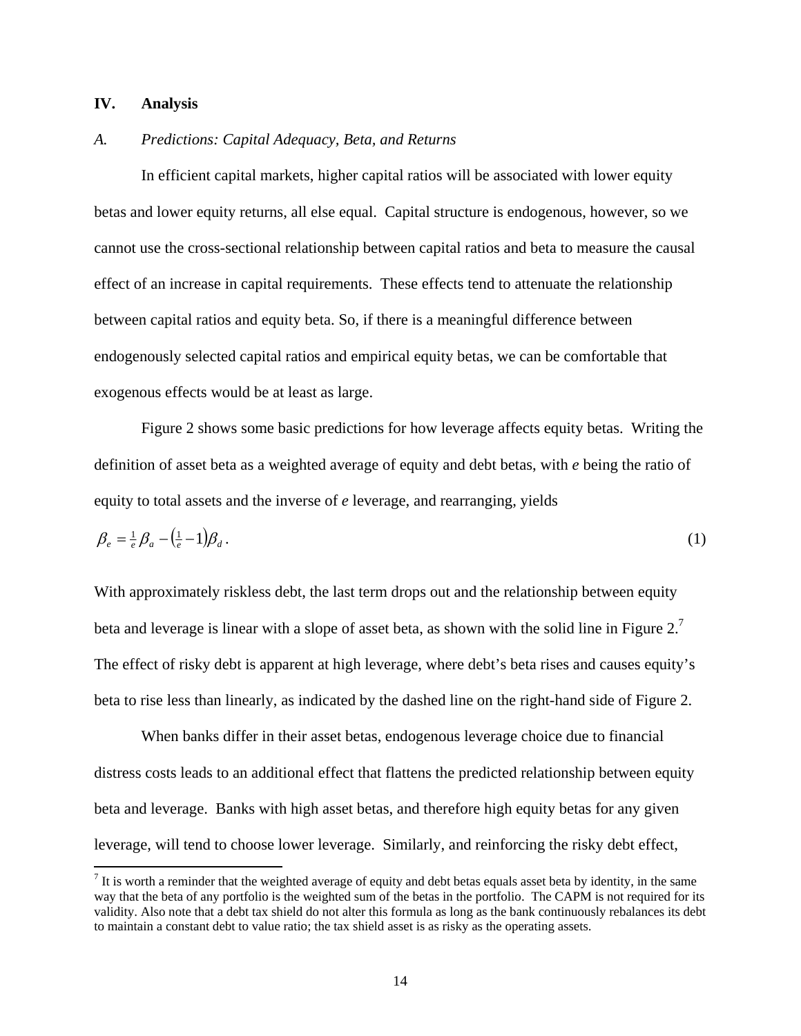## IV. Analysis

### *A. Predictions: Capital Adequacy, Beta, and Returns*

In efficient capital markets, higher capital ratios will be associated with lower equity betas and lower equity returns, all else equal. Capital structure is endogenous, however, so we cannot use the cross-sectional relationship between capital ratios and beta to measure the causal effect of an increase in capital requirements. These effects tend to attenuate the relationship between capital ratios and equity beta. So, if there is a meaningful difference between endogenously selected capital ratios and empirical equity betas, we can be comfortable that exogenous effects would be at least as large.

Figure 2 shows some basic predictions for how leverage affects equity betas. Writing the definition of asset beta as a weighted average of equity and debt betas, with *e* being the ratio of equity to total assets and the inverse of *e* leverage, and rearranging, yields

$$\beta_e = \tfrac{1}{e}\beta_a - \left(\tfrac{1}{e} - 1\right)\beta_d . \tag{1}$$

With approximately riskless debt, the last term drops out and the relationship between equity beta and leverage is linear with a slope of asset beta, as shown with the solid line in Figure 2.[7] The effect of risky debt is apparent at high leverage, where debt's beta rises and causes equity's beta to rise less than linearly, as indicated by the dashed line on the right-hand side of Figure 2.

When banks differ in their asset betas, endogenous leverage choice due to financial distress costs leads to an additional effect that flattens the predicted relationship between equity beta and leverage. Banks with high asset betas, and therefore high equity betas for any given leverage, will tend to choose lower leverage. Similarly, and reinforcing the risky debt effect,

[7] It is worth a reminder that the weighted average of equity and debt betas equals asset beta by identity, in the same way that the beta of any portfolio is the weighted sum of the betas in the portfolio. The CAPM is not required for its validity. Also note that a debt tax shield do not alter this formula as long as the bank continuously rebalances its debt to maintain a constant debt to value ratio; the tax shield asset is as risky as the operating assets.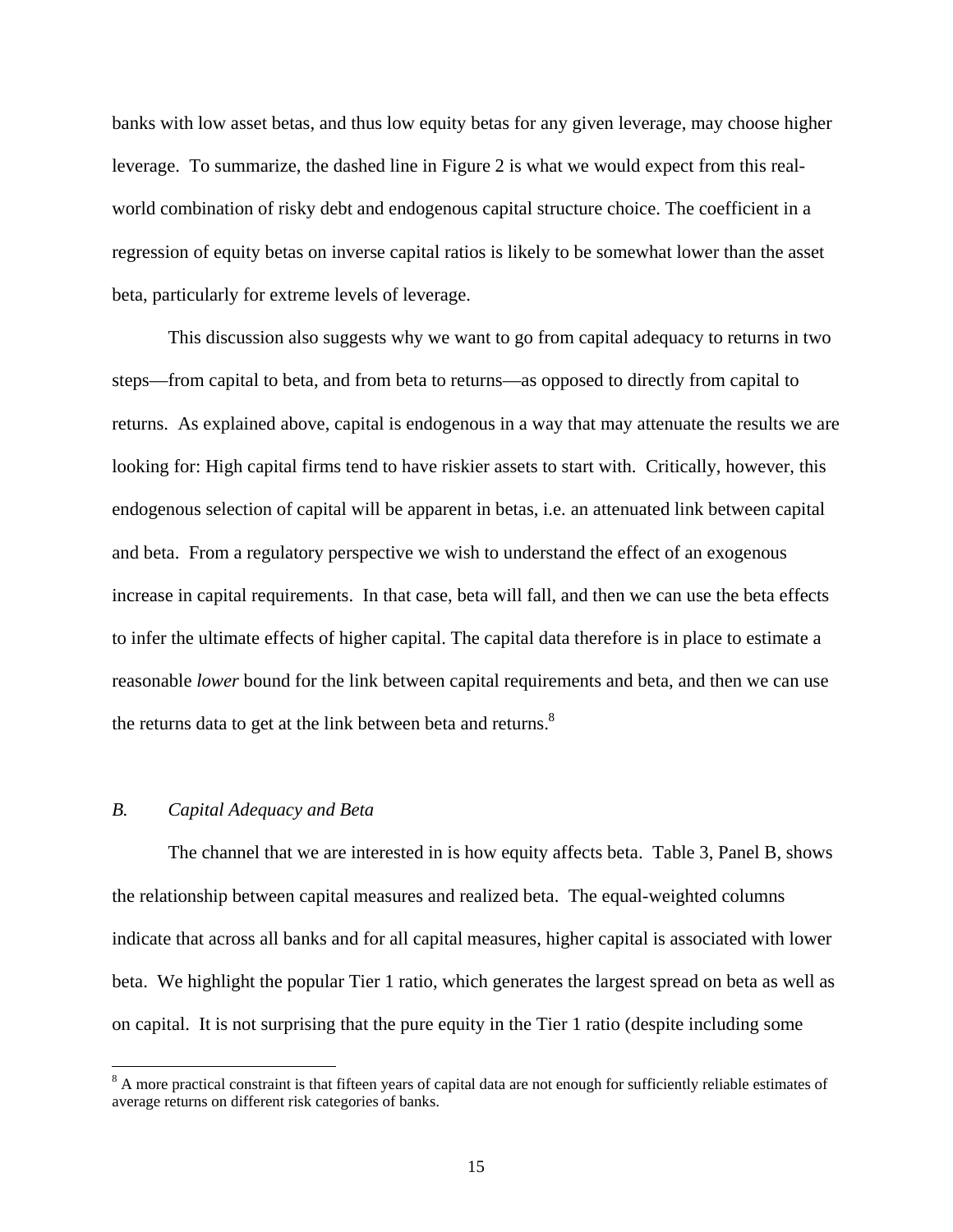banks with low asset betas, and thus low equity betas for any given leverage, may choose higher leverage. To summarize, the dashed line in Figure 2 is what we would expect from this real-world combination of risky debt and endogenous capital structure choice. The coefficient in a regression of equity betas on inverse capital ratios is likely to be somewhat lower than the asset beta, particularly for extreme levels of leverage.

This discussion also suggests why we want to go from capital adequacy to returns in two steps—from capital to beta, and from beta to returns—as opposed to directly from capital to returns. As explained above, capital is endogenous in a way that may attenuate the results we are looking for: High capital firms tend to have riskier assets to start with. Critically, however, this endogenous selection of capital will be apparent in betas, i.e. an attenuated link between capital and beta. From a regulatory perspective we wish to understand the effect of an exogenous increase in capital requirements. In that case, beta will fall, and then we can use the beta effects to infer the ultimate effects of higher capital. The capital data therefore is in place to estimate a reasonable *lower* bound for the link between capital requirements and beta, and then we can use the returns data to get at the link between beta and returns.[8]

### *B. Capital Adequacy and Beta*

The channel that we are interested in is how equity affects beta. Table 3, Panel B, shows the relationship between capital measures and realized beta. The equal-weighted columns indicate that across all banks and for all capital measures, higher capital is associated with lower beta. We highlight the popular Tier 1 ratio, which generates the largest spread on beta as well as on capital. It is not surprising that the pure equity in the Tier 1 ratio (despite including some

[8] A more practical constraint is that fifteen years of capital data are not enough for sufficiently reliable estimates of average returns on different risk categories of banks.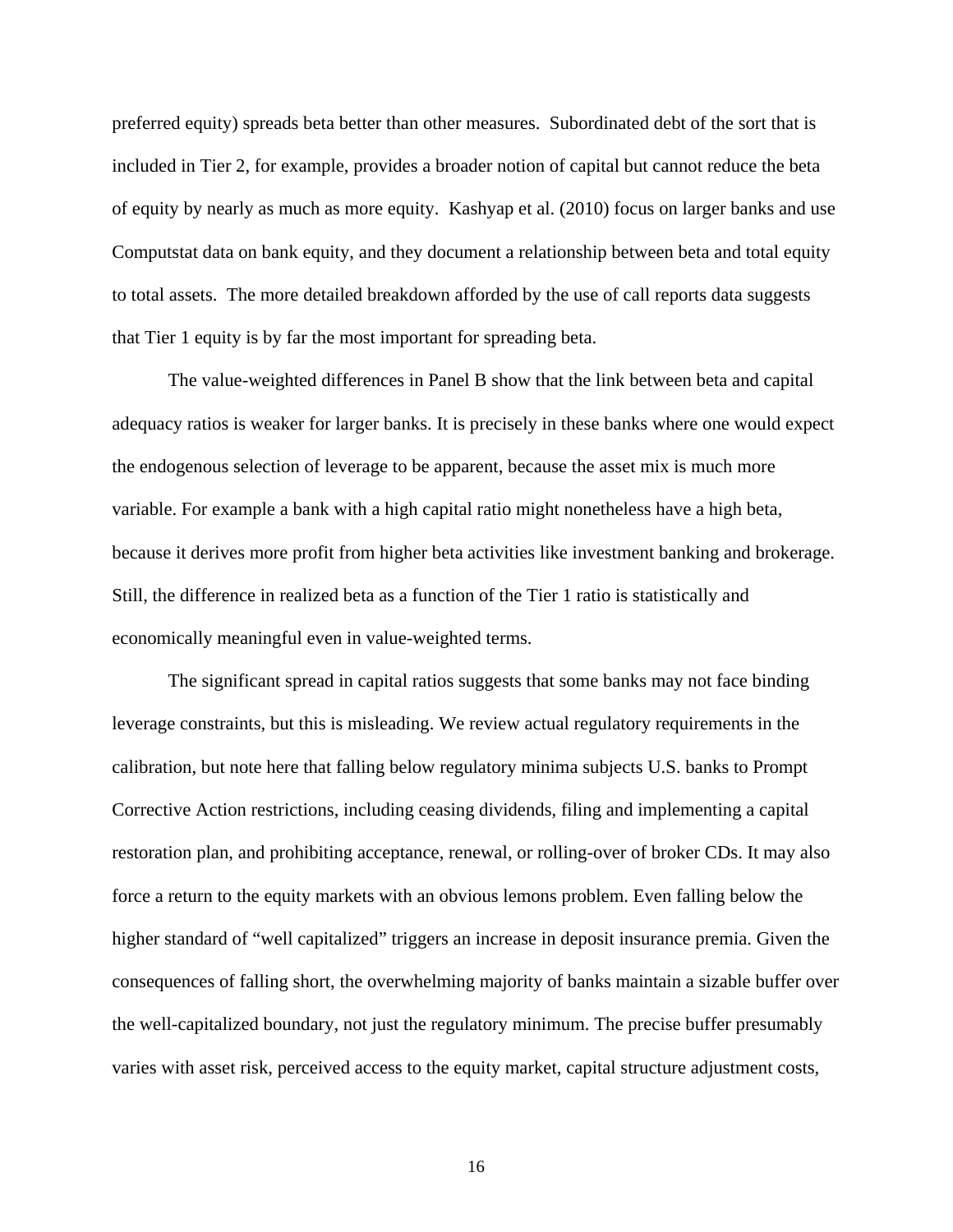preferred equity) spreads beta better than other measures. Subordinated debt of the sort that is included in Tier 2, for example, provides a broader notion of capital but cannot reduce the beta of equity by nearly as much as more equity. Kashyap et al. (2010) focus on larger banks and use Computstat data on bank equity, and they document a relationship between beta and total equity to total assets. The more detailed breakdown afforded by the use of call reports data suggests that Tier 1 equity is by far the most important for spreading beta.

The value-weighted differences in Panel B show that the link between beta and capital adequacy ratios is weaker for larger banks. It is precisely in these banks where one would expect the endogenous selection of leverage to be apparent, because the asset mix is much more variable. For example a bank with a high capital ratio might nonetheless have a high beta, because it derives more profit from higher beta activities like investment banking and brokerage. Still, the difference in realized beta as a function of the Tier 1 ratio is statistically and economically meaningful even in value-weighted terms.

The significant spread in capital ratios suggests that some banks may not face binding leverage constraints, but this is misleading. We review actual regulatory requirements in the calibration, but note here that falling below regulatory minima subjects U.S. banks to Prompt Corrective Action restrictions, including ceasing dividends, filing and implementing a capital restoration plan, and prohibiting acceptance, renewal, or rolling-over of broker CDs. It may also force a return to the equity markets with an obvious lemons problem. Even falling below the higher standard of "well capitalized" triggers an increase in deposit insurance premia. Given the consequences of falling short, the overwhelming majority of banks maintain a sizable buffer over the well-capitalized boundary, not just the regulatory minimum. The precise buffer presumably varies with asset risk, perceived access to the equity market, capital structure adjustment costs,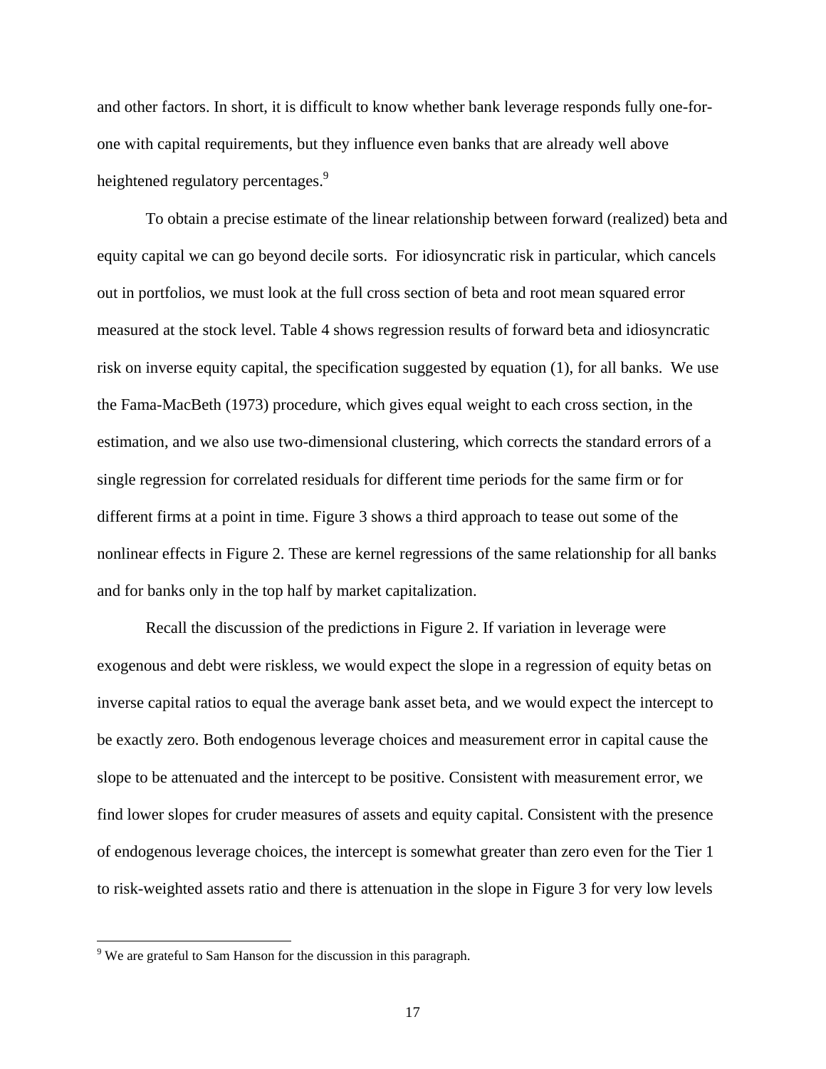and other factors. In short, it is difficult to know whether bank leverage responds fully one-for-one with capital requirements, but they influence even banks that are already well above heightened regulatory percentages.[9]

To obtain a precise estimate of the linear relationship between forward (realized) beta and equity capital we can go beyond decile sorts. For idiosyncratic risk in particular, which cancels out in portfolios, we must look at the full cross section of beta and root mean squared error measured at the stock level. Table 4 shows regression results of forward beta and idiosyncratic risk on inverse equity capital, the specification suggested by equation (1), for all banks. We use the Fama-MacBeth (1973) procedure, which gives equal weight to each cross section, in the estimation, and we also use two-dimensional clustering, which corrects the standard errors of a single regression for correlated residuals for different time periods for the same firm or for different firms at a point in time. Figure 3 shows a third approach to tease out some of the nonlinear effects in Figure 2. These are kernel regressions of the same relationship for all banks and for banks only in the top half by market capitalization.

Recall the discussion of the predictions in Figure 2. If variation in leverage were exogenous and debt were riskless, we would expect the slope in a regression of equity betas on inverse capital ratios to equal the average bank asset beta, and we would expect the intercept to be exactly zero. Both endogenous leverage choices and measurement error in capital cause the slope to be attenuated and the intercept to be positive. Consistent with measurement error, we find lower slopes for cruder measures of assets and equity capital. Consistent with the presence of endogenous leverage choices, the intercept is somewhat greater than zero even for the Tier 1 to risk-weighted assets ratio and there is attenuation in the slope in Figure 3 for very low levels

[9] We are grateful to Sam Hanson for the discussion in this paragraph.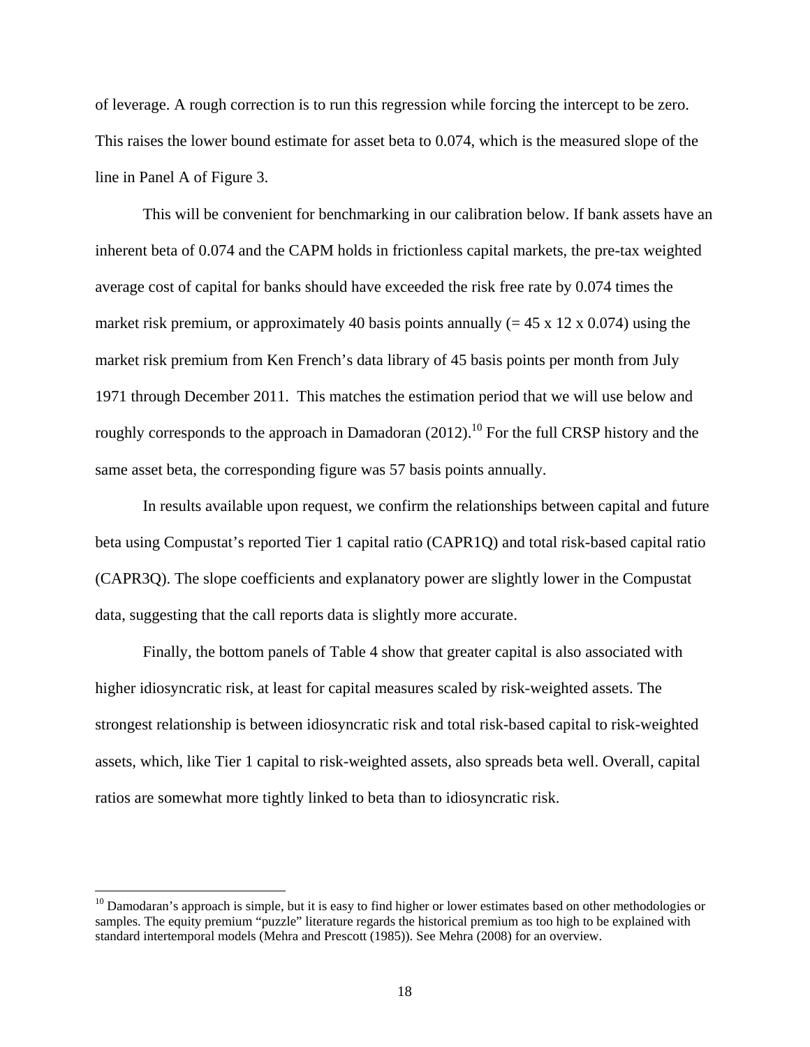of leverage. A rough correction is to run this regression while forcing the intercept to be zero. This raises the lower bound estimate for asset beta to 0.074, which is the measured slope of the line in Panel A of Figure 3.

This will be convenient for benchmarking in our calibration below. If bank assets have an inherent beta of 0.074 and the CAPM holds in frictionless capital markets, the pre-tax weighted average cost of capital for banks should have exceeded the risk free rate by 0.074 times the market risk premium, or approximately 40 basis points annually (= 45 x 12 x 0.074) using the market risk premium from Ken French's data library of 45 basis points per month from July 1971 through December 2011. This matches the estimation period that we will use below and roughly corresponds to the approach in Damadoran (2012).[10] For the full CRSP history and the same asset beta, the corresponding figure was 57 basis points annually.

In results available upon request, we confirm the relationships between capital and future beta using Compustat's reported Tier 1 capital ratio (CAPR1Q) and total risk-based capital ratio (CAPR3Q). The slope coefficients and explanatory power are slightly lower in the Compustat data, suggesting that the call reports data is slightly more accurate.

Finally, the bottom panels of Table 4 show that greater capital is also associated with higher idiosyncratic risk, at least for capital measures scaled by risk-weighted assets. The strongest relationship is between idiosyncratic risk and total risk-based capital to risk-weighted assets, which, like Tier 1 capital to risk-weighted assets, also spreads beta well. Overall, capital ratios are somewhat more tightly linked to beta than to idiosyncratic risk.

---

[10] Damodaran's approach is simple, but it is easy to find higher or lower estimates based on other methodologies or samples. The equity premium "puzzle" literature regards the historical premium as too high to be explained with standard intertemporal models (Mehra and Prescott (1985)). See Mehra (2008) for an overview.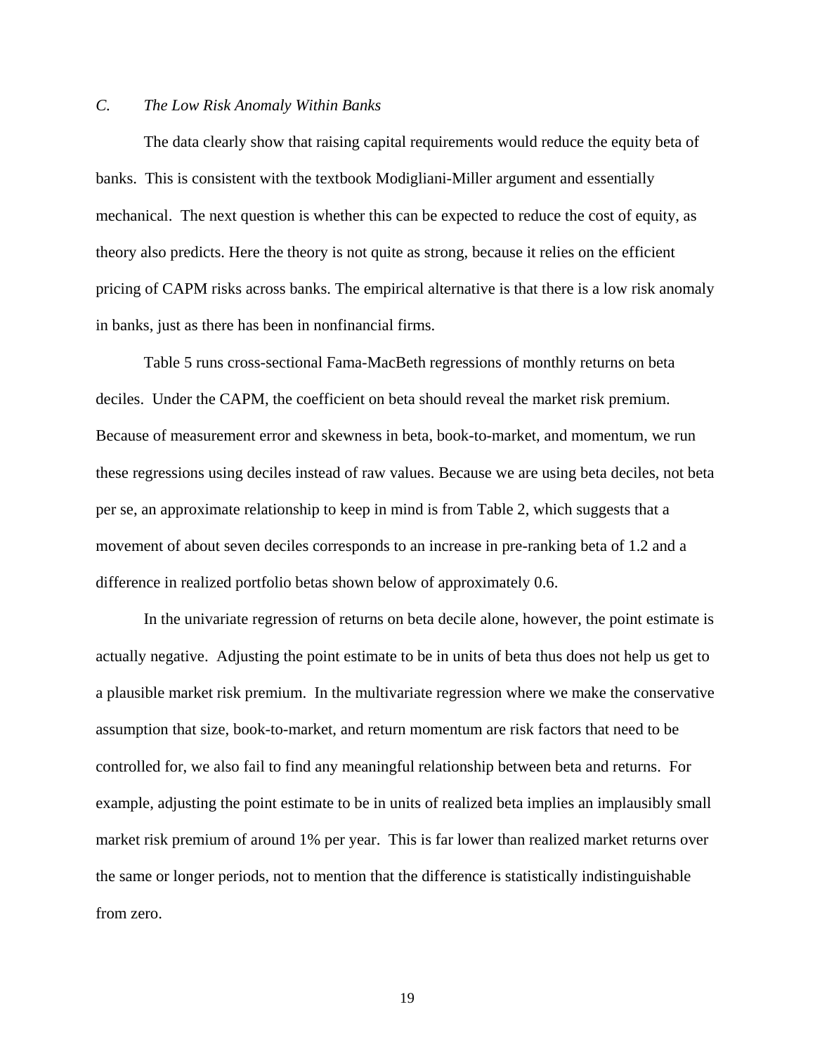### *C. The Low Risk Anomaly Within Banks*

The data clearly show that raising capital requirements would reduce the equity beta of banks. This is consistent with the textbook Modigliani-Miller argument and essentially mechanical. The next question is whether this can be expected to reduce the cost of equity, as theory also predicts. Here the theory is not quite as strong, because it relies on the efficient pricing of CAPM risks across banks. The empirical alternative is that there is a low risk anomaly in banks, just as there has been in nonfinancial firms.

Table 5 runs cross-sectional Fama-MacBeth regressions of monthly returns on beta deciles. Under the CAPM, the coefficient on beta should reveal the market risk premium. Because of measurement error and skewness in beta, book-to-market, and momentum, we run these regressions using deciles instead of raw values. Because we are using beta deciles, not beta per se, an approximate relationship to keep in mind is from Table 2, which suggests that a movement of about seven deciles corresponds to an increase in pre-ranking beta of 1.2 and a difference in realized portfolio betas shown below of approximately 0.6.

In the univariate regression of returns on beta decile alone, however, the point estimate is actually negative. Adjusting the point estimate to be in units of beta thus does not help us get to a plausible market risk premium. In the multivariate regression where we make the conservative assumption that size, book-to-market, and return momentum are risk factors that need to be controlled for, we also fail to find any meaningful relationship between beta and returns. For example, adjusting the point estimate to be in units of realized beta implies an implausibly small market risk premium of around 1% per year. This is far lower than realized market returns over the same or longer periods, not to mention that the difference is statistically indistinguishable from zero.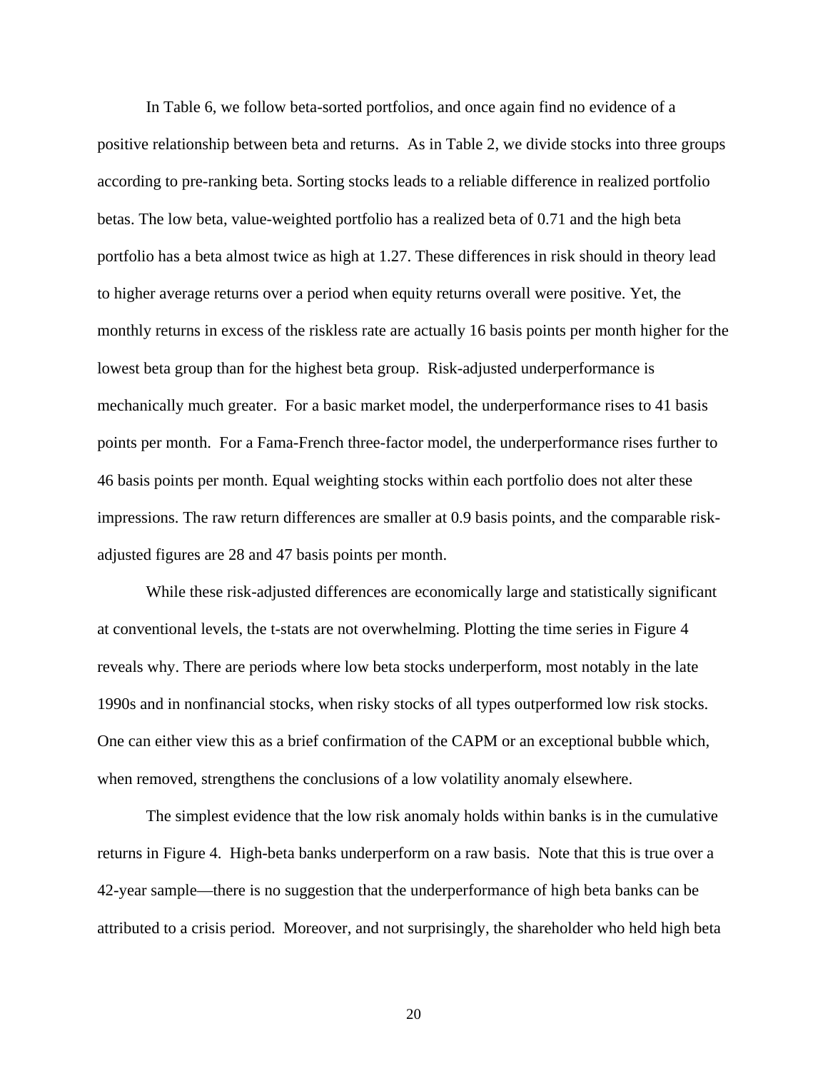In Table 6, we follow beta-sorted portfolios, and once again find no evidence of a positive relationship between beta and returns. As in Table 2, we divide stocks into three groups according to pre-ranking beta. Sorting stocks leads to a reliable difference in realized portfolio betas. The low beta, value-weighted portfolio has a realized beta of 0.71 and the high beta portfolio has a beta almost twice as high at 1.27. These differences in risk should in theory lead to higher average returns over a period when equity returns overall were positive. Yet, the monthly returns in excess of the riskless rate are actually 16 basis points per month higher for the lowest beta group than for the highest beta group. Risk-adjusted underperformance is mechanically much greater. For a basic market model, the underperformance rises to 41 basis points per month. For a Fama-French three-factor model, the underperformance rises further to 46 basis points per month. Equal weighting stocks within each portfolio does not alter these impressions. The raw return differences are smaller at 0.9 basis points, and the comparable risk-adjusted figures are 28 and 47 basis points per month.

While these risk-adjusted differences are economically large and statistically significant at conventional levels, the t-stats are not overwhelming. Plotting the time series in Figure 4 reveals why. There are periods where low beta stocks underperform, most notably in the late 1990s and in nonfinancial stocks, when risky stocks of all types outperformed low risk stocks. One can either view this as a brief confirmation of the CAPM or an exceptional bubble which, when removed, strengthens the conclusions of a low volatility anomaly elsewhere.

The simplest evidence that the low risk anomaly holds within banks is in the cumulative returns in Figure 4. High-beta banks underperform on a raw basis. Note that this is true over a 42-year sample—there is no suggestion that the underperformance of high beta banks can be attributed to a crisis period. Moreover, and not surprisingly, the shareholder who held high beta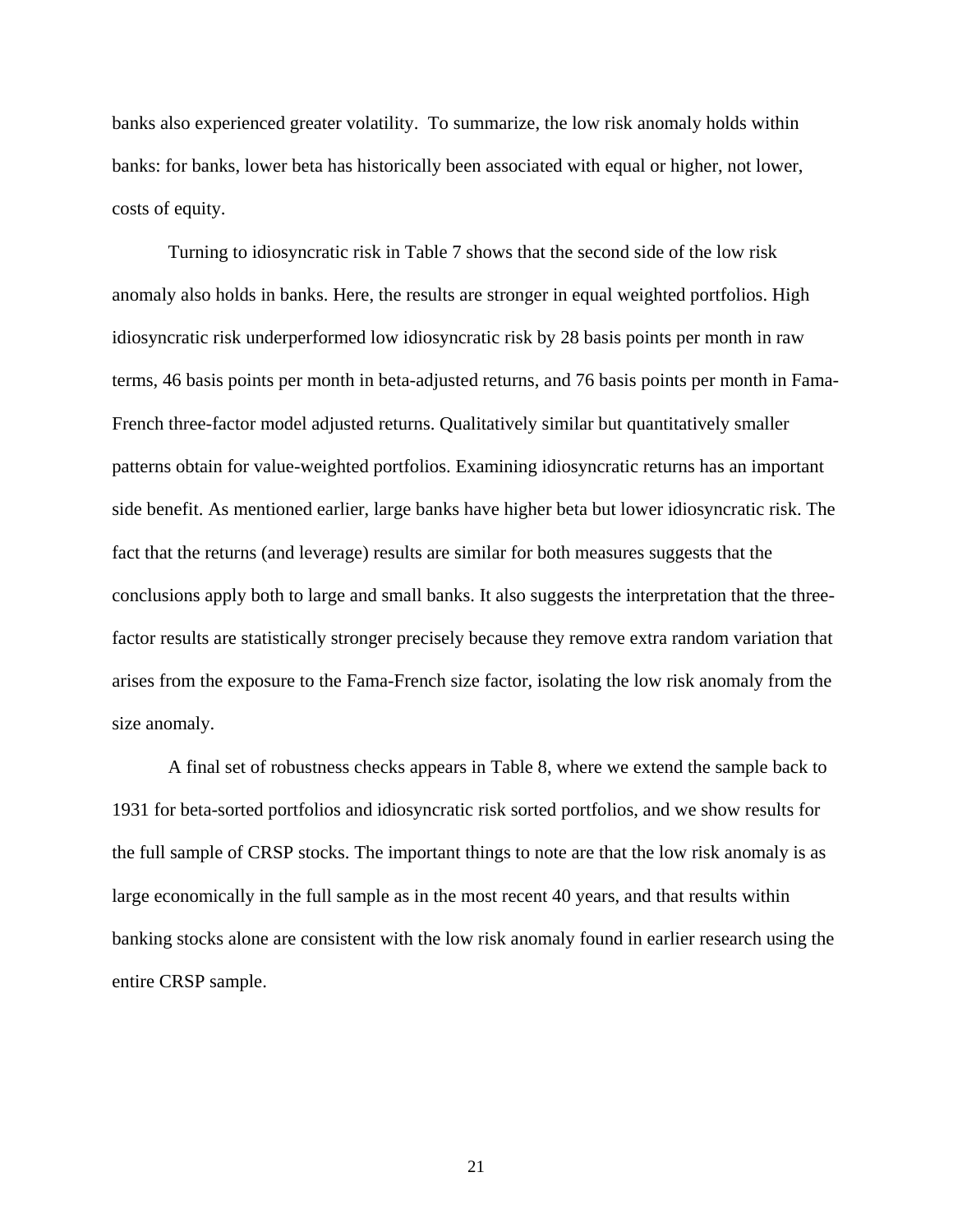banks also experienced greater volatility. To summarize, the low risk anomaly holds within banks: for banks, lower beta has historically been associated with equal or higher, not lower, costs of equity.

Turning to idiosyncratic risk in Table 7 shows that the second side of the low risk anomaly also holds in banks. Here, the results are stronger in equal weighted portfolios. High idiosyncratic risk underperformed low idiosyncratic risk by 28 basis points per month in raw terms, 46 basis points per month in beta-adjusted returns, and 76 basis points per month in Fama-French three-factor model adjusted returns. Qualitatively similar but quantitatively smaller patterns obtain for value-weighted portfolios. Examining idiosyncratic returns has an important side benefit. As mentioned earlier, large banks have higher beta but lower idiosyncratic risk. The fact that the returns (and leverage) results are similar for both measures suggests that the conclusions apply both to large and small banks. It also suggests the interpretation that the three-factor results are statistically stronger precisely because they remove extra random variation that arises from the exposure to the Fama-French size factor, isolating the low risk anomaly from the size anomaly.

A final set of robustness checks appears in Table 8, where we extend the sample back to 1931 for beta-sorted portfolios and idiosyncratic risk sorted portfolios, and we show results for the full sample of CRSP stocks. The important things to note are that the low risk anomaly is as large economically in the full sample as in the most recent 40 years, and that results within banking stocks alone are consistent with the low risk anomaly found in earlier research using the entire CRSP sample.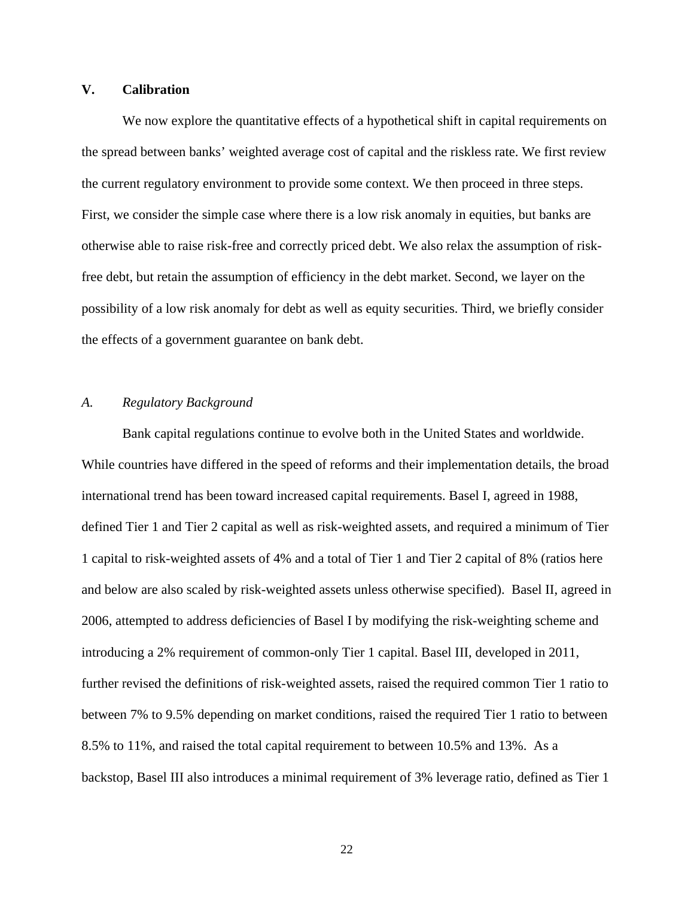## V. Calibration

We now explore the quantitative effects of a hypothetical shift in capital requirements on the spread between banks' weighted average cost of capital and the riskless rate. We first review the current regulatory environment to provide some context. We then proceed in three steps. First, we consider the simple case where there is a low risk anomaly in equities, but banks are otherwise able to raise risk-free and correctly priced debt. We also relax the assumption of risk-free debt, but retain the assumption of efficiency in the debt market. Second, we layer on the possibility of a low risk anomaly for debt as well as equity securities. Third, we briefly consider the effects of a government guarantee on bank debt.

### *A. Regulatory Background*

Bank capital regulations continue to evolve both in the United States and worldwide. While countries have differed in the speed of reforms and their implementation details, the broad international trend has been toward increased capital requirements. Basel I, agreed in 1988, defined Tier 1 and Tier 2 capital as well as risk-weighted assets, and required a minimum of Tier 1 capital to risk-weighted assets of 4% and a total of Tier 1 and Tier 2 capital of 8% (ratios here and below are also scaled by risk-weighted assets unless otherwise specified). Basel II, agreed in 2006, attempted to address deficiencies of Basel I by modifying the risk-weighting scheme and introducing a 2% requirement of common-only Tier 1 capital. Basel III, developed in 2011, further revised the definitions of risk-weighted assets, raised the required common Tier 1 ratio to between 7% to 9.5% depending on market conditions, raised the required Tier 1 ratio to between 8.5% to 11%, and raised the total capital requirement to between 10.5% and 13%. As a backstop, Basel III also introduces a minimal requirement of 3% leverage ratio, defined as Tier 1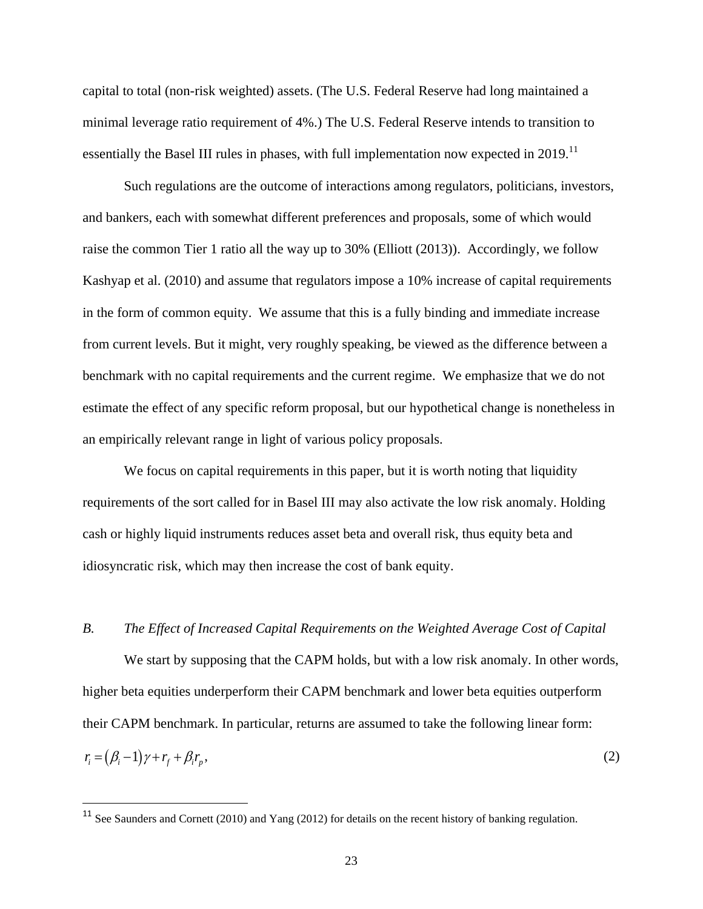capital to total (non-risk weighted) assets. (The U.S. Federal Reserve had long maintained a minimal leverage ratio requirement of 4%.) The U.S. Federal Reserve intends to transition to essentially the Basel III rules in phases, with full implementation now expected in 2019.[11]

Such regulations are the outcome of interactions among regulators, politicians, investors, and bankers, each with somewhat different preferences and proposals, some of which would raise the common Tier 1 ratio all the way up to 30% (Elliott (2013)). Accordingly, we follow Kashyap et al. (2010) and assume that regulators impose a 10% increase of capital requirements in the form of common equity. We assume that this is a fully binding and immediate increase from current levels. But it might, very roughly speaking, be viewed as the difference between a benchmark with no capital requirements and the current regime. We emphasize that we do not estimate the effect of any specific reform proposal, but our hypothetical change is nonetheless in an empirically relevant range in light of various policy proposals.

We focus on capital requirements in this paper, but it is worth noting that liquidity requirements of the sort called for in Basel III may also activate the low risk anomaly. Holding cash or highly liquid instruments reduces asset beta and overall risk, thus equity beta and idiosyncratic risk, which may then increase the cost of bank equity.

### *B. The Effect of Increased Capital Requirements on the Weighted Average Cost of Capital*

We start by supposing that the CAPM holds, but with a low risk anomaly. In other words, higher beta equities underperform their CAPM benchmark and lower beta equities outperform their CAPM benchmark. In particular, returns are assumed to take the following linear form:

$$r_i = (\beta_i - 1)\gamma + r_f + \beta_i r_p, \tag{2}$$

[11] See Saunders and Cornett (2010) and Yang (2012) for details on the recent history of banking regulation.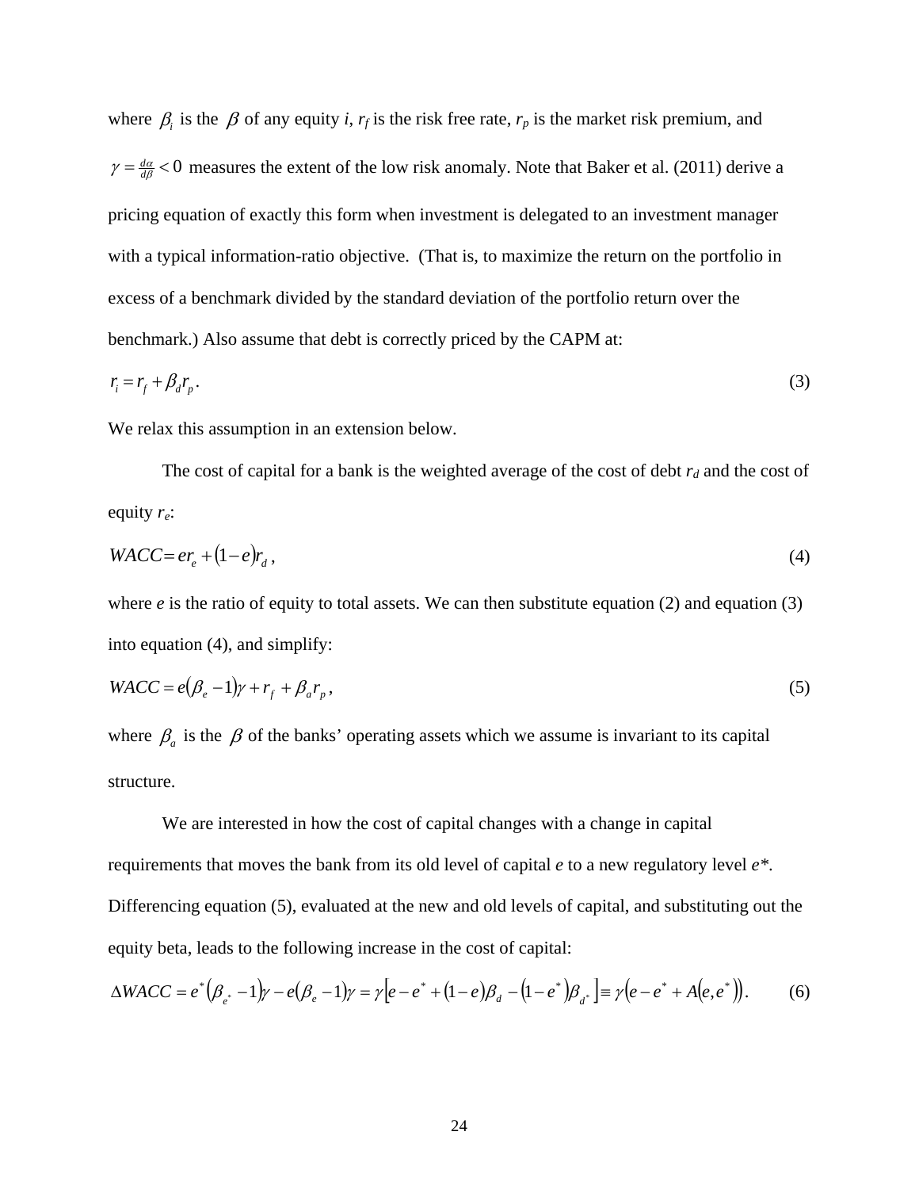where $\beta_i$ is the $\beta$ of any equity *i*, $r_f$ is the risk free rate, $r_p$ is the market risk premium, and $\gamma = \frac{d\alpha}{d\beta} < 0$ measures the extent of the low risk anomaly. Note that Baker et al. (2011) derive a pricing equation of exactly this form when investment is delegated to an investment manager with a typical information-ratio objective. (That is, to maximize the return on the portfolio in excess of a benchmark divided by the standard deviation of the portfolio return over the benchmark.) Also assume that debt is correctly priced by the CAPM at:

$$r_i = r_f + \beta_d r_p . \tag{3}$$

We relax this assumption in an extension below.

The cost of capital for a bank is the weighted average of the cost of debt $r_d$ and the cost of equity $r_e$:

$$WACC = e r_e + (1-e) r_d , \tag{4}$$

where *e* is the ratio of equity to total assets. We can then substitute equation (2) and equation (3) into equation (4), and simplify:

$$WACC = e(\beta_e - 1)\gamma + r_f + \beta_a r_p , \tag{5}$$

where $\beta_a$ is the $\beta$ of the banks' operating assets which we assume is invariant to its capital structure.

We are interested in how the cost of capital changes with a change in capital requirements that moves the bank from its old level of capital *e* to a new regulatory level *e\**. Differencing equation (5), evaluated at the new and old levels of capital, and substituting out the equity beta, leads to the following increase in the cost of capital:

$$\Delta WACC = e^*(\beta_{e^*} - 1)\gamma - e(\beta_e - 1)\gamma = \gamma\left[e - e^* + (1-e)\beta_d - (1-e^*)\beta_{d^*}\right] \equiv \gamma\left(e - e^* + A(e, e^*)\right). \tag{6}$$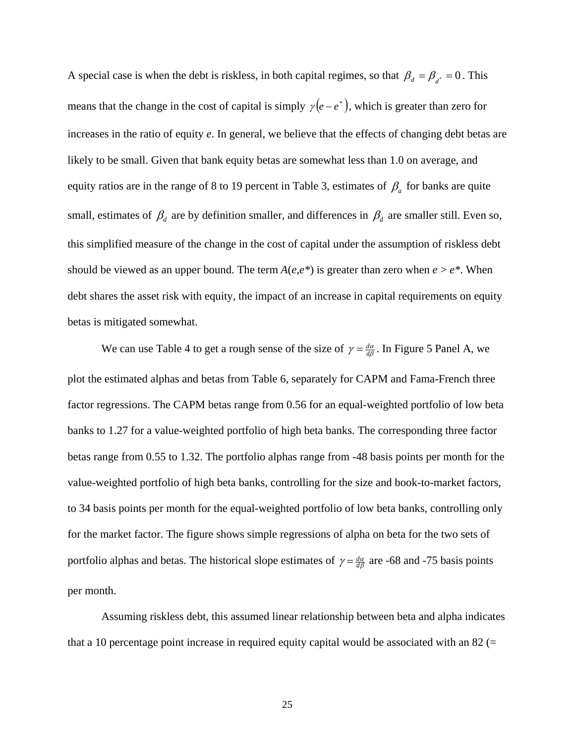A special case is when the debt is riskless, in both capital regimes, so that $\beta_d = \beta_{d^*} = 0$. This means that the change in the cost of capital is simply $\gamma(e - e^*)$, which is greater than zero for increases in the ratio of equity *e*. In general, we believe that the effects of changing debt betas are likely to be small. Given that bank equity betas are somewhat less than 1.0 on average, and equity ratios are in the range of 8 to 19 percent in Table 3, estimates of $\beta_a$ for banks are quite small, estimates of $\beta_d$ are by definition smaller, and differences in $\beta_d$ are smaller still. Even so, this simplified measure of the change in the cost of capital under the assumption of riskless debt should be viewed as an upper bound. The term $A(e,e^*)$ is greater than zero when $e > e^*$. When debt shares the asset risk with equity, the impact of an increase in capital requirements on equity betas is mitigated somewhat.

We can use Table 4 to get a rough sense of the size of $\gamma = \frac{d\alpha}{d\beta}$. In Figure 5 Panel A, we plot the estimated alphas and betas from Table 6, separately for CAPM and Fama-French three factor regressions. The CAPM betas range from 0.56 for an equal-weighted portfolio of low beta banks to 1.27 for a value-weighted portfolio of high beta banks. The corresponding three factor betas range from 0.55 to 1.32. The portfolio alphas range from -48 basis points per month for the value-weighted portfolio of high beta banks, controlling for the size and book-to-market factors, to 34 basis points per month for the equal-weighted portfolio of low beta banks, controlling only for the market factor. The figure shows simple regressions of alpha on beta for the two sets of portfolio alphas and betas. The historical slope estimates of $\gamma = \frac{d\alpha}{d\beta}$ are -68 and -75 basis points per month.

Assuming riskless debt, this assumed linear relationship between beta and alpha indicates that a 10 percentage point increase in required equity capital would be associated with an 82 (=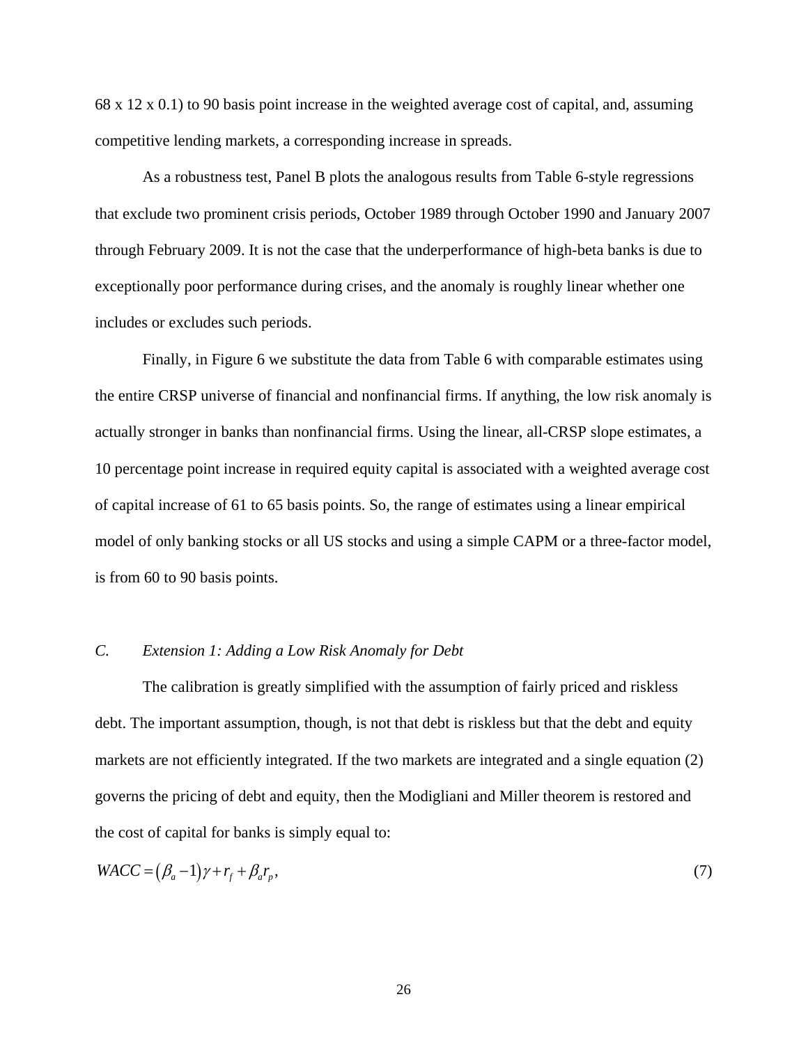68 x 12 x 0.1) to 90 basis point increase in the weighted average cost of capital, and, assuming competitive lending markets, a corresponding increase in spreads.

As a robustness test, Panel B plots the analogous results from Table 6-style regressions that exclude two prominent crisis periods, October 1989 through October 1990 and January 2007 through February 2009. It is not the case that the underperformance of high-beta banks is due to exceptionally poor performance during crises, and the anomaly is roughly linear whether one includes or excludes such periods.

Finally, in Figure 6 we substitute the data from Table 6 with comparable estimates using the entire CRSP universe of financial and nonfinancial firms. If anything, the low risk anomaly is actually stronger in banks than nonfinancial firms. Using the linear, all-CRSP slope estimates, a 10 percentage point increase in required equity capital is associated with a weighted average cost of capital increase of 61 to 65 basis points. So, the range of estimates using a linear empirical model of only banking stocks or all US stocks and using a simple CAPM or a three-factor model, is from 60 to 90 basis points.

### *C. Extension 1: Adding a Low Risk Anomaly for Debt*

The calibration is greatly simplified with the assumption of fairly priced and riskless debt. The important assumption, though, is not that debt is riskless but that the debt and equity markets are not efficiently integrated. If the two markets are integrated and a single equation (2) governs the pricing of debt and equity, then the Modigliani and Miller theorem is restored and the cost of capital for banks is simply equal to:

$$WACC = (\beta_a - 1)\gamma + r_f + \beta_a r_p, \tag{7}$$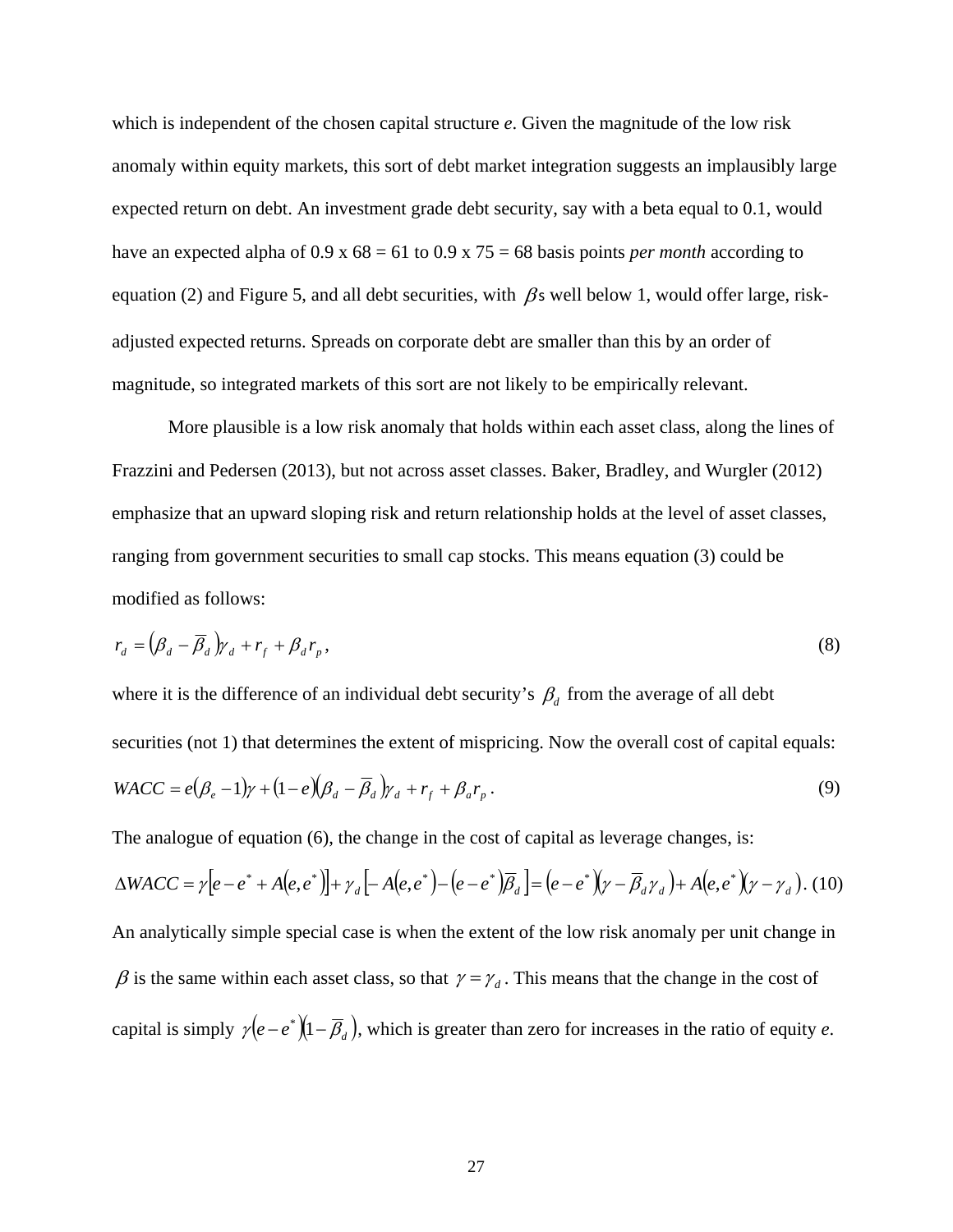which is independent of the chosen capital structure *e*. Given the magnitude of the low risk anomaly within equity markets, this sort of debt market integration suggests an implausibly large expected return on debt. An investment grade debt security, say with a beta equal to 0.1, would have an expected alpha of 0.9 x 68 = 61 to 0.9 x 75 = 68 basis points *per month* according to equation (2) and Figure 5, and all debt securities, with $\beta$s well below 1, would offer large, risk-adjusted expected returns. Spreads on corporate debt are smaller than this by an order of magnitude, so integrated markets of this sort are not likely to be empirically relevant.

More plausible is a low risk anomaly that holds within each asset class, along the lines of Frazzini and Pedersen (2013), but not across asset classes. Baker, Bradley, and Wurgler (2012) emphasize that an upward sloping risk and return relationship holds at the level of asset classes, ranging from government securities to small cap stocks. This means equation (3) could be modified as follows:

$$r_d = \left(\beta_d - \overline{\beta}_d\right)\gamma_d + r_f + \beta_d r_p, \tag{8}$$

where it is the difference of an individual debt security's $\beta_d$ from the average of all debt securities (not 1) that determines the extent of mispricing. Now the overall cost of capital equals:

$$WACC = e\left(\beta_e - 1\right)\gamma + \left(1 - e\right)\left(\beta_d - \overline{\beta}_d\right)\gamma_d + r_f + \beta_a r_p. \tag{9}$$

The analogue of equation (6), the change in the cost of capital as leverage changes, is:

$$\Delta WACC = \gamma\left[e - e^* + A\left(e, e^*\right)\right] + \gamma_d\left[-A\left(e, e^*\right) - \left(e - e^*\right)\overline{\beta}_d\right] = \left(e - e^*\right)\left(\gamma - \overline{\beta}_d\gamma_d\right) + A\left(e, e^*\right)\left(\gamma - \gamma_d\right). \tag{10}$$

An analytically simple special case is when the extent of the low risk anomaly per unit change in $\beta$ is the same within each asset class, so that $\gamma = \gamma_d$. This means that the change in the cost of capital is simply $\gamma\left(e - e^*\right)\left(1 - \overline{\beta}_d\right)$, which is greater than zero for increases in the ratio of equity *e*.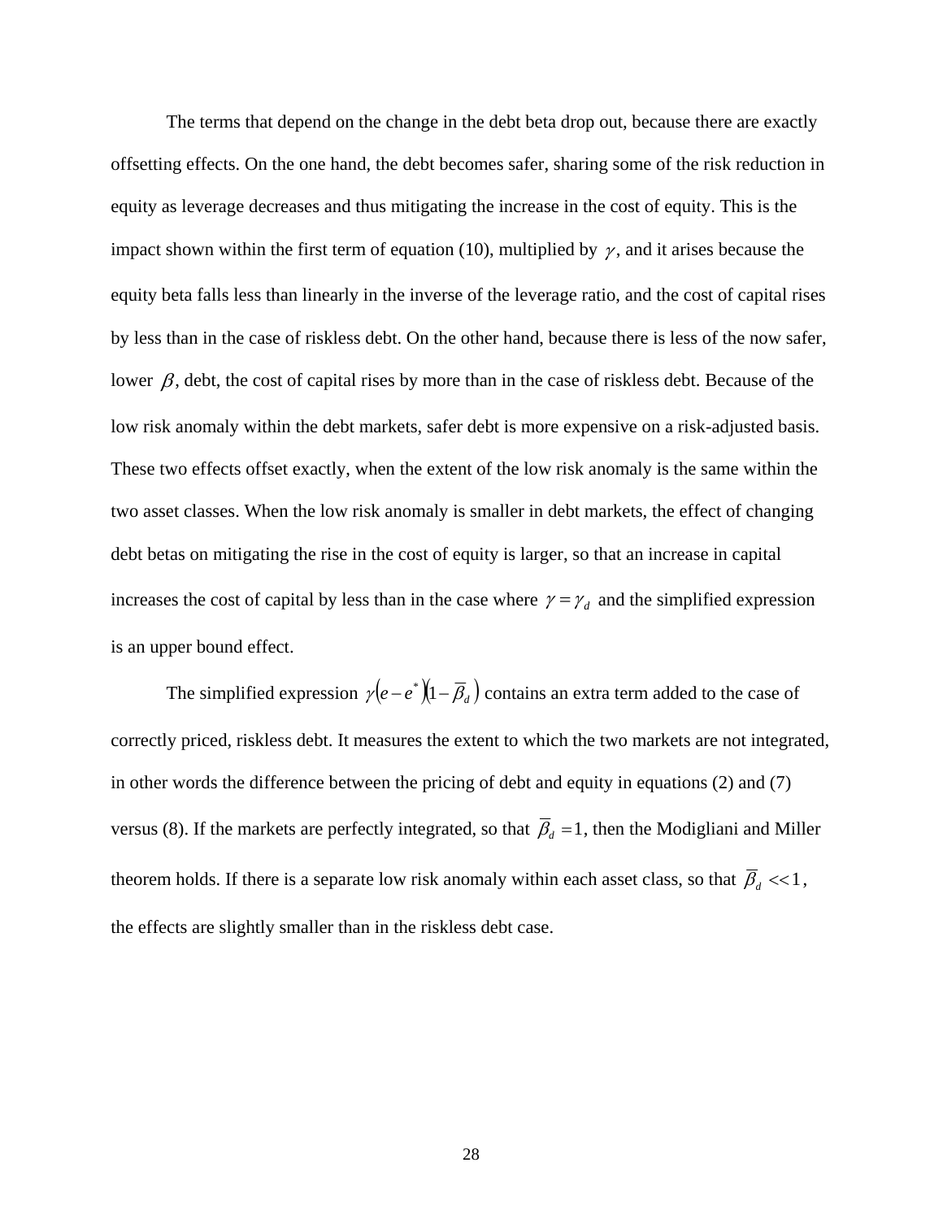The terms that depend on the change in the debt beta drop out, because there are exactly offsetting effects. On the one hand, the debt becomes safer, sharing some of the risk reduction in equity as leverage decreases and thus mitigating the increase in the cost of equity. This is the impact shown within the first term of equation (10), multiplied by $\gamma$, and it arises because the equity beta falls less than linearly in the inverse of the leverage ratio, and the cost of capital rises by less than in the case of riskless debt. On the other hand, because there is less of the now safer, lower $\beta$, debt, the cost of capital rises by more than in the case of riskless debt. Because of the low risk anomaly within the debt markets, safer debt is more expensive on a risk-adjusted basis. These two effects offset exactly, when the extent of the low risk anomaly is the same within the two asset classes. When the low risk anomaly is smaller in debt markets, the effect of changing debt betas on mitigating the rise in the cost of equity is larger, so that an increase in capital increases the cost of capital by less than in the case where $\gamma = \gamma_d$ and the simplified expression is an upper bound effect.

The simplified expression $\gamma\left(e - e^*\right)\left(1 - \overline{\beta}_d\right)$ contains an extra term added to the case of correctly priced, riskless debt. It measures the extent to which the two markets are not integrated, in other words the difference between the pricing of debt and equity in equations (2) and (7) versus (8). If the markets are perfectly integrated, so that $\overline{\beta}_d = 1$, then the Modigliani and Miller theorem holds. If there is a separate low risk anomaly within each asset class, so that $\overline{\beta}_d << 1$, the effects are slightly smaller than in the riskless debt case.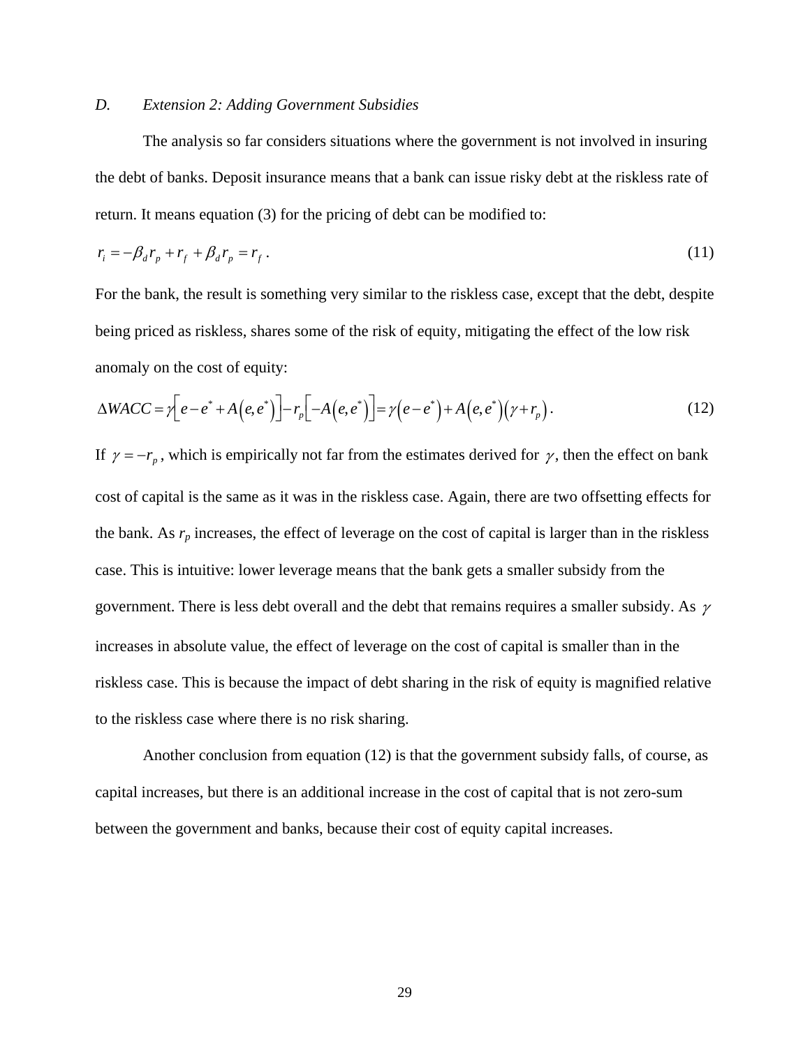### D. *Extension 2: Adding Government Subsidies*

The analysis so far considers situations where the government is not involved in insuring the debt of banks. Deposit insurance means that a bank can issue risky debt at the riskless rate of return. It means equation (3) for the pricing of debt can be modified to:

$$r_i = -\beta_d r_p + r_f + \beta_d r_p = r_f . \tag{11}$$

For the bank, the result is something very similar to the riskless case, except that the debt, despite being priced as riskless, shares some of the risk of equity, mitigating the effect of the low risk anomaly on the cost of equity:

$$\Delta WACC = \gamma\left[e - e^* + A\left(e, e^*\right)\right] - r_p\left[-A\left(e, e^*\right)\right] = \gamma\left(e - e^*\right) + A\left(e, e^*\right)\left(\gamma + r_p\right). \tag{12}$$

If $\gamma = -r_p$, which is empirically not far from the estimates derived for $\gamma$, then the effect on bank cost of capital is the same as it was in the riskless case. Again, there are two offsetting effects for the bank. As $r_p$ increases, the effect of leverage on the cost of capital is larger than in the riskless case. This is intuitive: lower leverage means that the bank gets a smaller subsidy from the government. There is less debt overall and the debt that remains requires a smaller subsidy. As $\gamma$ increases in absolute value, the effect of leverage on the cost of capital is smaller than in the riskless case. This is because the impact of debt sharing in the risk of equity is magnified relative to the riskless case where there is no risk sharing.

Another conclusion from equation (12) is that the government subsidy falls, of course, as capital increases, but there is an additional increase in the cost of capital that is not zero-sum between the government and banks, because their cost of equity capital increases.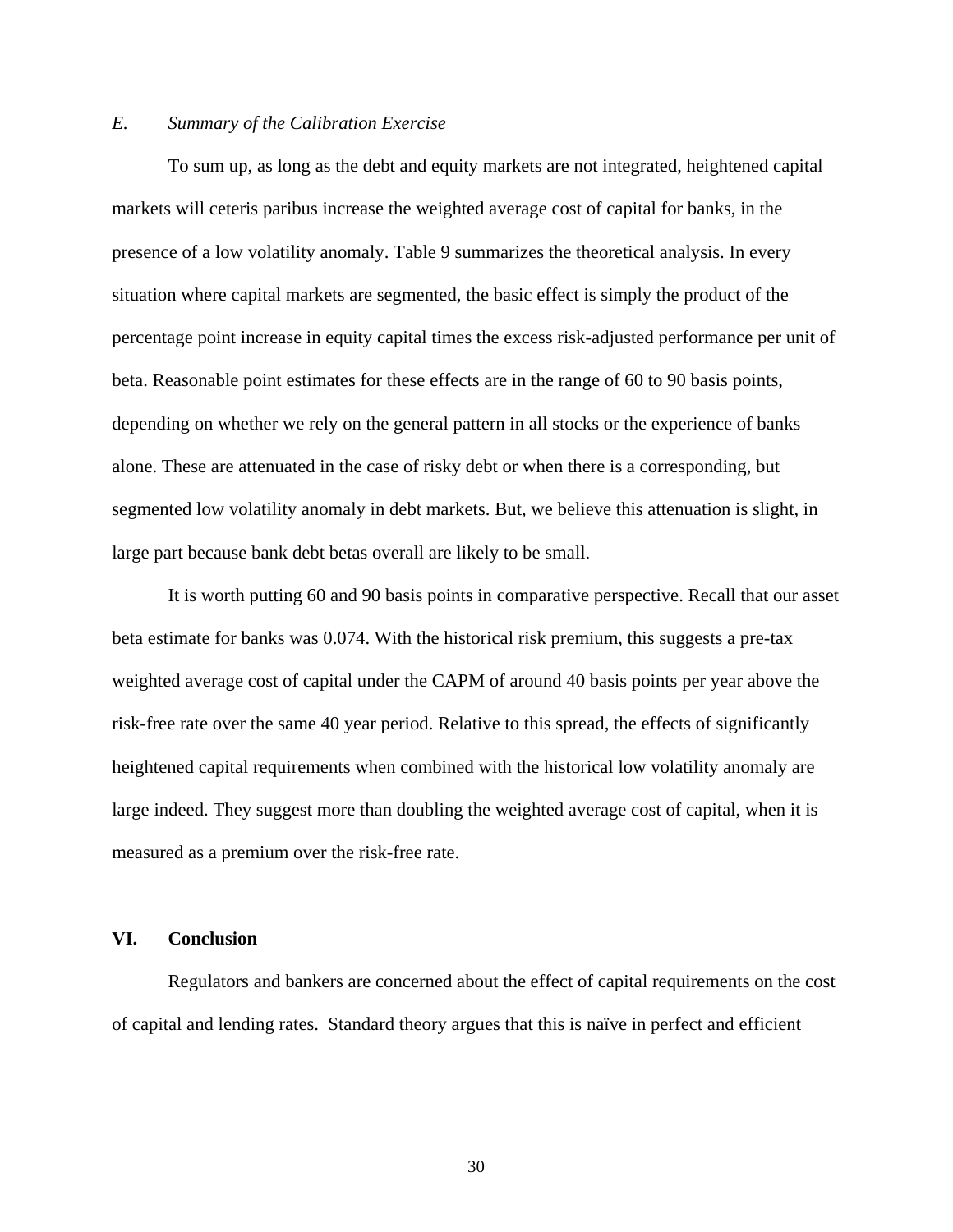### *E. Summary of the Calibration Exercise*

To sum up, as long as the debt and equity markets are not integrated, heightened capital markets will ceteris paribus increase the weighted average cost of capital for banks, in the presence of a low volatility anomaly. Table 9 summarizes the theoretical analysis. In every situation where capital markets are segmented, the basic effect is simply the product of the percentage point increase in equity capital times the excess risk-adjusted performance per unit of beta. Reasonable point estimates for these effects are in the range of 60 to 90 basis points, depending on whether we rely on the general pattern in all stocks or the experience of banks alone. These are attenuated in the case of risky debt or when there is a corresponding, but segmented low volatility anomaly in debt markets. But, we believe this attenuation is slight, in large part because bank debt betas overall are likely to be small.

It is worth putting 60 and 90 basis points in comparative perspective. Recall that our asset beta estimate for banks was 0.074. With the historical risk premium, this suggests a pre-tax weighted average cost of capital under the CAPM of around 40 basis points per year above the risk-free rate over the same 40 year period. Relative to this spread, the effects of significantly heightened capital requirements when combined with the historical low volatility anomaly are large indeed. They suggest more than doubling the weighted average cost of capital, when it is measured as a premium over the risk-free rate.

## VI. Conclusion

Regulators and bankers are concerned about the effect of capital requirements on the cost of capital and lending rates. Standard theory argues that this is naïve in perfect and efficient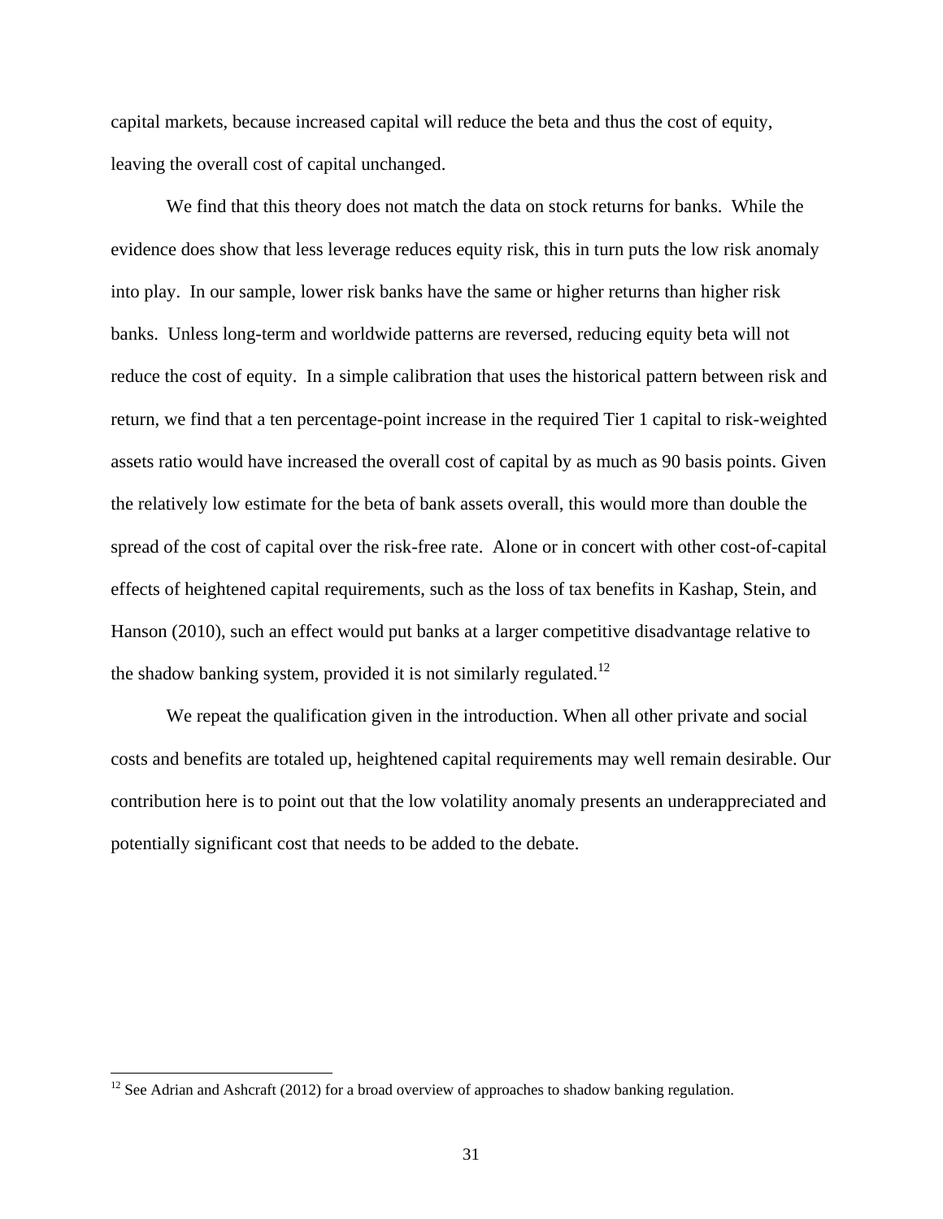capital markets, because increased capital will reduce the beta and thus the cost of equity, leaving the overall cost of capital unchanged.

We find that this theory does not match the data on stock returns for banks. While the evidence does show that less leverage reduces equity risk, this in turn puts the low risk anomaly into play. In our sample, lower risk banks have the same or higher returns than higher risk banks. Unless long-term and worldwide patterns are reversed, reducing equity beta will not reduce the cost of equity. In a simple calibration that uses the historical pattern between risk and return, we find that a ten percentage-point increase in the required Tier 1 capital to risk-weighted assets ratio would have increased the overall cost of capital by as much as 90 basis points. Given the relatively low estimate for the beta of bank assets overall, this would more than double the spread of the cost of capital over the risk-free rate. Alone or in concert with other cost-of-capital effects of heightened capital requirements, such as the loss of tax benefits in Kashap, Stein, and Hanson (2010), such an effect would put banks at a larger competitive disadvantage relative to the shadow banking system, provided it is not similarly regulated.[12]

We repeat the qualification given in the introduction. When all other private and social costs and benefits are totaled up, heightened capital requirements may well remain desirable. Our contribution here is to point out that the low volatility anomaly presents an underappreciated and potentially significant cost that needs to be added to the debate.

[12] See Adrian and Ashcraft (2012) for a broad overview of approaches to shadow banking regulation.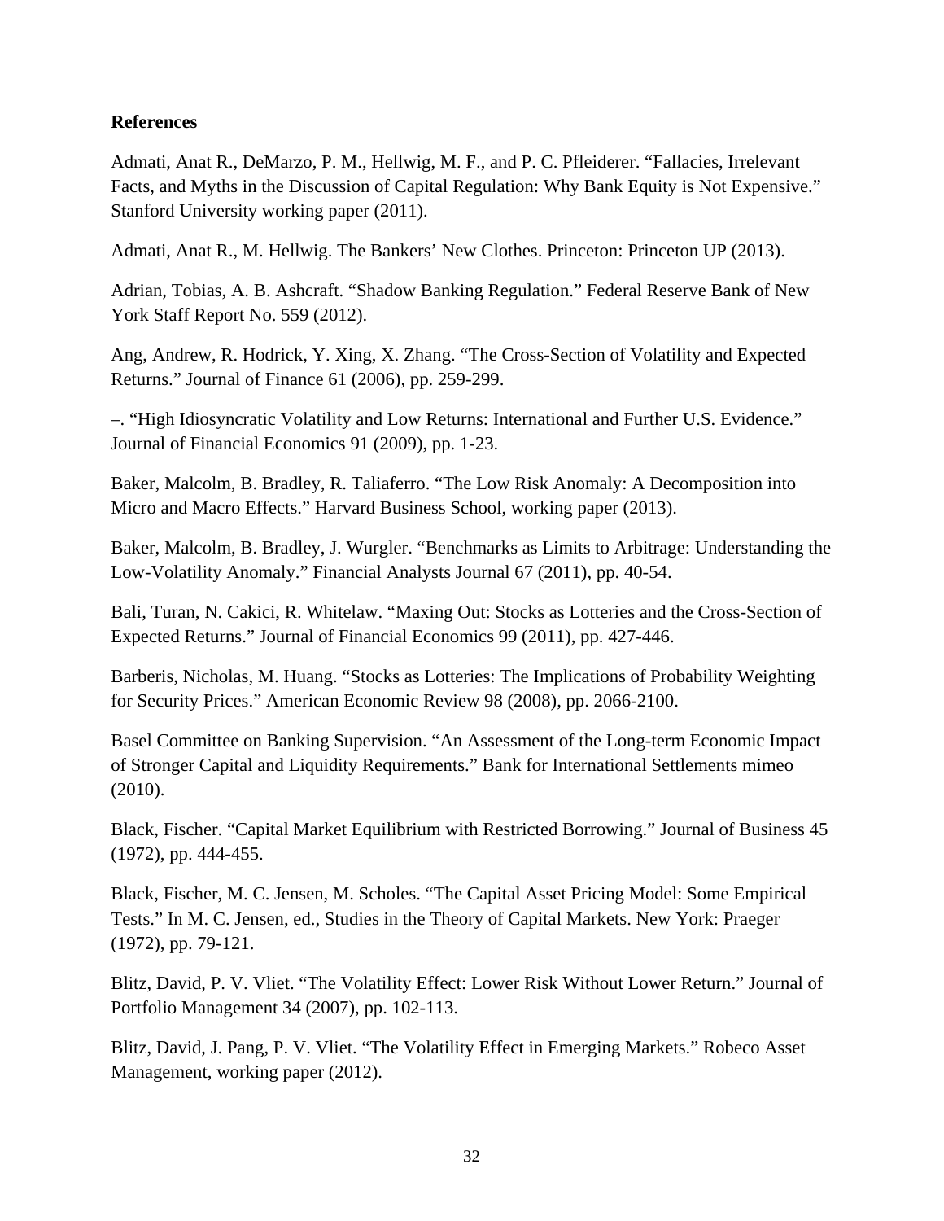**References**

Admati, Anat R., DeMarzo, P. M., Hellwig, M. F., and P. C. Pfleiderer. "Fallacies, Irrelevant Facts, and Myths in the Discussion of Capital Regulation: Why Bank Equity is Not Expensive." Stanford University working paper (2011).

Admati, Anat R., M. Hellwig. The Bankers' New Clothes. Princeton: Princeton UP (2013).

Adrian, Tobias, A. B. Ashcraft. "Shadow Banking Regulation." Federal Reserve Bank of New York Staff Report No. 559 (2012).

Ang, Andrew, R. Hodrick, Y. Xing, X. Zhang. "The Cross-Section of Volatility and Expected Returns." Journal of Finance 61 (2006), pp. 259-299.

–. "High Idiosyncratic Volatility and Low Returns: International and Further U.S. Evidence." Journal of Financial Economics 91 (2009), pp. 1-23.

Baker, Malcolm, B. Bradley, R. Taliaferro. "The Low Risk Anomaly: A Decomposition into Micro and Macro Effects." Harvard Business School, working paper (2013).

Baker, Malcolm, B. Bradley, J. Wurgler. "Benchmarks as Limits to Arbitrage: Understanding the Low-Volatility Anomaly." Financial Analysts Journal 67 (2011), pp. 40-54.

Bali, Turan, N. Cakici, R. Whitelaw. "Maxing Out: Stocks as Lotteries and the Cross-Section of Expected Returns." Journal of Financial Economics 99 (2011), pp. 427-446.

Barberis, Nicholas, M. Huang. "Stocks as Lotteries: The Implications of Probability Weighting for Security Prices." American Economic Review 98 (2008), pp. 2066-2100.

Basel Committee on Banking Supervision. "An Assessment of the Long-term Economic Impact of Stronger Capital and Liquidity Requirements." Bank for International Settlements mimeo (2010).

Black, Fischer. "Capital Market Equilibrium with Restricted Borrowing." Journal of Business 45 (1972), pp. 444-455.

Black, Fischer, M. C. Jensen, M. Scholes. "The Capital Asset Pricing Model: Some Empirical Tests." In M. C. Jensen, ed., Studies in the Theory of Capital Markets. New York: Praeger (1972), pp. 79-121.

Blitz, David, P. V. Vliet. "The Volatility Effect: Lower Risk Without Lower Return." Journal of Portfolio Management 34 (2007), pp. 102-113.

Blitz, David, J. Pang, P. V. Vliet. "The Volatility Effect in Emerging Markets." Robeco Asset Management, working paper (2012).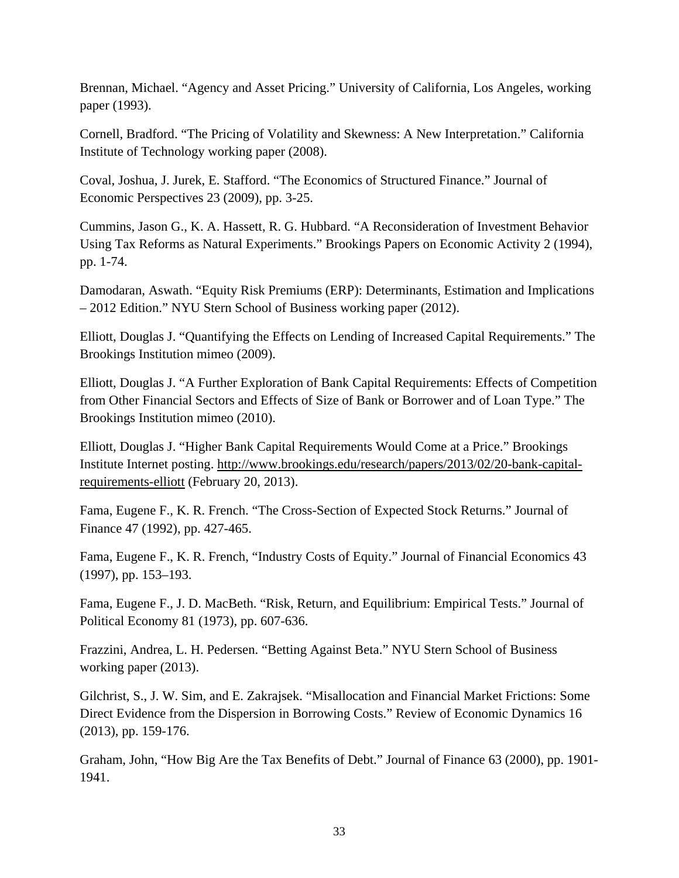Brennan, Michael. "Agency and Asset Pricing." University of California, Los Angeles, working paper (1993).

Cornell, Bradford. "The Pricing of Volatility and Skewness: A New Interpretation." California Institute of Technology working paper (2008).

Coval, Joshua, J. Jurek, E. Stafford. "The Economics of Structured Finance." Journal of Economic Perspectives 23 (2009), pp. 3-25.

Cummins, Jason G., K. A. Hassett, R. G. Hubbard. "A Reconsideration of Investment Behavior Using Tax Reforms as Natural Experiments." Brookings Papers on Economic Activity 2 (1994), pp. 1-74.

Damodaran, Aswath. "Equity Risk Premiums (ERP): Determinants, Estimation and Implications – 2012 Edition." NYU Stern School of Business working paper (2012).

Elliott, Douglas J. "Quantifying the Effects on Lending of Increased Capital Requirements." The Brookings Institution mimeo (2009).

Elliott, Douglas J. "A Further Exploration of Bank Capital Requirements: Effects of Competition from Other Financial Sectors and Effects of Size of Bank or Borrower and of Loan Type." The Brookings Institution mimeo (2010).

Elliott, Douglas J. "Higher Bank Capital Requirements Would Come at a Price." Brookings Institute Internet posting. http://www.brookings.edu/research/papers/2013/02/20-bank-capital-requirements-elliott (February 20, 2013).

Fama, Eugene F., K. R. French. "The Cross-Section of Expected Stock Returns." Journal of Finance 47 (1992), pp. 427-465.

Fama, Eugene F., K. R. French, "Industry Costs of Equity." Journal of Financial Economics 43 (1997), pp. 153–193.

Fama, Eugene F., J. D. MacBeth. "Risk, Return, and Equilibrium: Empirical Tests." Journal of Political Economy 81 (1973), pp. 607-636.

Frazzini, Andrea, L. H. Pedersen. "Betting Against Beta." NYU Stern School of Business working paper (2013).

Gilchrist, S., J. W. Sim, and E. Zakrajsek. "Misallocation and Financial Market Frictions: Some Direct Evidence from the Dispersion in Borrowing Costs." Review of Economic Dynamics 16 (2013), pp. 159-176.

Graham, John, "How Big Are the Tax Benefits of Debt." Journal of Finance 63 (2000), pp. 1901-1941.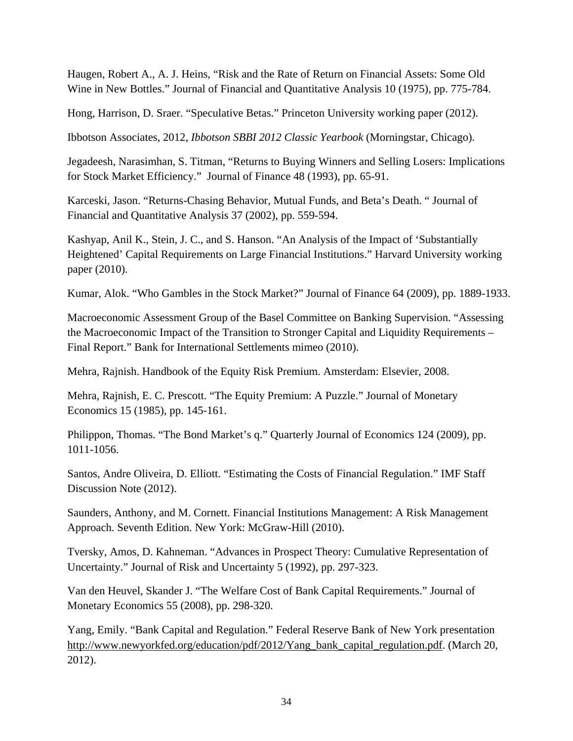Haugen, Robert A., A. J. Heins, "Risk and the Rate of Return on Financial Assets: Some Old Wine in New Bottles." Journal of Financial and Quantitative Analysis 10 (1975), pp. 775-784.

Hong, Harrison, D. Sraer. "Speculative Betas." Princeton University working paper (2012).

Ibbotson Associates, 2012, *Ibbotson SBBI 2012 Classic Yearbook* (Morningstar, Chicago).

Jegadeesh, Narasimhan, S. Titman, "Returns to Buying Winners and Selling Losers: Implications for Stock Market Efficiency." Journal of Finance 48 (1993), pp. 65-91.

Karceski, Jason. "Returns-Chasing Behavior, Mutual Funds, and Beta's Death. " Journal of Financial and Quantitative Analysis 37 (2002), pp. 559-594.

Kashyap, Anil K., Stein, J. C., and S. Hanson. "An Analysis of the Impact of 'Substantially Heightened' Capital Requirements on Large Financial Institutions." Harvard University working paper (2010).

Kumar, Alok. "Who Gambles in the Stock Market?" Journal of Finance 64 (2009), pp. 1889-1933.

Macroeconomic Assessment Group of the Basel Committee on Banking Supervision. "Assessing the Macroeconomic Impact of the Transition to Stronger Capital and Liquidity Requirements – Final Report." Bank for International Settlements mimeo (2010).

Mehra, Rajnish. Handbook of the Equity Risk Premium. Amsterdam: Elsevier, 2008.

Mehra, Rajnish, E. C. Prescott. "The Equity Premium: A Puzzle." Journal of Monetary Economics 15 (1985), pp. 145-161.

Philippon, Thomas. "The Bond Market's q." Quarterly Journal of Economics 124 (2009), pp. 1011-1056.

Santos, Andre Oliveira, D. Elliott. "Estimating the Costs of Financial Regulation." IMF Staff Discussion Note (2012).

Saunders, Anthony, and M. Cornett. Financial Institutions Management: A Risk Management Approach. Seventh Edition. New York: McGraw-Hill (2010).

Tversky, Amos, D. Kahneman. "Advances in Prospect Theory: Cumulative Representation of Uncertainty." Journal of Risk and Uncertainty 5 (1992), pp. 297-323.

Van den Heuvel, Skander J. "The Welfare Cost of Bank Capital Requirements." Journal of Monetary Economics 55 (2008), pp. 298-320.

Yang, Emily. "Bank Capital and Regulation." Federal Reserve Bank of New York presentation http://www.newyorkfed.org/education/pdf/2012/Yang_bank_capital_regulation.pdf. (March 20, 2012).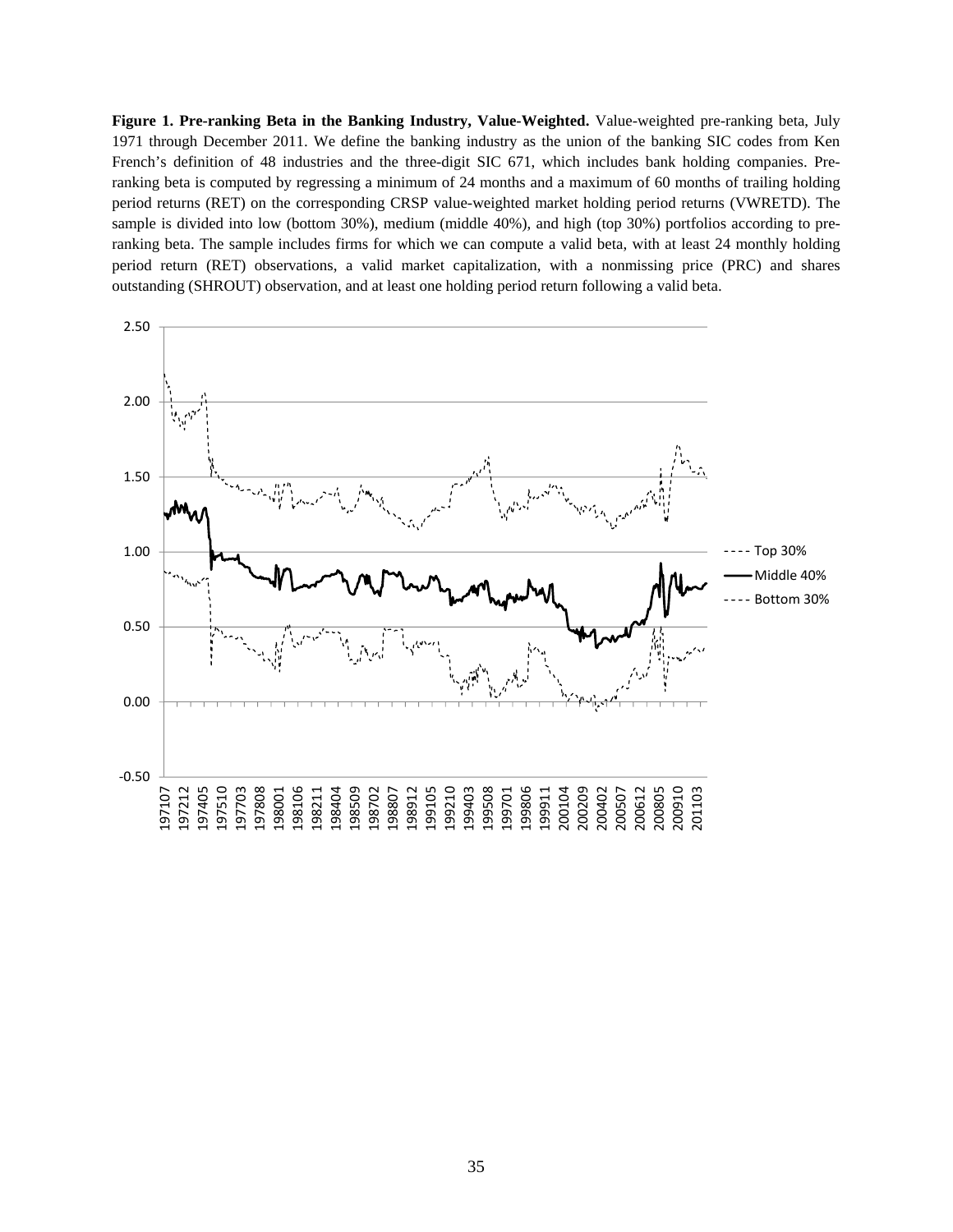**Figure 1. Pre-ranking Beta in the Banking Industry, Value-Weighted.** Value-weighted pre-ranking beta, July 1971 through December 2011. We define the banking industry as the union of the banking SIC codes from Ken French's definition of 48 industries and the three-digit SIC 671, which includes bank holding companies. Pre-ranking beta is computed by regressing a minimum of 24 months and a maximum of 60 months of trailing holding period returns (RET) on the corresponding CRSP value-weighted market holding period returns (VWRETD). The sample is divided into low (bottom 30%), medium (middle 40%), and high (top 30%) portfolios according to pre-ranking beta. The sample includes firms for which we can compute a valid beta, with at least 24 monthly holding period return (RET) observations, a valid market capitalization, with a nonmissing price (PRC) and shares outstanding (SHROUT) observation, and at least one holding period return following a valid beta.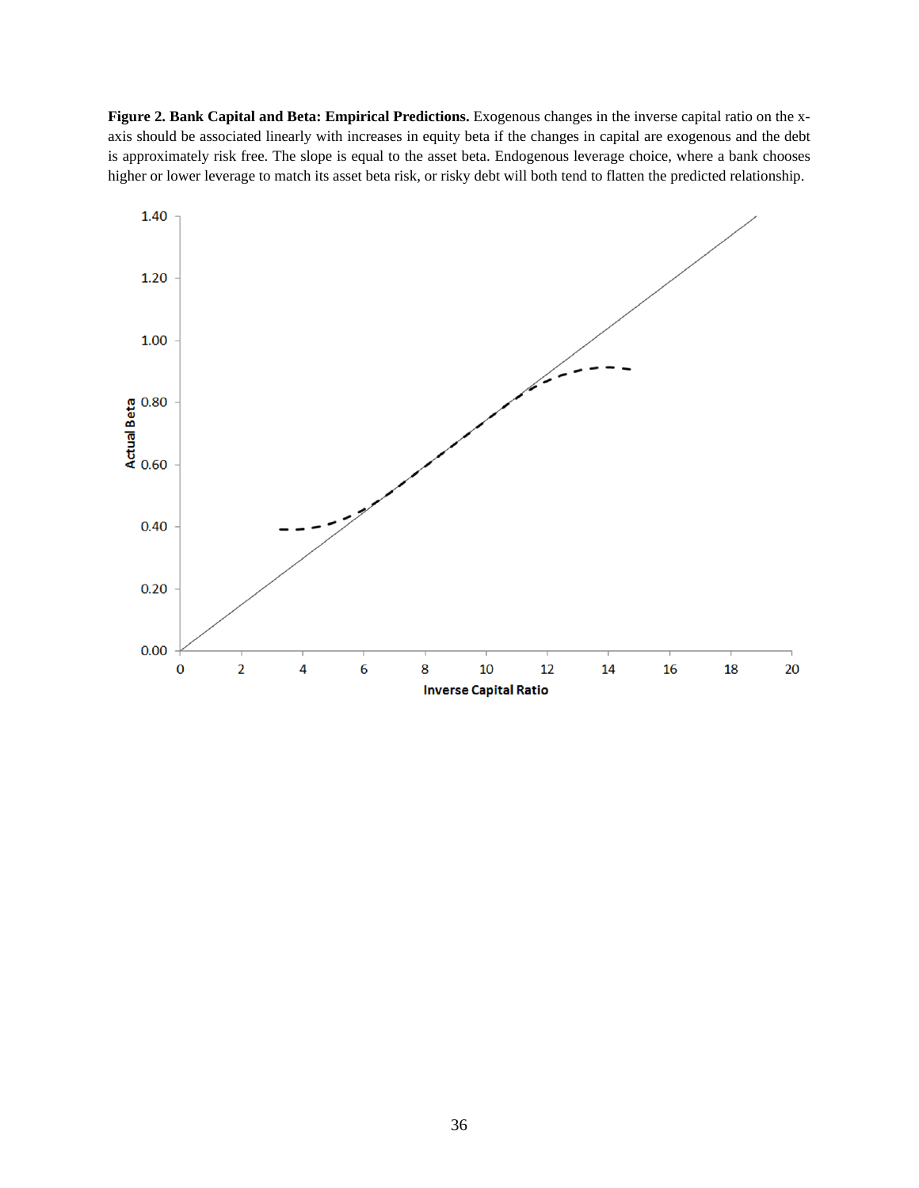**Figure 2. Bank Capital and Beta: Empirical Predictions.** Exogenous changes in the inverse capital ratio on the x-axis should be associated linearly with increases in equity beta if the changes in capital are exogenous and the debt is approximately risk free. The slope is equal to the asset beta. Endogenous leverage choice, where a bank chooses higher or lower leverage to match its asset beta risk, or risky debt will both tend to flatten the predicted relationship.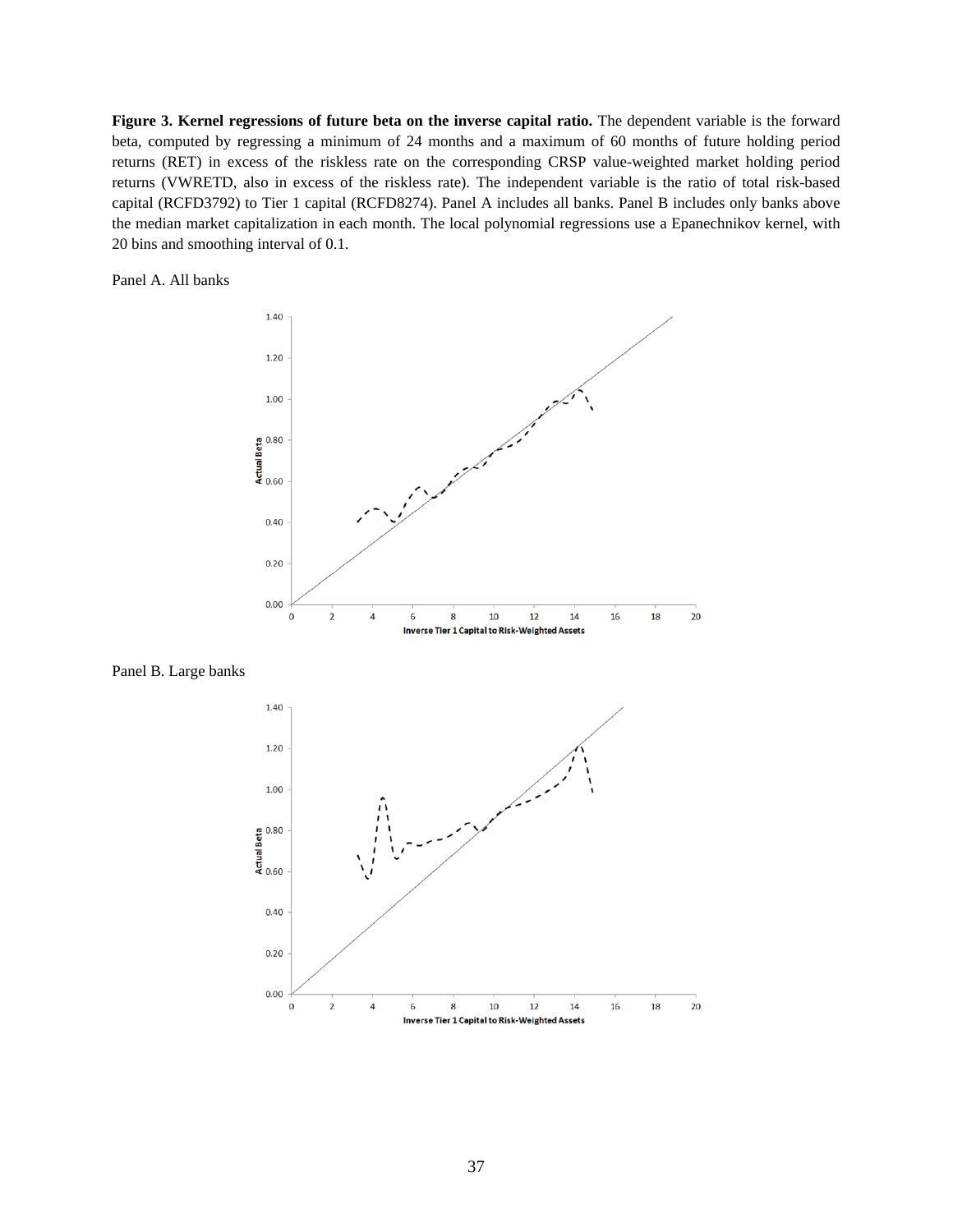**Figure 3. Kernel regressions of future beta on the inverse capital ratio.** The dependent variable is the forward beta, computed by regressing a minimum of 24 months and a maximum of 60 months of future holding period returns (RET) in excess of the riskless rate on the corresponding CRSP value-weighted market holding period returns (VWRETD, also in excess of the riskless rate). The independent variable is the ratio of total risk-based capital (RCFD3792) to Tier 1 capital (RCFD8274). Panel A includes all banks. Panel B includes only banks above the median market capitalization in each month. The local polynomial regressions use a Epanechnikov kernel, with 20 bins and smoothing interval of 0.1.

Panel A. All banks

Panel B. Large banks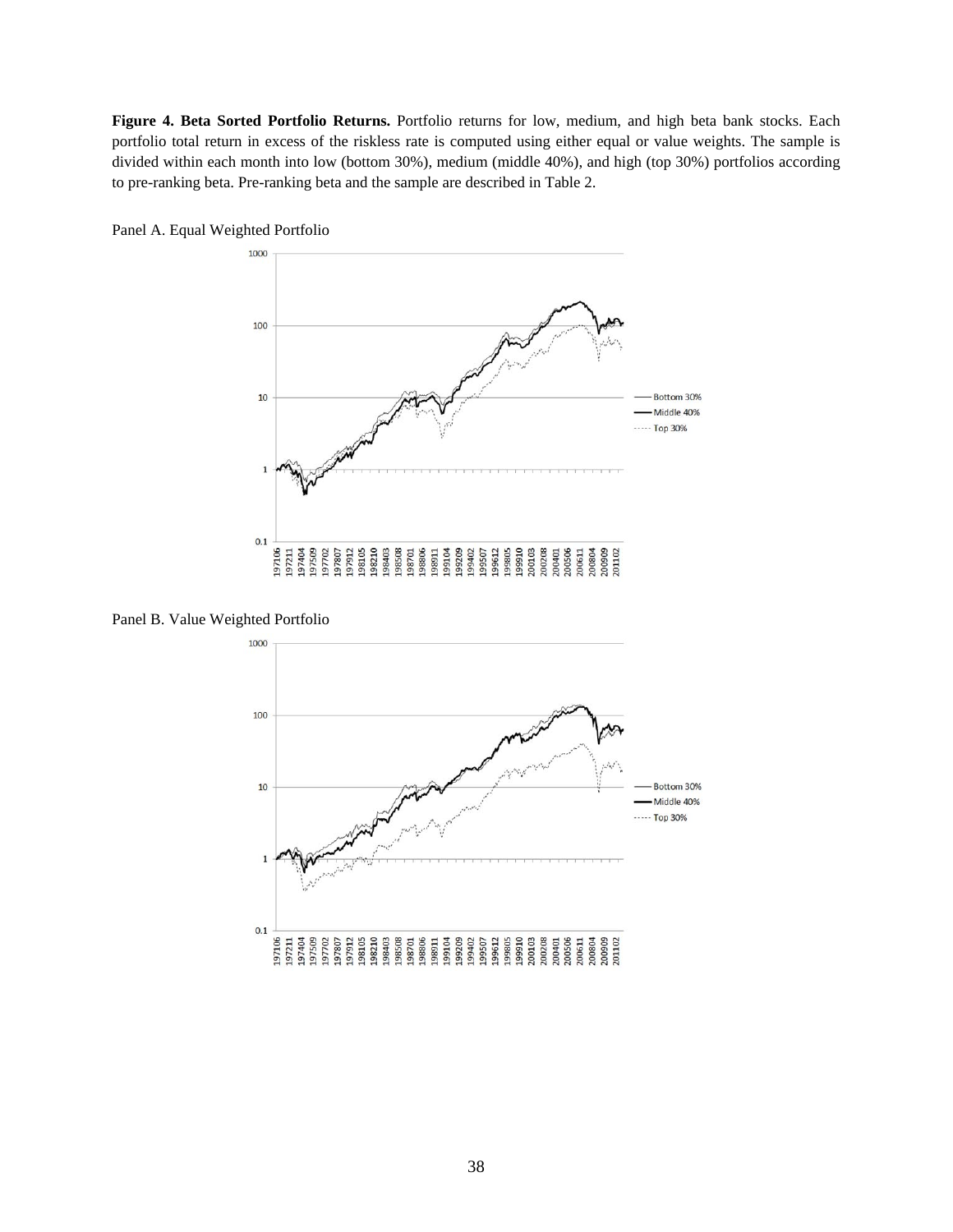**Figure 4. Beta Sorted Portfolio Returns.** Portfolio returns for low, medium, and high beta bank stocks. Each portfolio total return in excess of the riskless rate is computed using either equal or value weights. The sample is divided within each month into low (bottom 30%), medium (middle 40%), and high (top 30%) portfolios according to pre-ranking beta. Pre-ranking beta and the sample are described in Table 2.

Panel A. Equal Weighted Portfolio

Panel B. Value Weighted Portfolio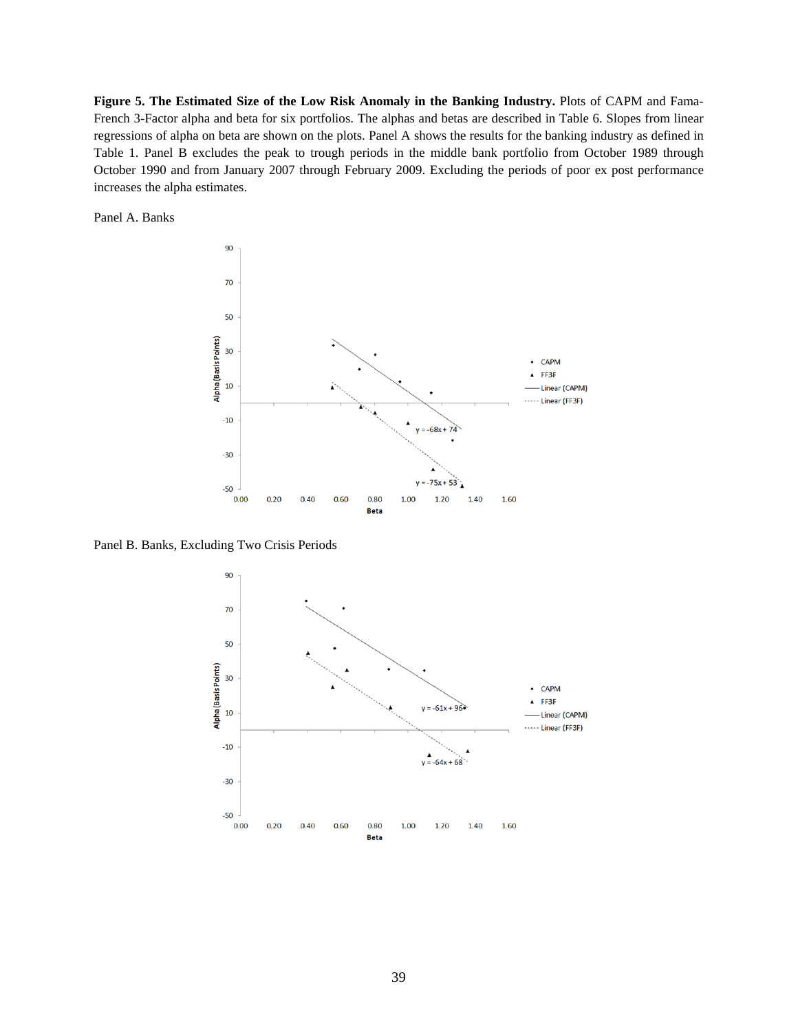**Figure 5. The Estimated Size of the Low Risk Anomaly in the Banking Industry.** Plots of CAPM and Fama-French 3-Factor alpha and beta for six portfolios. The alphas and betas are described in Table 6. Slopes from linear regressions of alpha on beta are shown on the plots. Panel A shows the results for the banking industry as defined in Table 1. Panel B excludes the peak to trough periods in the middle bank portfolio from October 1989 through October 1990 and from January 2007 through February 2009. Excluding the periods of poor ex post performance increases the alpha estimates.

Panel A. Banks

Panel B. Banks, Excluding Two Crisis Periods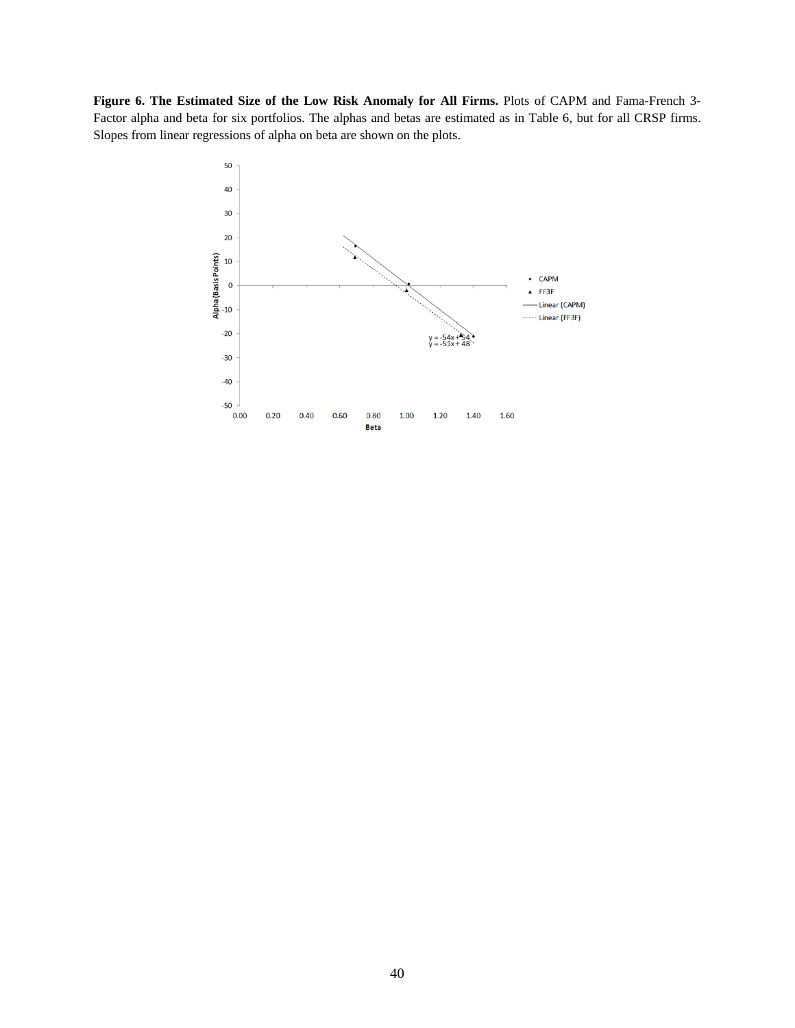**Figure 6. The Estimated Size of the Low Risk Anomaly for All Firms.** Plots of CAPM and Fama-French 3-Factor alpha and beta for six portfolios. The alphas and betas are estimated as in Table 6, but for all CRSP firms. Slopes from linear regressions of alpha on beta are shown on the plots.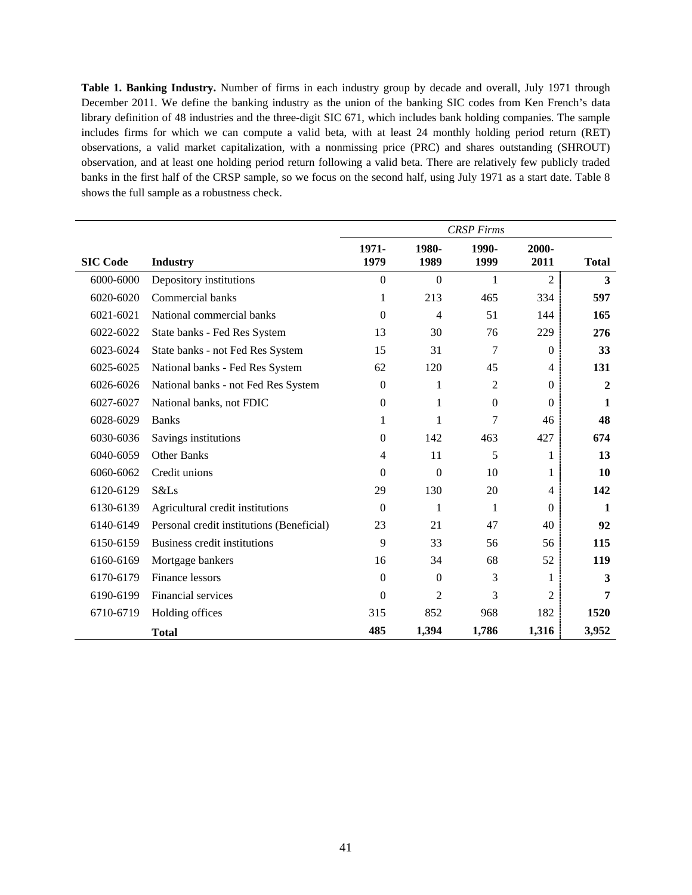**Table 1. Banking Industry.** Number of firms in each industry group by decade and overall, July 1971 through December 2011. We define the banking industry as the union of the banking SIC codes from Ken French's data library definition of 48 industries and the three-digit SIC 671, which includes bank holding companies. The sample includes firms for which we can compute a valid beta, with at least 24 monthly holding period return (RET) observations, a valid market capitalization, with a nonmissing price (PRC) and shares outstanding (SHROUT) observation, and at least one holding period return following a valid beta. There are relatively few publicly traded banks in the first half of the CRSP sample, so we focus on the second half, using July 1971 as a start date. Table 8 shows the full sample as a robustness check.

| | | *CRSP Firms* | | | | |
|---|---|---|---|---|---|---|
| **SIC Code** | **Industry** | **1971-1979** | **1980-1989** | **1990-1999** | **2000-2011** | **Total** |
| 6000-6000 | Depository institutions | 0 | 0 | 1 | 2 | **3** |
| 6020-6020 | Commercial banks | 1 | 213 | 465 | 334 | **597** |
| 6021-6021 | National commercial banks | 0 | 4 | 51 | 144 | **165** |
| 6022-6022 | State banks - Fed Res System | 13 | 30 | 76 | 229 | **276** |
| 6023-6024 | State banks - not Fed Res System | 15 | 31 | 7 | 0 | **33** |
| 6025-6025 | National banks - Fed Res System | 62 | 120 | 45 | 4 | **131** |
| 6026-6026 | National banks - not Fed Res System | 0 | 1 | 2 | 0 | **2** |
| 6027-6027 | National banks, not FDIC | 0 | 1 | 0 | 0 | **1** |
| 6028-6029 | Banks | 1 | 1 | 7 | 46 | **48** |
| 6030-6036 | Savings institutions | 0 | 142 | 463 | 427 | **674** |
| 6040-6059 | Other Banks | 4 | 11 | 5 | 1 | **13** |
| 6060-6062 | Credit unions | 0 | 0 | 10 | 1 | **10** |
| 6120-6129 | S&Ls | 29 | 130 | 20 | 4 | **142** |
| 6130-6139 | Agricultural credit institutions | 0 | 1 | 1 | 0 | **1** |
| 6140-6149 | Personal credit institutions (Beneficial) | 23 | 21 | 47 | 40 | **92** |
| 6150-6159 | Business credit institutions | 9 | 33 | 56 | 56 | **115** |
| 6160-6169 | Mortgage bankers | 16 | 34 | 68 | 52 | **119** |
| 6170-6179 | Finance lessors | 0 | 0 | 3 | 1 | **3** |
| 6190-6199 | Financial services | 0 | 2 | 3 | 2 | **7** |
| 6710-6719 | Holding offices | 315 | 852 | 968 | 182 | **1520** |
| | **Total** | **485** | **1,394** | **1,786** | **1,316** | **3,952** |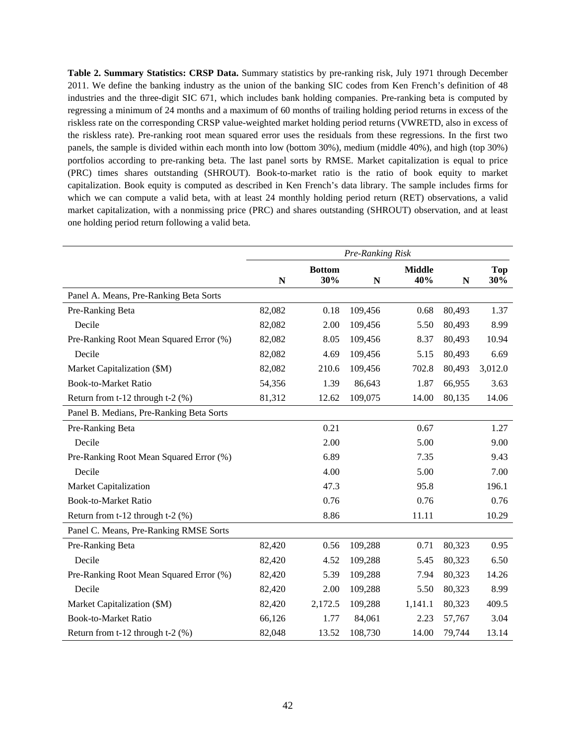**Table 2. Summary Statistics: CRSP Data.** Summary statistics by pre-ranking risk, July 1971 through December 2011. We define the banking industry as the union of the banking SIC codes from Ken French's definition of 48 industries and the three-digit SIC 671, which includes bank holding companies. Pre-ranking beta is computed by regressing a minimum of 24 months and a maximum of 60 months of trailing holding period returns in excess of the riskless rate on the corresponding CRSP value-weighted market holding period returns (VWRETD, also in excess of the riskless rate). Pre-ranking root mean squared error uses the residuals from these regressions. In the first two panels, the sample is divided within each month into low (bottom 30%), medium (middle 40%), and high (top 30%) portfolios according to pre-ranking beta. The last panel sorts by RMSE. Market capitalization is equal to price (PRC) times shares outstanding (SHROUT). Book-to-market ratio is the ratio of book equity to market capitalization. Book equity is computed as described in Ken French's data library. The sample includes firms for which we can compute a valid beta, with at least 24 monthly holding period return (RET) observations, a valid market capitalization, with a nonmissing price (PRC) and shares outstanding (SHROUT) observation, and at least one holding period return following a valid beta.

| | *Pre-Ranking Risk* | | | | | |
|---|---|---|---|---|---|---|
| | **N** | **Bottom 30%** | **N** | **Middle 40%** | **N** | **Top 30%** |
| Panel A. Means, Pre-Ranking Beta Sorts | | | | | | |
| Pre-Ranking Beta | 82,082 | 0.18 | 109,456 | 0.68 | 80,493 | 1.37 |
| Decile | 82,082 | 2.00 | 109,456 | 5.50 | 80,493 | 8.99 |
| Pre-Ranking Root Mean Squared Error (%) | 82,082 | 8.05 | 109,456 | 8.37 | 80,493 | 10.94 |
| Decile | 82,082 | 4.69 | 109,456 | 5.15 | 80,493 | 6.69 |
| Market Capitalization ($M) | 82,082 | 210.6 | 109,456 | 702.8 | 80,493 | 3,012.0 |
| Book-to-Market Ratio | 54,356 | 1.39 | 86,643 | 1.87 | 66,955 | 3.63 |
| Return from t-12 through t-2 (%) | 81,312 | 12.62 | 109,075 | 14.00 | 80,135 | 14.06 |
| Panel B. Medians, Pre-Ranking Beta Sorts | | | | | | |
| Pre-Ranking Beta | | 0.21 | | 0.67 | | 1.27 |
| Decile | | 2.00 | | 5.00 | | 9.00 |
| Pre-Ranking Root Mean Squared Error (%) | | 6.89 | | 7.35 | | 9.43 |
| Decile | | 4.00 | | 5.00 | | 7.00 |
| Market Capitalization | | 47.3 | | 95.8 | | 196.1 |
| Book-to-Market Ratio | | 0.76 | | 0.76 | | 0.76 |
| Return from t-12 through t-2 (%) | | 8.86 | | 11.11 | | 10.29 |
| Panel C. Means, Pre-Ranking RMSE Sorts | | | | | | |
| Pre-Ranking Beta | 82,420 | 0.56 | 109,288 | 0.71 | 80,323 | 0.95 |
| Decile | 82,420 | 4.52 | 109,288 | 5.45 | 80,323 | 6.50 |
| Pre-Ranking Root Mean Squared Error (%) | 82,420 | 5.39 | 109,288 | 7.94 | 80,323 | 14.26 |
| Decile | 82,420 | 2.00 | 109,288 | 5.50 | 80,323 | 8.99 |
| Market Capitalization ($M) | 82,420 | 2,172.5 | 109,288 | 1,141.1 | 80,323 | 409.5 |
| Book-to-Market Ratio | 66,126 | 1.77 | 84,061 | 2.23 | 57,767 | 3.04 |
| Return from t-12 through t-2 (%) | 82,048 | 13.52 | 108,730 | 14.00 | 79,744 | 13.14 |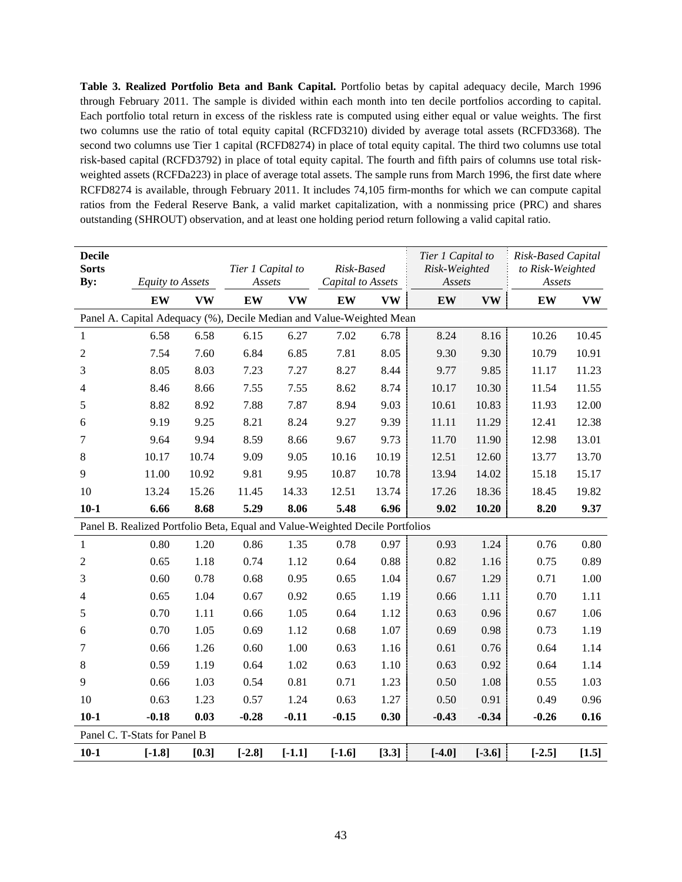**Table 3. Realized Portfolio Beta and Bank Capital.** Portfolio betas by capital adequacy decile, March 1996 through February 2011. The sample is divided within each month into ten decile portfolios according to capital. Each portfolio total return in excess of the riskless rate is computed using either equal or value weights. The first two columns use the ratio of total equity capital (RCFD3210) divided by average total assets (RCFD3368). The second two columns use Tier 1 capital (RCFD8274) in place of total equity capital. The third two columns use total risk-based capital (RCFD3792) in place of total equity capital. The fourth and fifth pairs of columns use total risk-weighted assets (RCFDa223) in place of average total assets. The sample runs from March 1996, the first date where RCFD8274 is available, through February 2011. It includes 74,105 firm-months for which we can compute capital ratios from the Federal Reserve Bank, a valid market capitalization, with a nonmissing price (PRC) and shares outstanding (SHROUT) observation, and at least one holding period return following a valid capital ratio.

| **Decile Sorts By:** | *Equity to Assets* | | *Tier 1 Capital to Assets* | | *Risk-Based Capital to Assets* | | *Tier 1 Capital to Risk-Weighted Assets* | | *Risk-Based Capital to Risk-Weighted Assets* | |
|---|---|---|---|---|---|---|---|---|---|---|
| | **EW** | **VW** | **EW** | **VW** | **EW** | **VW** | **EW** | **VW** | **EW** | **VW** |
| Panel A. Capital Adequacy (%), Decile Median and Value-Weighted Mean | | | | | | | | | | |
| 1 | 6.58 | 6.58 | 6.15 | 6.27 | 7.02 | 6.78 | 8.24 | 8.16 | 10.26 | 10.45 |
| 2 | 7.54 | 7.60 | 6.84 | 6.85 | 7.81 | 8.05 | 9.30 | 9.30 | 10.79 | 10.91 |
| 3 | 8.05 | 8.03 | 7.23 | 7.27 | 8.27 | 8.44 | 9.77 | 9.85 | 11.17 | 11.23 |
| 4 | 8.46 | 8.66 | 7.55 | 7.55 | 8.62 | 8.74 | 10.17 | 10.30 | 11.54 | 11.55 |
| 5 | 8.82 | 8.92 | 7.88 | 7.87 | 8.94 | 9.03 | 10.61 | 10.83 | 11.93 | 12.00 |
| 6 | 9.19 | 9.25 | 8.21 | 8.24 | 9.27 | 9.39 | 11.11 | 11.29 | 12.41 | 12.38 |
| 7 | 9.64 | 9.94 | 8.59 | 8.66 | 9.67 | 9.73 | 11.70 | 11.90 | 12.98 | 13.01 |
| 8 | 10.17 | 10.74 | 9.09 | 9.05 | 10.16 | 10.19 | 12.51 | 12.60 | 13.77 | 13.70 |
| 9 | 11.00 | 10.92 | 9.81 | 9.95 | 10.87 | 10.78 | 13.94 | 14.02 | 15.18 | 15.17 |
| 10 | 13.24 | 15.26 | 11.45 | 14.33 | 12.51 | 13.74 | 17.26 | 18.36 | 18.45 | 19.82 |
| **10-1** | **6.66** | **8.68** | **5.29** | **8.06** | **5.48** | **6.96** | **9.02** | **10.20** | **8.20** | **9.37** |
| Panel B. Realized Portfolio Beta, Equal and Value-Weighted Decile Portfolios | | | | | | | | | | |
| 1 | 0.80 | 1.20 | 0.86 | 1.35 | 0.78 | 0.97 | 0.93 | 1.24 | 0.76 | 0.80 |
| 2 | 0.65 | 1.18 | 0.74 | 1.12 | 0.64 | 0.88 | 0.82 | 1.16 | 0.75 | 0.89 |
| 3 | 0.60 | 0.78 | 0.68 | 0.95 | 0.65 | 1.04 | 0.67 | 1.29 | 0.71 | 1.00 |
| 4 | 0.65 | 1.04 | 0.67 | 0.92 | 0.65 | 1.19 | 0.66 | 1.11 | 0.70 | 1.11 |
| 5 | 0.70 | 1.11 | 0.66 | 1.05 | 0.64 | 1.12 | 0.63 | 0.96 | 0.67 | 1.06 |
| 6 | 0.70 | 1.05 | 0.69 | 1.12 | 0.68 | 1.07 | 0.69 | 0.98 | 0.73 | 1.19 |
| 7 | 0.66 | 1.26 | 0.60 | 1.00 | 0.63 | 1.16 | 0.61 | 0.76 | 0.64 | 1.14 |
| 8 | 0.59 | 1.19 | 0.64 | 1.02 | 0.63 | 1.10 | 0.63 | 0.92 | 0.64 | 1.14 |
| 9 | 0.66 | 1.03 | 0.54 | 0.81 | 0.71 | 1.23 | 0.50 | 1.08 | 0.55 | 1.03 |
| 10 | 0.63 | 1.23 | 0.57 | 1.24 | 0.63 | 1.27 | 0.50 | 0.91 | 0.49 | 0.96 |
| **10-1** | **-0.18** | **0.03** | **-0.28** | **-0.11** | **-0.15** | **0.30** | **-0.43** | **-0.34** | **-0.26** | **0.16** |
| Panel C. T-Stats for Panel B | | | | | | | | | | |
| **10-1** | **[-1.8]** | **[0.3]** | **[-2.8]** | **[-1.1]** | **[-1.6]** | **[3.3]** | **[-4.0]** | **[-3.6]** | **[-2.5]** | **[1.5]** |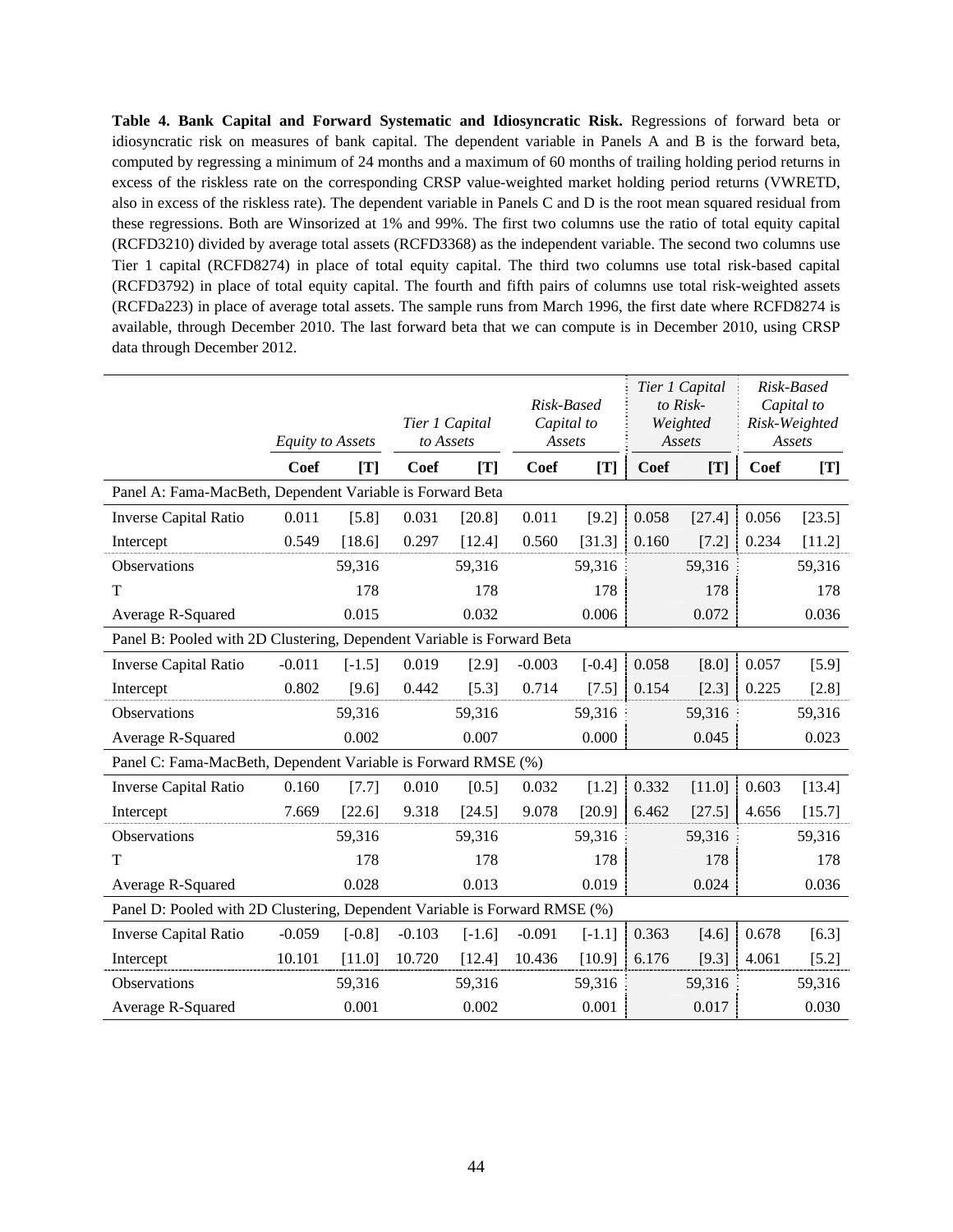**Table 4. Bank Capital and Forward Systematic and Idiosyncratic Risk.** Regressions of forward beta or idiosyncratic risk on measures of bank capital. The dependent variable in Panels A and B is the forward beta, computed by regressing a minimum of 24 months and a maximum of 60 months of trailing holding period returns in excess of the riskless rate on the corresponding CRSP value-weighted market holding period returns (VWRETD, also in excess of the riskless rate). The dependent variable in Panels C and D is the root mean squared residual from these regressions. Both are Winsorized at 1% and 99%. The first two columns use the ratio of total equity capital (RCFD3210) divided by average total assets (RCFD3368) as the independent variable. The second two columns use Tier 1 capital (RCFD8274) in place of total equity capital. The third two columns use total risk-based capital (RCFD3792) in place of total equity capital. The fourth and fifth pairs of columns use total risk-weighted assets (RCFDa223) in place of average total assets. The sample runs from March 1996, the first date where RCFD8274 is available, through December 2010. The last forward beta that we can compute is in December 2010, using CRSP data through December 2012.

| | *Equity to Assets* | | *Tier 1 Capital to Assets* | | *Risk-Based Capital to Assets* | | *Tier 1 Capital to Risk-Weighted Assets* | | *Risk-Based Capital to Risk-Weighted Assets* | |
|---|---|---|---|---|---|---|---|---|---|---|
| | **Coef** | **[T]** | **Coef** | **[T]** | **Coef** | **[T]** | **Coef** | **[T]** | **Coef** | **[T]** |
| Panel A: Fama-MacBeth, Dependent Variable is Forward Beta | | | | | | | | | | |
| Inverse Capital Ratio | 0.011 | [5.8] | 0.031 | [20.8] | 0.011 | [9.2] | 0.058 | [27.4] | 0.056 | [23.5] |
| Intercept | 0.549 | [18.6] | 0.297 | [12.4] | 0.560 | [31.3] | 0.160 | [7.2] | 0.234 | [11.2] |
| Observations | | 59,316 | | 59,316 | | 59,316 | | 59,316 | | 59,316 |
| T | | 178 | | 178 | | 178 | | 178 | | 178 |
| Average R-Squared | | 0.015 | | 0.032 | | 0.006 | | 0.072 | | 0.036 |
| Panel B: Pooled with 2D Clustering, Dependent Variable is Forward Beta | | | | | | | | | | |
| Inverse Capital Ratio | -0.011 | [-1.5] | 0.019 | [2.9] | -0.003 | [-0.4] | 0.058 | [8.0] | 0.057 | [5.9] |
| Intercept | 0.802 | [9.6] | 0.442 | [5.3] | 0.714 | [7.5] | 0.154 | [2.3] | 0.225 | [2.8] |
| Observations | | 59,316 | | 59,316 | | 59,316 | | 59,316 | | 59,316 |
| Average R-Squared | | 0.002 | | 0.007 | | 0.000 | | 0.045 | | 0.023 |
| Panel C: Fama-MacBeth, Dependent Variable is Forward RMSE (%) | | | | | | | | | | |
| Inverse Capital Ratio | 0.160 | [7.7] | 0.010 | [0.5] | 0.032 | [1.2] | 0.332 | [11.0] | 0.603 | [13.4] |
| Intercept | 7.669 | [22.6] | 9.318 | [24.5] | 9.078 | [20.9] | 6.462 | [27.5] | 4.656 | [15.7] |
| Observations | | 59,316 | | 59,316 | | 59,316 | | 59,316 | | 59,316 |
| T | | 178 | | 178 | | 178 | | 178 | | 178 |
| Average R-Squared | | 0.028 | | 0.013 | | 0.019 | | 0.024 | | 0.036 |
| Panel D: Pooled with 2D Clustering, Dependent Variable is Forward RMSE (%) | | | | | | | | | | |
| Inverse Capital Ratio | -0.059 | [-0.8] | -0.103 | [-1.6] | -0.091 | [-1.1] | 0.363 | [4.6] | 0.678 | [6.3] |
| Intercept | 10.101 | [11.0] | 10.720 | [12.4] | 10.436 | [10.9] | 6.176 | [9.3] | 4.061 | [5.2] |
| Observations | | 59,316 | | 59,316 | | 59,316 | | 59,316 | | 59,316 |
| Average R-Squared | | 0.001 | | 0.002 | | 0.001 | | 0.017 | | 0.030 |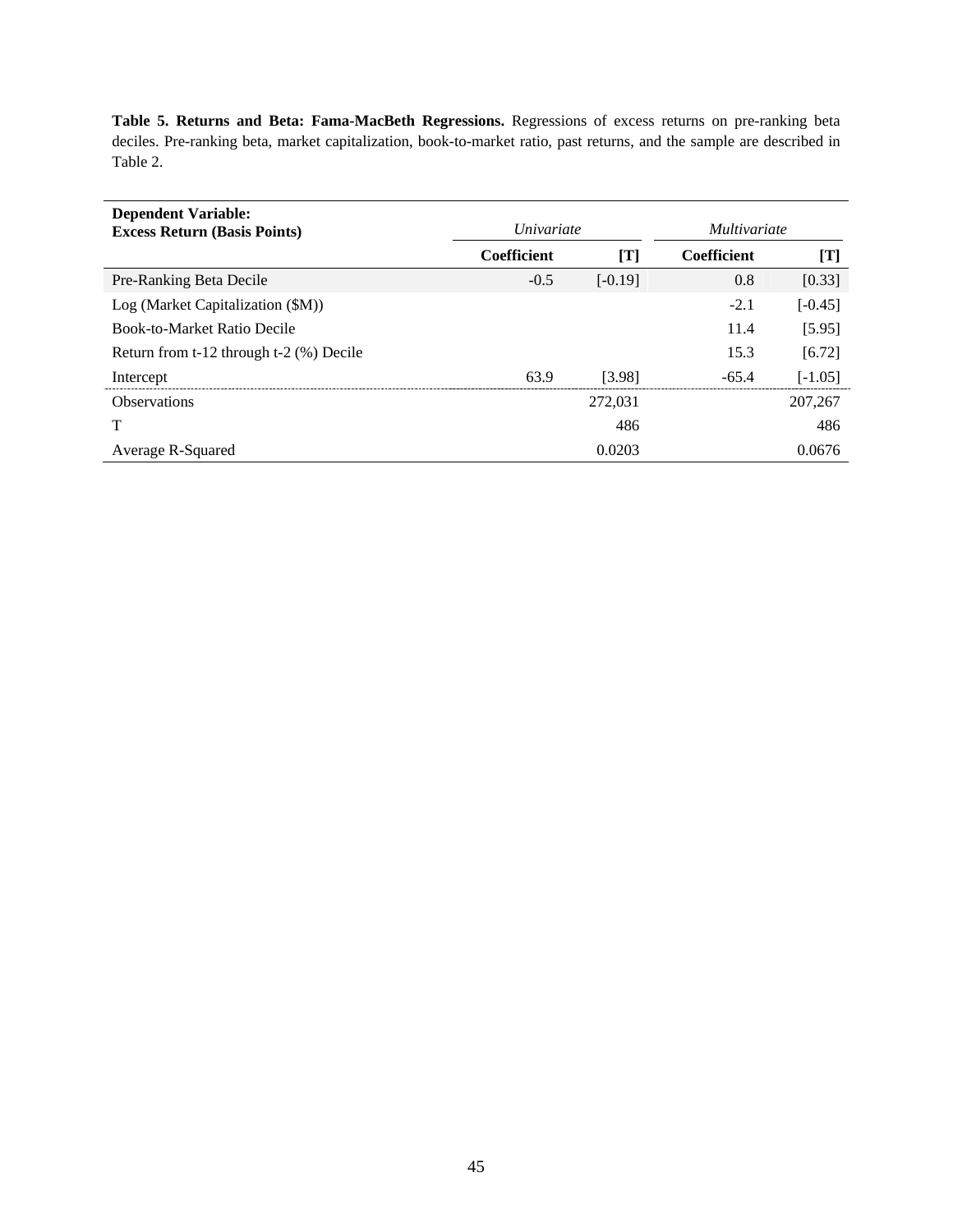**Table 5. Returns and Beta: Fama-MacBeth Regressions.** Regressions of excess returns on pre-ranking beta deciles. Pre-ranking beta, market capitalization, book-to-market ratio, past returns, and the sample are described in Table 2.

| **Dependent Variable: Excess Return (Basis Points)** | *Univariate* | | *Multivariate* | |
|---|---|---|---|---|
| | **Coefficient** | **[T]** | **Coefficient** | **[T]** |
| Pre-Ranking Beta Decile | -0.5 | [-0.19] | 0.8 | [0.33] |
| Log (Market Capitalization ($M)) | | | -2.1 | [-0.45] |
| Book-to-Market Ratio Decile | | | 11.4 | [5.95] |
| Return from t-12 through t-2 (%) Decile | | | 15.3 | [6.72] |
| Intercept | 63.9 | [3.98] | -65.4 | [-1.05] |
| Observations | | 272,031 | | 207,267 |
| T | | 486 | | 486 |
| Average R-Squared | | 0.0203 | | 0.0676 |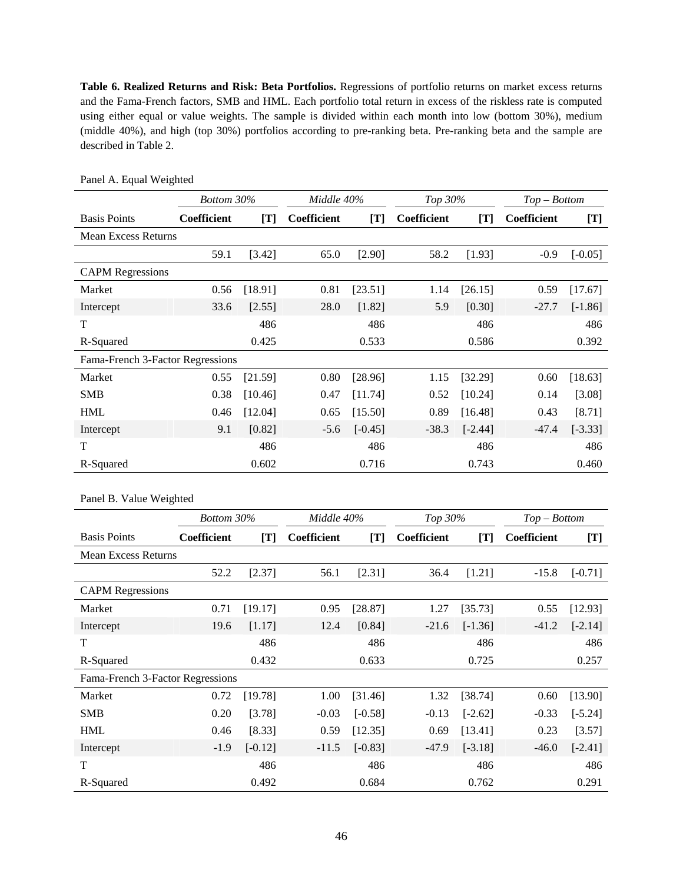**Table 6. Realized Returns and Risk: Beta Portfolios.** Regressions of portfolio returns on market excess returns and the Fama-French factors, SMB and HML. Each portfolio total return in excess of the riskless rate is computed using either equal or value weights. The sample is divided within each month into low (bottom 30%), medium (middle 40%), and high (top 30%) portfolios according to pre-ranking beta. Pre-ranking beta and the sample are described in Table 2.

Panel A. Equal Weighted

| | *Bottom 30%* | | *Middle 40%* | | *Top 30%* | | *Top – Bottom* | |
|---|---|---|---|---|---|---|---|---|
| Basis Points | **Coefficient** | **[T]** | **Coefficient** | **[T]** | **Coefficient** | **[T]** | **Coefficient** | **[T]** |
| Mean Excess Returns | | | | | | | | |
| | 59.1 | [3.42] | 65.0 | [2.90] | 58.2 | [1.93] | -0.9 | [-0.05] |
| CAPM Regressions | | | | | | | | |
| Market | 0.56 | [18.91] | 0.81 | [23.51] | 1.14 | [26.15] | 0.59 | [17.67] |
| Intercept | 33.6 | [2.55] | 28.0 | [1.82] | 5.9 | [0.30] | -27.7 | [-1.86] |
| T | | 486 | | 486 | | 486 | | 486 |
| R-Squared | | 0.425 | | 0.533 | | 0.586 | | 0.392 |
| Fama-French 3-Factor Regressions | | | | | | | | |
| Market | 0.55 | [21.59] | 0.80 | [28.96] | 1.15 | [32.29] | 0.60 | [18.63] |
| SMB | 0.38 | [10.46] | 0.47 | [11.74] | 0.52 | [10.24] | 0.14 | [3.08] |
| HML | 0.46 | [12.04] | 0.65 | [15.50] | 0.89 | [16.48] | 0.43 | [8.71] |
| Intercept | 9.1 | [0.82] | -5.6 | [-0.45] | -38.3 | [-2.44] | -47.4 | [-3.33] |
| T | | 486 | | 486 | | 486 | | 486 |
| R-Squared | | 0.602 | | 0.716 | | 0.743 | | 0.460 |

Panel B. Value Weighted

| | *Bottom 30%* | | *Middle 40%* | | *Top 30%* | | *Top – Bottom* | |
|---|---|---|---|---|---|---|---|---|
| Basis Points | **Coefficient** | **[T]** | **Coefficient** | **[T]** | **Coefficient** | **[T]** | **Coefficient** | **[T]** |
| Mean Excess Returns | | | | | | | | |
| | 52.2 | [2.37] | 56.1 | [2.31] | 36.4 | [1.21] | -15.8 | [-0.71] |
| CAPM Regressions | | | | | | | | |
| Market | 0.71 | [19.17] | 0.95 | [28.87] | 1.27 | [35.73] | 0.55 | [12.93] |
| Intercept | 19.6 | [1.17] | 12.4 | [0.84] | -21.6 | [-1.36] | -41.2 | [-2.14] |
| T | | 486 | | 486 | | 486 | | 486 |
| R-Squared | | 0.432 | | 0.633 | | 0.725 | | 0.257 |
| Fama-French 3-Factor Regressions | | | | | | | | |
| Market | 0.72 | [19.78] | 1.00 | [31.46] | 1.32 | [38.74] | 0.60 | [13.90] |
| SMB | 0.20 | [3.78] | -0.03 | [-0.58] | -0.13 | [-2.62] | -0.33 | [-5.24] |
| HML | 0.46 | [8.33] | 0.59 | [12.35] | 0.69 | [13.41] | 0.23 | [3.57] |
| Intercept | -1.9 | [-0.12] | -11.5 | [-0.83] | -47.9 | [-3.18] | -46.0 | [-2.41] |
| T | | 486 | | 486 | | 486 | | 486 |
| R-Squared | | 0.492 | | 0.684 | | 0.762 | | 0.291 |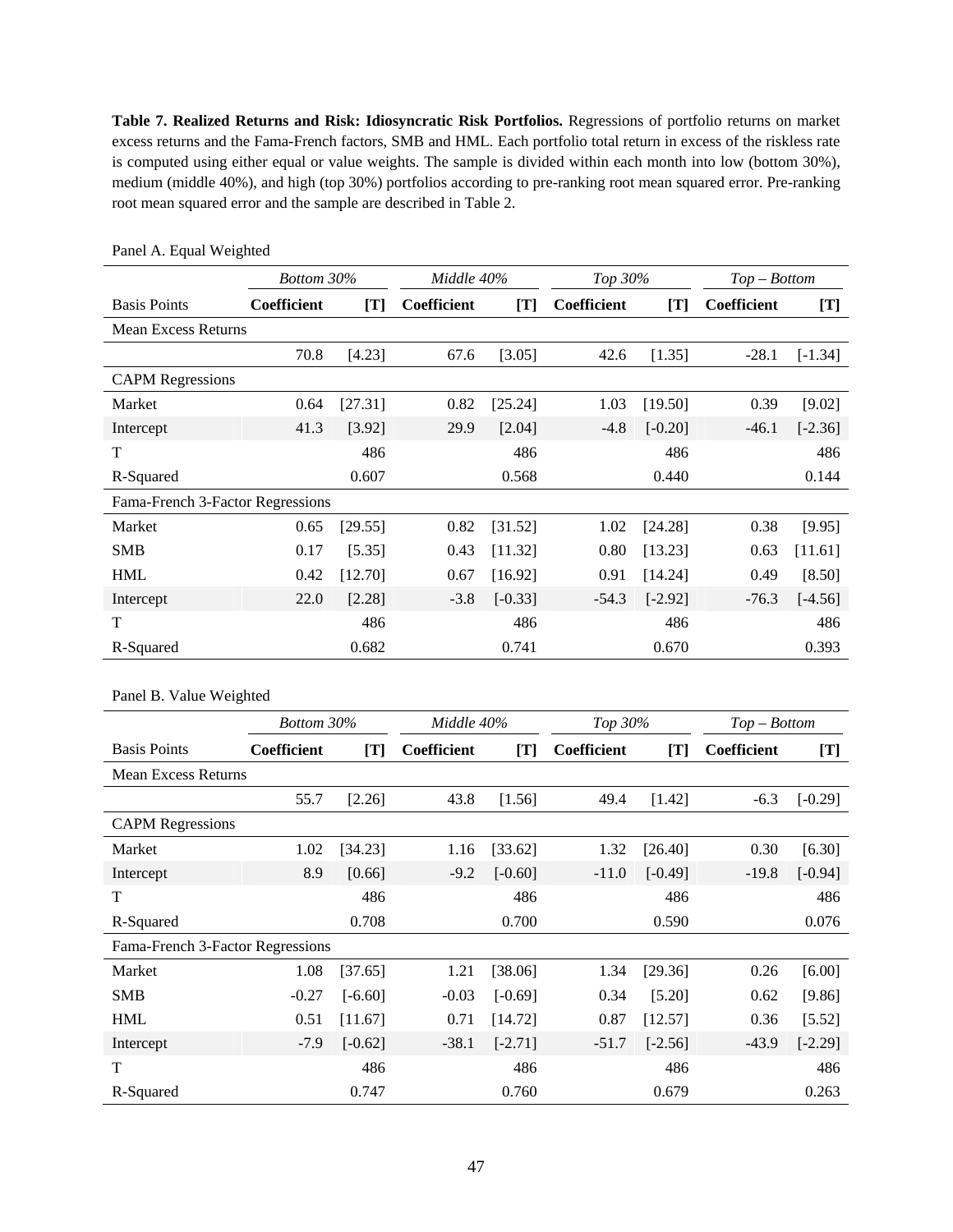**Table 7. Realized Returns and Risk: Idiosyncratic Risk Portfolios.** Regressions of portfolio returns on market excess returns and the Fama-French factors, SMB and HML. Each portfolio total return in excess of the riskless rate is computed using either equal or value weights. The sample is divided within each month into low (bottom 30%), medium (middle 40%), and high (top 30%) portfolios according to pre-ranking root mean squared error. Pre-ranking root mean squared error and the sample are described in Table 2.

Panel A. Equal Weighted

| | *Bottom 30%* | | *Middle 40%* | | *Top 30%* | | *Top – Bottom* | |
|---|---|---|---|---|---|---|---|---|
| Basis Points | **Coefficient** | **[T]** | **Coefficient** | **[T]** | **Coefficient** | **[T]** | **Coefficient** | **[T]** |
| Mean Excess Returns | | | | | | | | |
| | 70.8 | [4.23] | 67.6 | [3.05] | 42.6 | [1.35] | -28.1 | [-1.34] |
| CAPM Regressions | | | | | | | | |
| Market | 0.64 | [27.31] | 0.82 | [25.24] | 1.03 | [19.50] | 0.39 | [9.02] |
| Intercept | 41.3 | [3.92] | 29.9 | [2.04] | -4.8 | [-0.20] | -46.1 | [-2.36] |
| T | | 486 | | 486 | | 486 | | 486 |
| R-Squared | | 0.607 | | 0.568 | | 0.440 | | 0.144 |
| Fama-French 3-Factor Regressions | | | | | | | | |
| Market | 0.65 | [29.55] | 0.82 | [31.52] | 1.02 | [24.28] | 0.38 | [9.95] |
| SMB | 0.17 | [5.35] | 0.43 | [11.32] | 0.80 | [13.23] | 0.63 | [11.61] |
| HML | 0.42 | [12.70] | 0.67 | [16.92] | 0.91 | [14.24] | 0.49 | [8.50] |
| Intercept | 22.0 | [2.28] | -3.8 | [-0.33] | -54.3 | [-2.92] | -76.3 | [-4.56] |
| T | | 486 | | 486 | | 486 | | 486 |
| R-Squared | | 0.682 | | 0.741 | | 0.670 | | 0.393 |

Panel B. Value Weighted

| | *Bottom 30%* | | *Middle 40%* | | *Top 30%* | | *Top – Bottom* | |
|---|---|---|---|---|---|---|---|---|
| Basis Points | **Coefficient** | **[T]** | **Coefficient** | **[T]** | **Coefficient** | **[T]** | **Coefficient** | **[T]** |
| Mean Excess Returns | | | | | | | | |
| | 55.7 | [2.26] | 43.8 | [1.56] | 49.4 | [1.42] | -6.3 | [-0.29] |
| CAPM Regressions | | | | | | | | |
| Market | 1.02 | [34.23] | 1.16 | [33.62] | 1.32 | [26.40] | 0.30 | [6.30] |
| Intercept | 8.9 | [0.66] | -9.2 | [-0.60] | -11.0 | [-0.49] | -19.8 | [-0.94] |
| T | | 486 | | 486 | | 486 | | 486 |
| R-Squared | | 0.708 | | 0.700 | | 0.590 | | 0.076 |
| Fama-French 3-Factor Regressions | | | | | | | | |
| Market | 1.08 | [37.65] | 1.21 | [38.06] | 1.34 | [29.36] | 0.26 | [6.00] |
| SMB | -0.27 | [-6.60] | -0.03 | [-0.69] | 0.34 | [5.20] | 0.62 | [9.86] |
| HML | 0.51 | [11.67] | 0.71 | [14.72] | 0.87 | [12.57] | 0.36 | [5.52] |
| Intercept | -7.9 | [-0.62] | -38.1 | [-2.71] | -51.7 | [-2.56] | -43.9 | [-2.29] |
| T | | 486 | | 486 | | 486 | | 486 |
| R-Squared | | 0.747 | | 0.760 | | 0.679 | | 0.263 |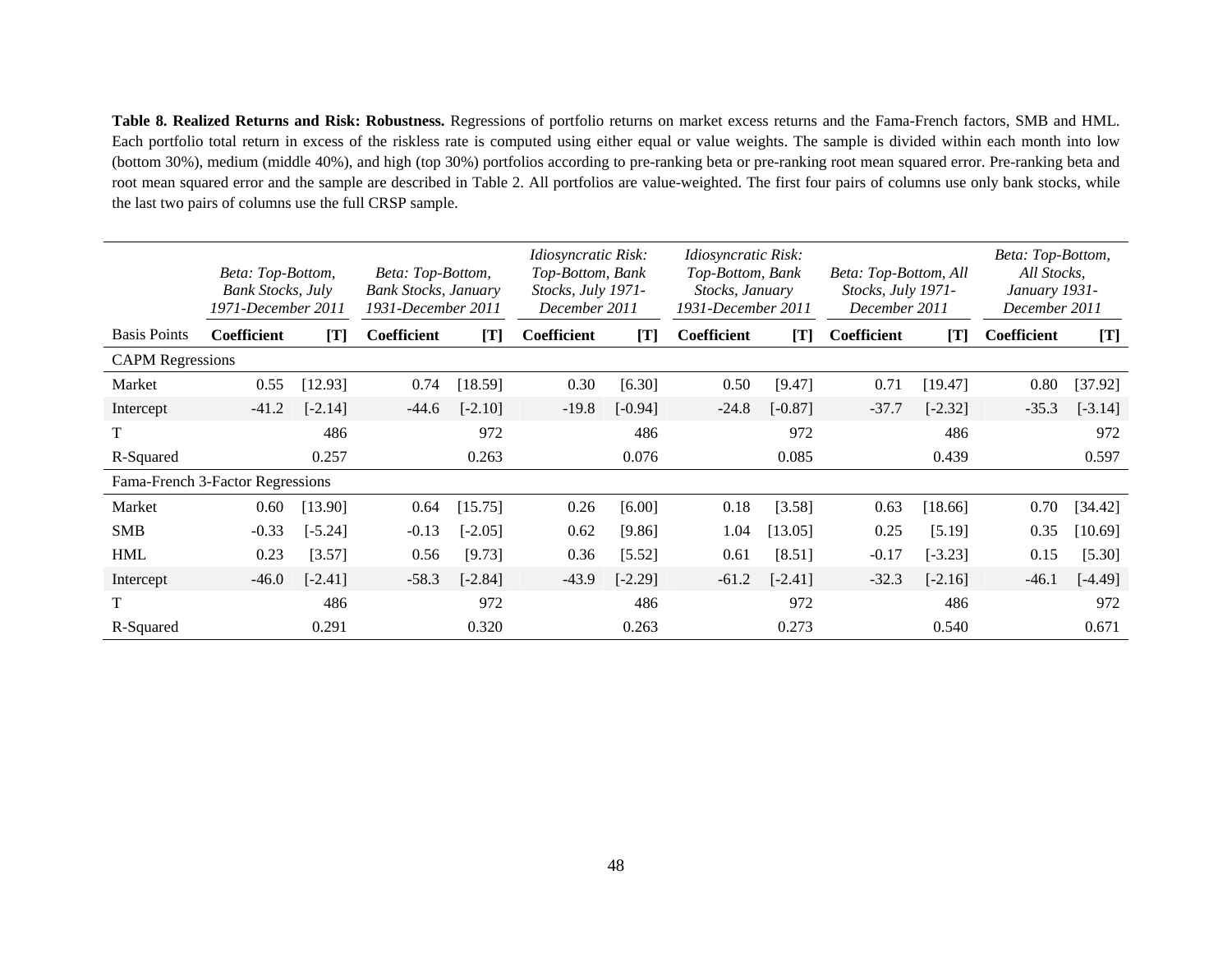**Table 8. Realized Returns and Risk: Robustness.** Regressions of portfolio returns on market excess returns and the Fama-French factors, SMB and HML. Each portfolio total return in excess of the riskless rate is computed using either equal or value weights. The sample is divided within each month into low (bottom 30%), medium (middle 40%), and high (top 30%) portfolios according to pre-ranking beta or pre-ranking root mean squared error. Pre-ranking beta and root mean squared error and the sample are described in Table 2. All portfolios are value-weighted. The first four pairs of columns use only bank stocks, while the last two pairs of columns use the full CRSP sample.

| | *Beta: Top-Bottom, Bank Stocks, July 1971-December 2011* | | *Beta: Top-Bottom, Bank Stocks, January 1931-December 2011* | | *Idiosyncratic Risk: Top-Bottom, Bank Stocks, July 1971-December 2011* | | *Idiosyncratic Risk: Top-Bottom, Bank Stocks, January 1931-December 2011* | | *Beta: Top-Bottom, All Stocks, July 1971-December 2011* | | *Beta: Top-Bottom, All Stocks, January 1931-December 2011* | |
|---|---|---|---|---|---|---|---|---|---|---|---|---|
| Basis Points | **Coefficient** | **[T]** | **Coefficient** | **[T]** | **Coefficient** | **[T]** | **Coefficient** | **[T]** | **Coefficient** | **[T]** | **Coefficient** | **[T]** |
| CAPM Regressions | | | | | | | | | | | | |
| Market | 0.55 | [12.93] | 0.74 | [18.59] | 0.30 | [6.30] | 0.50 | [9.47] | 0.71 | [19.47] | 0.80 | [37.92] |
| Intercept | -41.2 | [-2.14] | -44.6 | [-2.10] | -19.8 | [-0.94] | -24.8 | [-0.87] | -37.7 | [-2.32] | -35.3 | [-3.14] |
| T | | 486 | | 972 | | 486 | | 972 | | 486 | | 972 |
| R-Squared | | 0.257 | | 0.263 | | 0.076 | | 0.085 | | 0.439 | | 0.597 |
| Fama-French 3-Factor Regressions | | | | | | | | | | | | |
| Market | 0.60 | [13.90] | 0.64 | [15.75] | 0.26 | [6.00] | 0.18 | [3.58] | 0.63 | [18.66] | 0.70 | [34.42] |
| SMB | -0.33 | [-5.24] | -0.13 | [-2.05] | 0.62 | [9.86] | 1.04 | [13.05] | 0.25 | [5.19] | 0.35 | [10.69] |
| HML | 0.23 | [3.57] | 0.56 | [9.73] | 0.36 | [5.52] | 0.61 | [8.51] | -0.17 | [-3.23] | 0.15 | [5.30] |
| Intercept | -46.0 | [-2.41] | -58.3 | [-2.84] | -43.9 | [-2.29] | -61.2 | [-2.41] | -32.3 | [-2.16] | -46.1 | [-4.49] |
| T | | 486 | | 972 | | 486 | | 972 | | 486 | | 972 |
| R-Squared | | 0.291 | | 0.320 | | 0.263 | | 0.273 | | 0.540 | | 0.671 |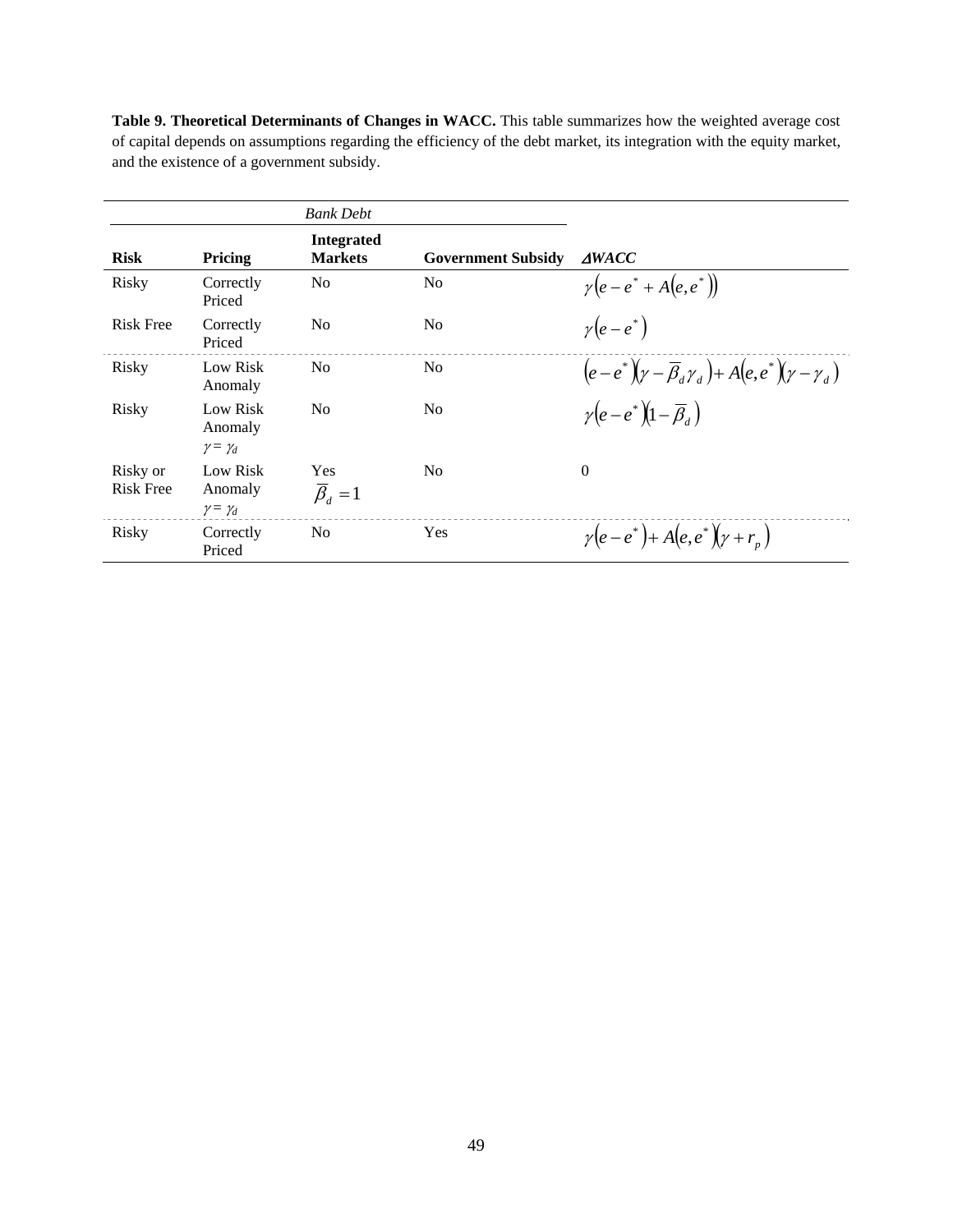**Table 9. Theoretical Determinants of Changes in WACC.** This table summarizes how the weighted average cost of capital depends on assumptions regarding the efficiency of the debt market, its integration with the equity market, and the existence of a government subsidy.

| | | *Bank Debt* | | |
|---|---|---|---|---|
| **Risk** | **Pricing** | **Integrated Markets** | **Government Subsidy** | ***ΔWACC*** |
| Risky | Correctly Priced | No | No | $\gamma\left(e - e^{*} + A\left(e, e^{*}\right)\right)$ |
| Risk Free | Correctly Priced | No | No | $\gamma\left(e - e^{*}\right)$ |
| Risky | Low Risk Anomaly | No | No | $\left(e - e^{*}\right)\left(\gamma - \overline{\beta}_{d}\gamma_{d}\right) + A\left(e, e^{*}\right)\left(\gamma - \gamma_{d}\right)$ |
| Risky | Low Risk Anomaly $\gamma = \gamma_d$ | No | No | $\gamma\left(e - e^{*}\right)\left(1 - \overline{\beta}_{d}\right)$ |
| Risky or Risk Free | Low Risk Anomaly $\gamma = \gamma_d$ | Yes $\overline{\beta}_{d} = 1$ | No | 0 |
| Risky | Correctly Priced | No | Yes | $\gamma\left(e - e^{*}\right) + A\left(e, e^{*}\right)\left(\gamma + r_{p}\right)$ |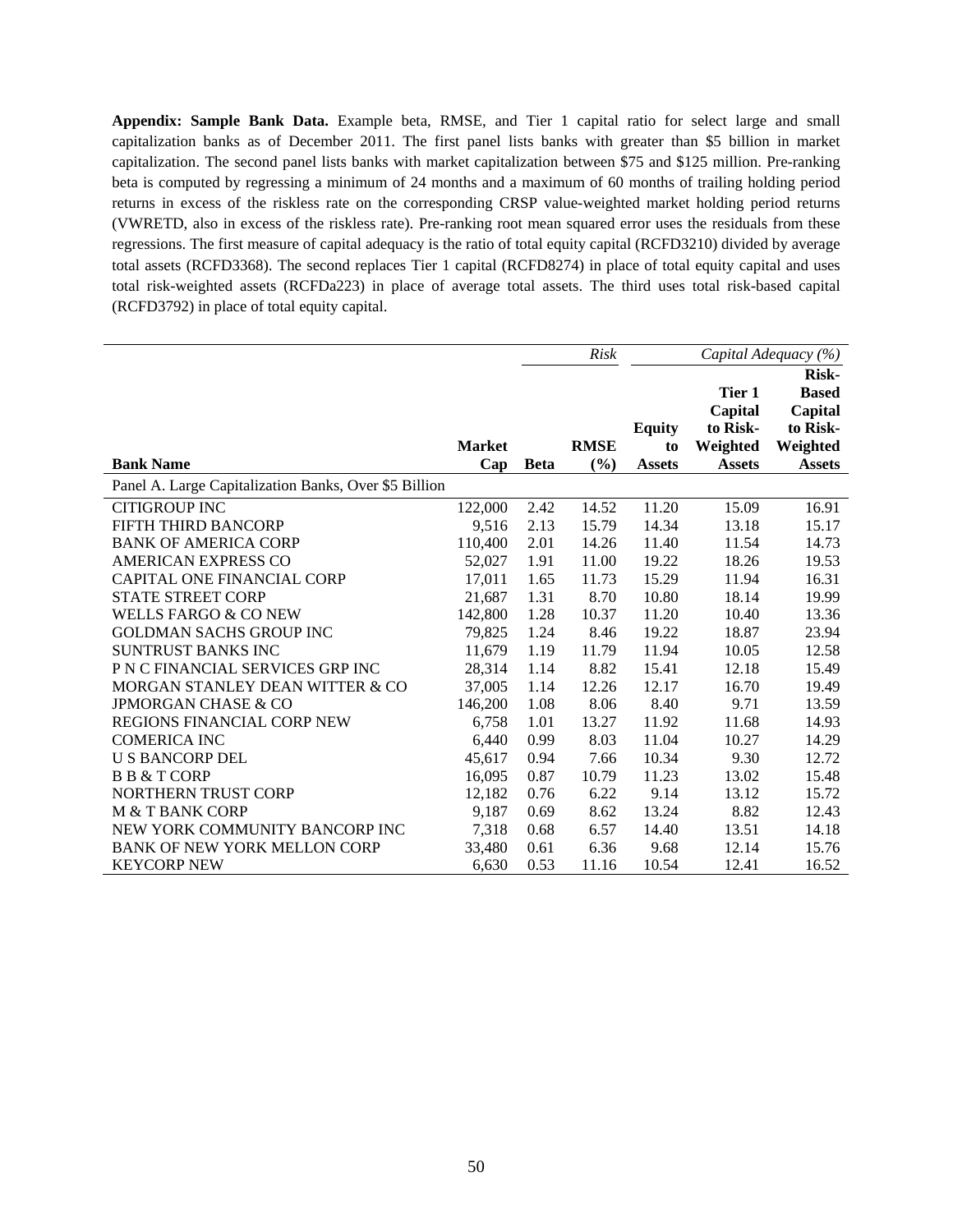**Appendix: Sample Bank Data.** Example beta, RMSE, and Tier 1 capital ratio for select large and small capitalization banks as of December 2011. The first panel lists banks with greater than $5 billion in market capitalization. The second panel lists banks with market capitalization between $75 and $125 million. Pre-ranking beta is computed by regressing a minimum of 24 months and a maximum of 60 months of trailing holding period returns in excess of the riskless rate on the corresponding CRSP value-weighted market holding period returns (VWRETD, also in excess of the riskless rate). Pre-ranking root mean squared error uses the residuals from these regressions. The first measure of capital adequacy is the ratio of total equity capital (RCFD3210) divided by average total assets (RCFD3368). The second replaces Tier 1 capital (RCFD8274) in place of total equity capital and uses total risk-weighted assets (RCFDa223) in place of average total assets. The third uses total risk-based capital (RCFD3792) in place of total equity capital.

| | | *Risk* | | *Capital Adequacy (%)* | | |
|---|---|---|---|---|---|---|
| **Bank Name** | **Market Cap** | **Beta** | **RMSE (%)** | **Equity to Assets** | **Tier 1 Capital to Risk-Weighted Assets** | **Risk-Based Capital to Risk-Weighted Assets** |
| Panel A. Large Capitalization Banks, Over $5 Billion | | | | | | |
| CITIGROUP INC | 122,000 | 2.42 | 14.52 | 11.20 | 15.09 | 16.91 |
| FIFTH THIRD BANCORP | 9,516 | 2.13 | 15.79 | 14.34 | 13.18 | 15.17 |
| BANK OF AMERICA CORP | 110,400 | 2.01 | 14.26 | 11.40 | 11.54 | 14.73 |
| AMERICAN EXPRESS CO | 52,027 | 1.91 | 11.00 | 19.22 | 18.26 | 19.53 |
| CAPITAL ONE FINANCIAL CORP | 17,011 | 1.65 | 11.73 | 15.29 | 11.94 | 16.31 |
| STATE STREET CORP | 21,687 | 1.31 | 8.70 | 10.80 | 18.14 | 19.99 |
| WELLS FARGO & CO NEW | 142,800 | 1.28 | 10.37 | 11.20 | 10.40 | 13.36 |
| GOLDMAN SACHS GROUP INC | 79,825 | 1.24 | 8.46 | 19.22 | 18.87 | 23.94 |
| SUNTRUST BANKS INC | 11,679 | 1.19 | 11.79 | 11.94 | 10.05 | 12.58 |
| P N C FINANCIAL SERVICES GRP INC | 28,314 | 1.14 | 8.82 | 15.41 | 12.18 | 15.49 |
| MORGAN STANLEY DEAN WITTER & CO | 37,005 | 1.14 | 12.26 | 12.17 | 16.70 | 19.49 |
| JPMORGAN CHASE & CO | 146,200 | 1.08 | 8.06 | 8.40 | 9.71 | 13.59 |
| REGIONS FINANCIAL CORP NEW | 6,758 | 1.01 | 13.27 | 11.92 | 11.68 | 14.93 |
| COMERICA INC | 6,440 | 0.99 | 8.03 | 11.04 | 10.27 | 14.29 |
| U S BANCORP DEL | 45,617 | 0.94 | 7.66 | 10.34 | 9.30 | 12.72 |
| B B & T CORP | 16,095 | 0.87 | 10.79 | 11.23 | 13.02 | 15.48 |
| NORTHERN TRUST CORP | 12,182 | 0.76 | 6.22 | 9.14 | 13.12 | 15.72 |
| M & T BANK CORP | 9,187 | 0.69 | 8.62 | 13.24 | 8.82 | 12.43 |
| NEW YORK COMMUNITY BANCORP INC | 7,318 | 0.68 | 6.57 | 14.40 | 13.51 | 14.18 |
| BANK OF NEW YORK MELLON CORP | 33,480 | 0.61 | 6.36 | 9.68 | 12.14 | 15.76 |
| KEYCORP NEW | 6,630 | 0.53 | 11.16 | 10.54 | 12.41 | 16.52 |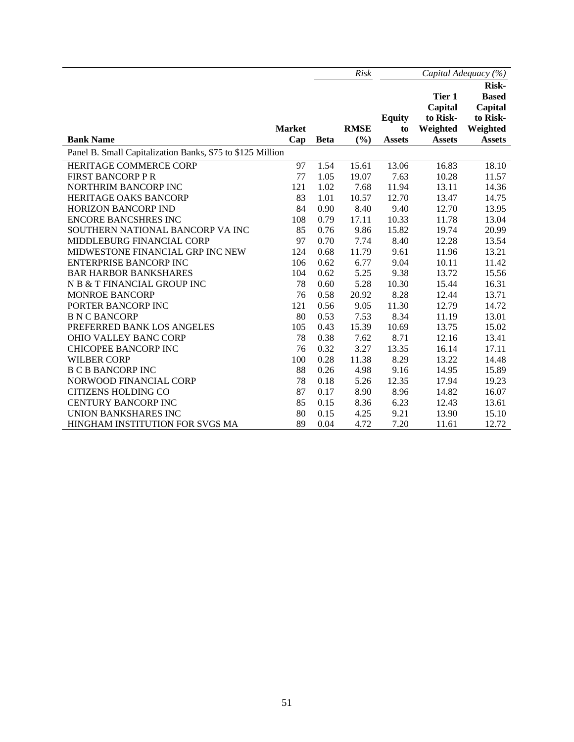| Bank Name | Market Cap | Beta | Risk RMSE (%) | Equity to Assets | Capital Adequacy (%) Tier 1 Capital to Risk-Weighted Assets | Risk-Based Capital to Risk-Weighted Assets |
|---|---|---|---|---|---|---|
| Panel B. Small Capitalization Banks, $75 to $125 Million | | | | | | |
| HERITAGE COMMERCE CORP | 97 | 1.54 | 15.61 | 13.06 | 16.83 | 18.10 |
| FIRST BANCORP P R | 77 | 1.05 | 19.07 | 7.63 | 10.28 | 11.57 |
| NORTHRIM BANCORP INC | 121 | 1.02 | 7.68 | 11.94 | 13.11 | 14.36 |
| HERITAGE OAKS BANCORP | 83 | 1.01 | 10.57 | 12.70 | 13.47 | 14.75 |
| HORIZON BANCORP IND | 84 | 0.90 | 8.40 | 9.40 | 12.70 | 13.95 |
| ENCORE BANCSHRES INC | 108 | 0.79 | 17.11 | 10.33 | 11.78 | 13.04 |
| SOUTHERN NATIONAL BANCORP VA INC | 85 | 0.76 | 9.86 | 15.82 | 19.74 | 20.99 |
| MIDDLEBURG FINANCIAL CORP | 97 | 0.70 | 7.74 | 8.40 | 12.28 | 13.54 |
| MIDWESTONE FINANCIAL GRP INC NEW | 124 | 0.68 | 11.79 | 9.61 | 11.96 | 13.21 |
| ENTERPRISE BANCORP INC | 106 | 0.62 | 6.77 | 9.04 | 10.11 | 11.42 |
| BAR HARBOR BANKSHARES | 104 | 0.62 | 5.25 | 9.38 | 13.72 | 15.56 |
| N B & T FINANCIAL GROUP INC | 78 | 0.60 | 5.28 | 10.30 | 15.44 | 16.31 |
| MONROE BANCORP | 76 | 0.58 | 20.92 | 8.28 | 12.44 | 13.71 |
| PORTER BANCORP INC | 121 | 0.56 | 9.05 | 11.30 | 12.79 | 14.72 |
| B N C BANCORP | 80 | 0.53 | 7.53 | 8.34 | 11.19 | 13.01 |
| PREFERRED BANK LOS ANGELES | 105 | 0.43 | 15.39 | 10.69 | 13.75 | 15.02 |
| OHIO VALLEY BANC CORP | 78 | 0.38 | 7.62 | 8.71 | 12.16 | 13.41 |
| CHICOPEE BANCORP INC | 76 | 0.32 | 3.27 | 13.35 | 16.14 | 17.11 |
| WILBER CORP | 100 | 0.28 | 11.38 | 8.29 | 13.22 | 14.48 |
| B C B BANCORP INC | 88 | 0.26 | 4.98 | 9.16 | 14.95 | 15.89 |
| NORWOOD FINANCIAL CORP | 78 | 0.18 | 5.26 | 12.35 | 17.94 | 19.23 |
| CITIZENS HOLDING CO | 87 | 0.17 | 8.90 | 8.96 | 14.82 | 16.07 |
| CENTURY BANCORP INC | 85 | 0.15 | 8.36 | 6.23 | 12.43 | 13.61 |
| UNION BANKSHARES INC | 80 | 0.15 | 4.25 | 9.21 | 13.90 | 15.10 |
| HINGHAM INSTITUTION FOR SVGS MA | 89 | 0.04 | 4.72 | 7.20 | 11.61 | 12.72 |